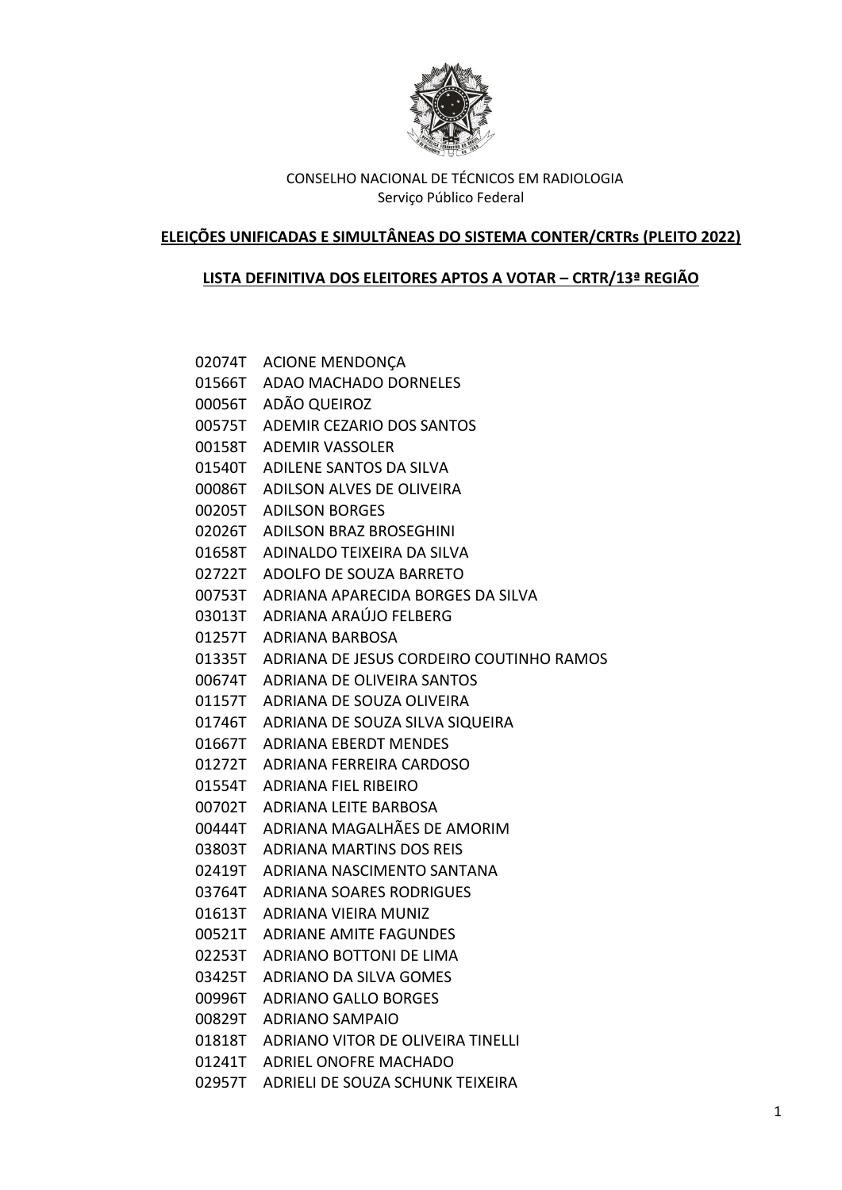CONSELHO NACIONAL DE TÉCNICOS EM RADIOLOGIA
Serviço Público Federal

**ELEIÇÕES UNIFICADAS E SIMULTÂNEAS DO SISTEMA CONTER/CRTRs (PLEITO 2022)**

**LISTA DEFINITIVA DOS ELEITORES APTOS A VOTAR – CRTR/13ª REGIÃO**

02074T ACIONE MENDONÇA
01566T ADAO MACHADO DORNELES
00056T ADÃO QUEIROZ
00575T ADEMIR CEZARIO DOS SANTOS
00158T ADEMIR VASSOLER
01540T ADILENE SANTOS DA SILVA
00086T ADILSON ALVES DE OLIVEIRA
00205T ADILSON BORGES
02026T ADILSON BRAZ BROSEGHINI
01658T ADINALDO TEIXEIRA DA SILVA
02722T ADOLFO DE SOUZA BARRETO
00753T ADRIANA APARECIDA BORGES DA SILVA
03013T ADRIANA ARAÚJO FELBERG
01257T ADRIANA BARBOSA
01335T ADRIANA DE JESUS CORDEIRO COUTINHO RAMOS
00674T ADRIANA DE OLIVEIRA SANTOS
01157T ADRIANA DE SOUZA OLIVEIRA
01746T ADRIANA DE SOUZA SILVA SIQUEIRA
01667T ADRIANA EBERDT MENDES
01272T ADRIANA FERREIRA CARDOSO
01554T ADRIANA FIEL RIBEIRO
00702T ADRIANA LEITE BARBOSA
00444T ADRIANA MAGALHÃES DE AMORIM
03803T ADRIANA MARTINS DOS REIS
02419T ADRIANA NASCIMENTO SANTANA
03764T ADRIANA SOARES RODRIGUES
01613T ADRIANA VIEIRA MUNIZ
00521T ADRIANE AMITE FAGUNDES
02253T ADRIANO BOTTONI DE LIMA
03425T ADRIANO DA SILVA GOMES
00996T ADRIANO GALLO BORGES
00829T ADRIANO SAMPAIO
01818T ADRIANO VITOR DE OLIVEIRA TINELLI
01241T ADRIEL ONOFRE MACHADO
02957T ADRIELI DE SOUZA SCHUNK TEIXEIRA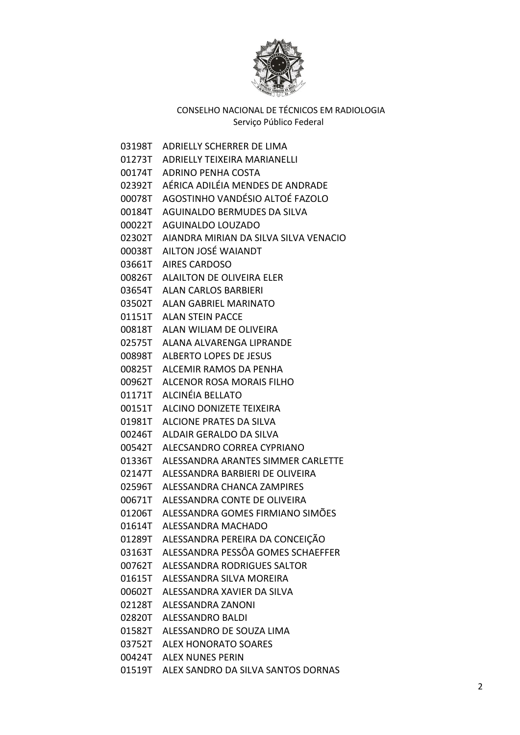CONSELHO NACIONAL DE TÉCNICOS EM RADIOLOGIA
Serviço Público Federal

03198T ADRIELLY SCHERRER DE LIMA
01273T ADRIELLY TEIXEIRA MARIANELLI
00174T ADRINO PENHA COSTA
02392T AÉRICA ADILÉIA MENDES DE ANDRADE
00078T AGOSTINHO VANDÉSIO ALTOÉ FAZOLO
00184T AGUINALDO BERMUDES DA SILVA
00022T AGUINALDO LOUZADO
02302T AIANDRA MIRIAN DA SILVA SILVA VENACIO
00038T AILTON JOSÉ WAIANDT
03661T AIRES CARDOSO
00826T ALAILTON DE OLIVEIRA ELER
03654T ALAN CARLOS BARBIERI
03502T ALAN GABRIEL MARINATO
01151T ALAN STEIN PACCE
00818T ALAN WILIAM DE OLIVEIRA
02575T ALANA ALVARENGA LIPRANDE
00898T ALBERTO LOPES DE JESUS
00825T ALCEMIR RAMOS DA PENHA
00962T ALCENOR ROSA MORAIS FILHO
01171T ALCINÉIA BELLATO
00151T ALCINO DONIZETE TEIXEIRA
01981T ALCIONE PRATES DA SILVA
00246T ALDAIR GERALDO DA SILVA
00542T ALECSANDRO CORREA CYPRIANO
01336T ALESSANDRA ARANTES SIMMER CARLETTE
02147T ALESSANDRA BARBIERI DE OLIVEIRA
02596T ALESSANDRA CHANCA ZAMPIRES
00671T ALESSANDRA CONTE DE OLIVEIRA
01206T ALESSANDRA GOMES FIRMIANO SIMÕES
01614T ALESSANDRA MACHADO
01289T ALESSANDRA PEREIRA DA CONCEIÇÃO
03163T ALESSANDRA PESSÔA GOMES SCHAEFFER
00762T ALESSANDRA RODRIGUES SALTOR
01615T ALESSANDRA SILVA MOREIRA
00602T ALESSANDRA XAVIER DA SILVA
02128T ALESSANDRA ZANONI
02820T ALESSANDRO BALDI
01582T ALESSANDRO DE SOUZA LIMA
03752T ALEX HONORATO SOARES
00424T ALEX NUNES PERIN
01519T ALEX SANDRO DA SILVA SANTOS DORNAS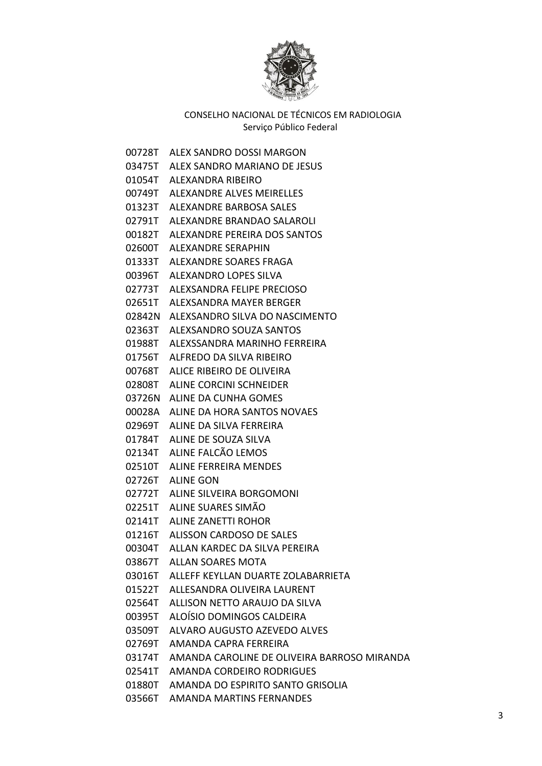CONSELHO NACIONAL DE TÉCNICOS EM RADIOLOGIA
Serviço Público Federal

00728T ALEX SANDRO DOSSI MARGON
03475T ALEX SANDRO MARIANO DE JESUS
01054T ALEXANDRA RIBEIRO
00749T ALEXANDRE ALVES MEIRELLES
01323T ALEXANDRE BARBOSA SALES
02791T ALEXANDRE BRANDAO SALAROLI
00182T ALEXANDRE PEREIRA DOS SANTOS
02600T ALEXANDRE SERAPHIN
01333T ALEXANDRE SOARES FRAGA
00396T ALEXANDRO LOPES SILVA
02773T ALEXSANDRA FELIPE PRECIOSO
02651T ALEXSANDRA MAYER BERGER
02842N ALEXSANDRO SILVA DO NASCIMENTO
02363T ALEXSANDRO SOUZA SANTOS
01988T ALEXSSANDRA MARINHO FERREIRA
01756T ALFREDO DA SILVA RIBEIRO
00768T ALICE RIBEIRO DE OLIVEIRA
02808T ALINE CORCINI SCHNEIDER
03726N ALINE DA CUNHA GOMES
00028A ALINE DA HORA SANTOS NOVAES
02969T ALINE DA SILVA FERREIRA
01784T ALINE DE SOUZA SILVA
02134T ALINE FALCÃO LEMOS
02510T ALINE FERREIRA MENDES
02726T ALINE GON
02772T ALINE SILVEIRA BORGOMONI
02251T ALINE SUARES SIMÃO
02141T ALINE ZANETTI ROHOR
01216T ALISSON CARDOSO DE SALES
00304T ALLAN KARDEC DA SILVA PEREIRA
03867T ALLAN SOARES MOTA
03016T ALLEFF KEYLLAN DUARTE ZOLABARRIETA
01522T ALLESANDRA OLIVEIRA LAURENT
02564T ALLISON NETTO ARAUJO DA SILVA
00395T ALOÍSIO DOMINGOS CALDEIRA
03509T ALVARO AUGUSTO AZEVEDO ALVES
02769T AMANDA CAPRA FERREIRA
03174T AMANDA CAROLINE DE OLIVEIRA BARROSO MIRANDA
02541T AMANDA CORDEIRO RODRIGUES
01880T AMANDA DO ESPIRITO SANTO GRISOLIA
03566T AMANDA MARTINS FERNANDES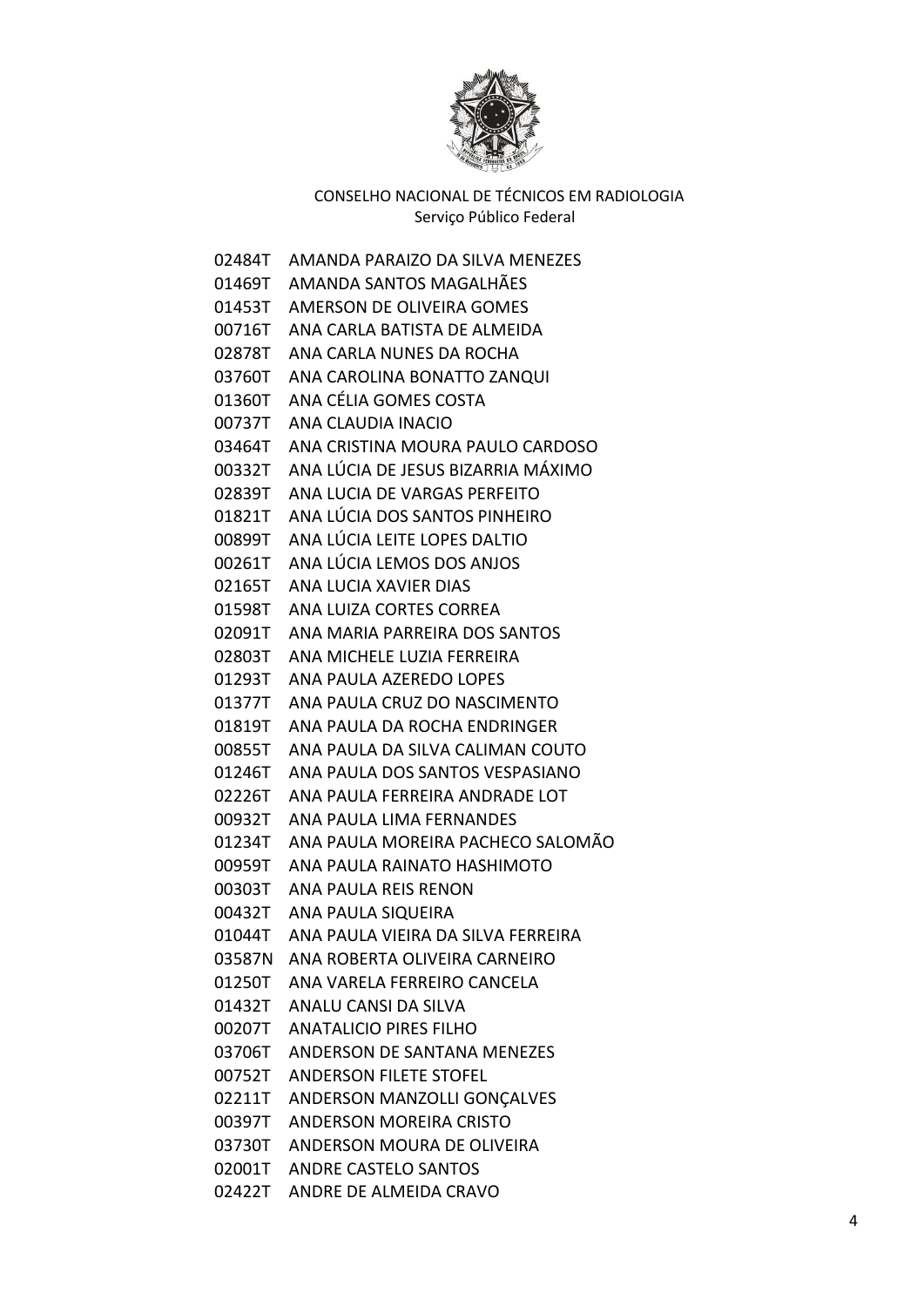CONSELHO NACIONAL DE TÉCNICOS EM RADIOLOGIA
Serviço Público Federal

02484T AMANDA PARAIZO DA SILVA MENEZES
01469T AMANDA SANTOS MAGALHÃES
01453T AMERSON DE OLIVEIRA GOMES
00716T ANA CARLA BATISTA DE ALMEIDA
02878T ANA CARLA NUNES DA ROCHA
03760T ANA CAROLINA BONATTO ZANQUI
01360T ANA CÉLIA GOMES COSTA
00737T ANA CLAUDIA INACIO
03464T ANA CRISTINA MOURA PAULO CARDOSO
00332T ANA LÚCIA DE JESUS BIZARRIA MÁXIMO
02839T ANA LUCIA DE VARGAS PERFEITO
01821T ANA LÚCIA DOS SANTOS PINHEIRO
00899T ANA LÚCIA LEITE LOPES DALTIO
00261T ANA LÚCIA LEMOS DOS ANJOS
02165T ANA LUCIA XAVIER DIAS
01598T ANA LUIZA CORTES CORREA
02091T ANA MARIA PARREIRA DOS SANTOS
02803T ANA MICHELE LUZIA FERREIRA
01293T ANA PAULA AZEREDO LOPES
01377T ANA PAULA CRUZ DO NASCIMENTO
01819T ANA PAULA DA ROCHA ENDRINGER
00855T ANA PAULA DA SILVA CALIMAN COUTO
01246T ANA PAULA DOS SANTOS VESPASIANO
02226T ANA PAULA FERREIRA ANDRADE LOT
00932T ANA PAULA LIMA FERNANDES
01234T ANA PAULA MOREIRA PACHECO SALOMÃO
00959T ANA PAULA RAINATO HASHIMOTO
00303T ANA PAULA REIS RENON
00432T ANA PAULA SIQUEIRA
01044T ANA PAULA VIEIRA DA SILVA FERREIRA
03587N ANA ROBERTA OLIVEIRA CARNEIRO
01250T ANA VARELA FERREIRO CANCELA
01432T ANALU CANSI DA SILVA
00207T ANATALICIO PIRES FILHO
03706T ANDERSON DE SANTANA MENEZES
00752T ANDERSON FILETE STOFEL
02211T ANDERSON MANZOLLI GONÇALVES
00397T ANDERSON MOREIRA CRISTO
03730T ANDERSON MOURA DE OLIVEIRA
02001T ANDRE CASTELO SANTOS
02422T ANDRE DE ALMEIDA CRAVO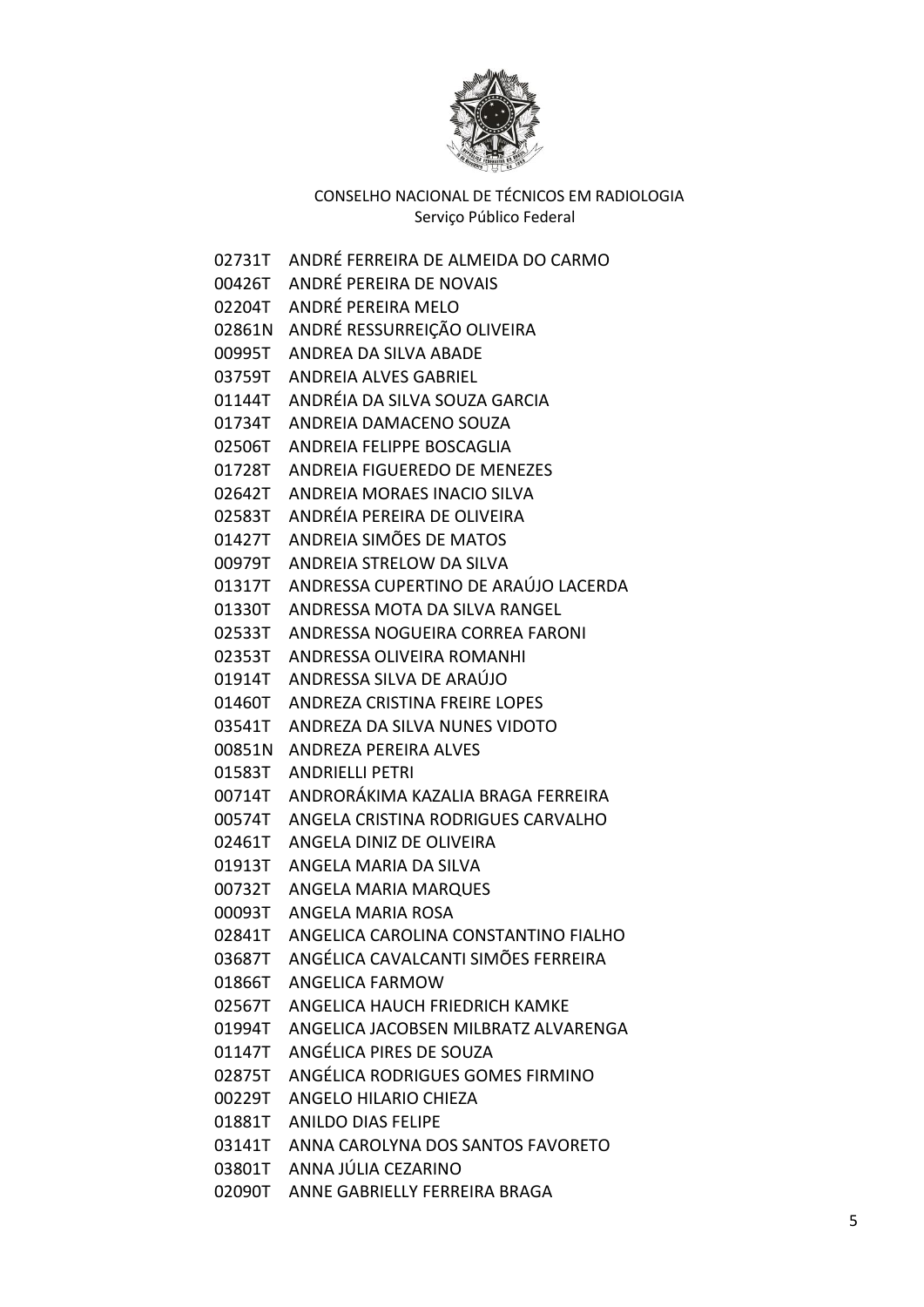CONSELHO NACIONAL DE TÉCNICOS EM RADIOLOGIA
Serviço Público Federal

02731T ANDRÉ FERREIRA DE ALMEIDA DO CARMO
00426T ANDRÉ PEREIRA DE NOVAIS
02204T ANDRÉ PEREIRA MELO
02861N ANDRÉ RESSURREIÇÃO OLIVEIRA
00995T ANDREA DA SILVA ABADE
03759T ANDREIA ALVES GABRIEL
01144T ANDRÉIA DA SILVA SOUZA GARCIA
01734T ANDREIA DAMACENO SOUZA
02506T ANDREIA FELIPPE BOSCAGLIA
01728T ANDREIA FIGUEREDO DE MENEZES
02642T ANDREIA MORAES INACIO SILVA
02583T ANDRÉIA PEREIRA DE OLIVEIRA
01427T ANDREIA SIMÕES DE MATOS
00979T ANDREIA STRELOW DA SILVA
01317T ANDRESSA CUPERTINO DE ARAÚJO LACERDA
01330T ANDRESSA MOTA DA SILVA RANGEL
02533T ANDRESSA NOGUEIRA CORREA FARONI
02353T ANDRESSA OLIVEIRA ROMANHI
01914T ANDRESSA SILVA DE ARAÚJO
01460T ANDREZA CRISTINA FREIRE LOPES
03541T ANDREZA DA SILVA NUNES VIDOTO
00851N ANDREZA PEREIRA ALVES
01583T ANDRIELLI PETRI
00714T ANDRORÁKIMA KAZALIA BRAGA FERREIRA
00574T ANGELA CRISTINA RODRIGUES CARVALHO
02461T ANGELA DINIZ DE OLIVEIRA
01913T ANGELA MARIA DA SILVA
00732T ANGELA MARIA MARQUES
00093T ANGELA MARIA ROSA
02841T ANGELICA CAROLINA CONSTANTINO FIALHO
03687T ANGÉLICA CAVALCANTI SIMÕES FERREIRA
01866T ANGELICA FARMOW
02567T ANGELICA HAUCH FRIEDRICH KAMKE
01994T ANGELICA JACOBSEN MILBRATZ ALVARENGA
01147T ANGÉLICA PIRES DE SOUZA
02875T ANGÉLICA RODRIGUES GOMES FIRMINO
00229T ANGELO HILARIO CHIEZA
01881T ANILDO DIAS FELIPE
03141T ANNA CAROLYNA DOS SANTOS FAVORETO
03801T ANNA JÚLIA CEZARINO
02090T ANNE GABRIELLY FERREIRA BRAGA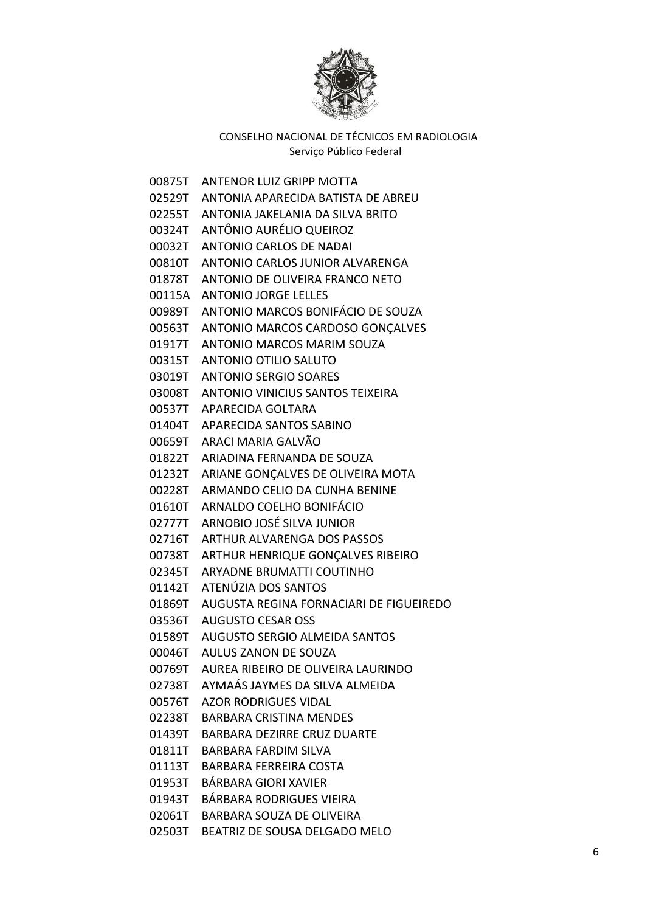CONSELHO NACIONAL DE TÉCNICOS EM RADIOLOGIA
Serviço Público Federal

00875T ANTENOR LUIZ GRIPP MOTTA
02529T ANTONIA APARECIDA BATISTA DE ABREU
02255T ANTONIA JAKELANIA DA SILVA BRITO
00324T ANTÔNIO AURÉLIO QUEIROZ
00032T ANTONIO CARLOS DE NADAI
00810T ANTONIO CARLOS JUNIOR ALVARENGA
01878T ANTONIO DE OLIVEIRA FRANCO NETO
00115A ANTONIO JORGE LELLES
00989T ANTONIO MARCOS BONIFÁCIO DE SOUZA
00563T ANTONIO MARCOS CARDOSO GONÇALVES
01917T ANTONIO MARCOS MARIM SOUZA
00315T ANTONIO OTILIO SALUTO
03019T ANTONIO SERGIO SOARES
03008T ANTONIO VINICIUS SANTOS TEIXEIRA
00537T APARECIDA GOLTARA
01404T APARECIDA SANTOS SABINO
00659T ARACI MARIA GALVÃO
01822T ARIADINA FERNANDA DE SOUZA
01232T ARIANE GONÇALVES DE OLIVEIRA MOTA
00228T ARMANDO CELIO DA CUNHA BENINE
01610T ARNALDO COELHO BONIFÁCIO
02777T ARNOBIO JOSÉ SILVA JUNIOR
02716T ARTHUR ALVARENGA DOS PASSOS
00738T ARTHUR HENRIQUE GONÇALVES RIBEIRO
02345T ARYADNE BRUMATTI COUTINHO
01142T ATENÚZIA DOS SANTOS
01869T AUGUSTA REGINA FORNACIARI DE FIGUEIREDO
03536T AUGUSTO CESAR OSS
01589T AUGUSTO SERGIO ALMEIDA SANTOS
00046T AULUS ZANON DE SOUZA
00769T AUREA RIBEIRO DE OLIVEIRA LAURINDO
02738T AYMAÁS JAYMES DA SILVA ALMEIDA
00576T AZOR RODRIGUES VIDAL
02238T BARBARA CRISTINA MENDES
01439T BARBARA DEZIRRE CRUZ DUARTE
01811T BARBARA FARDIM SILVA
01113T BARBARA FERREIRA COSTA
01953T BÁRBARA GIORI XAVIER
01943T BÁRBARA RODRIGUES VIEIRA
02061T BARBARA SOUZA DE OLIVEIRA
02503T BEATRIZ DE SOUSA DELGADO MELO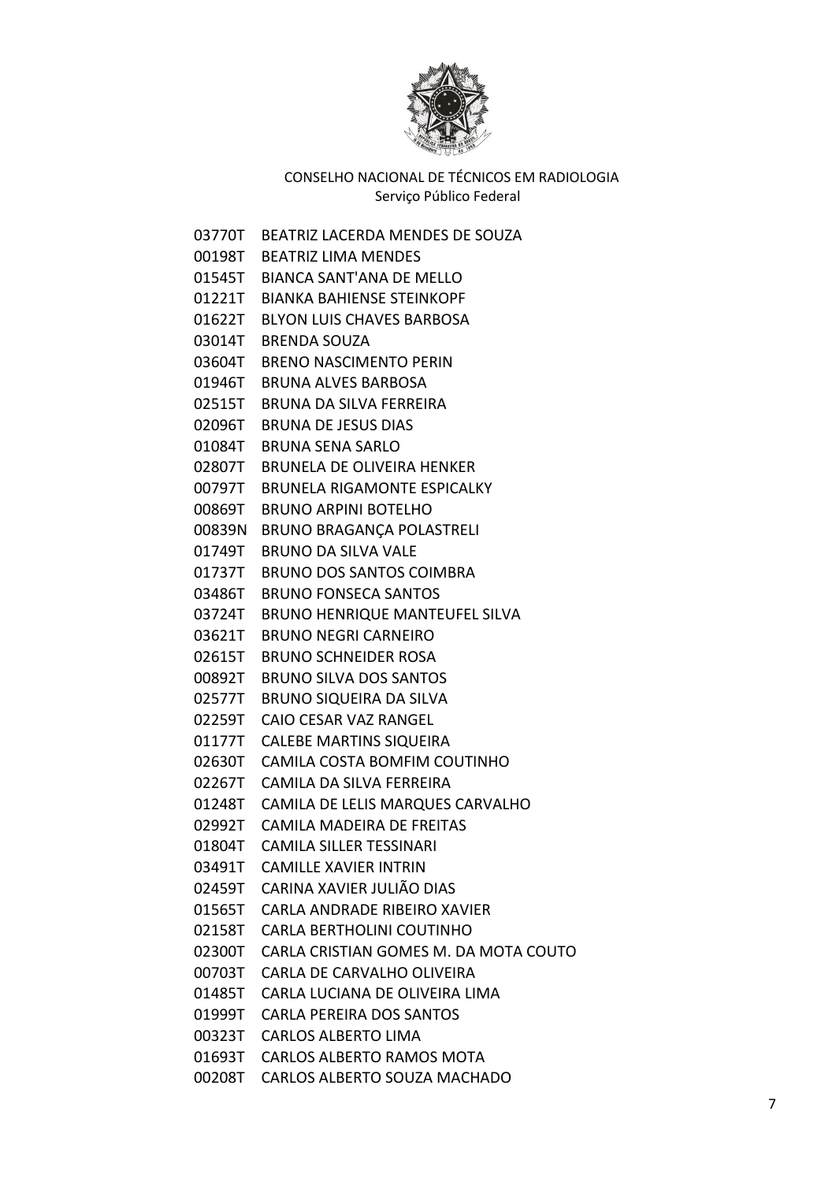CONSELHO NACIONAL DE TÉCNICOS EM RADIOLOGIA
Serviço Público Federal

| | |
|---|---|
| 03770T | BEATRIZ LACERDA MENDES DE SOUZA |
| 00198T | BEATRIZ LIMA MENDES |
| 01545T | BIANCA SANT'ANA DE MELLO |
| 01221T | BIANKA BAHIENSE STEINKOPF |
| 01622T | BLYON LUIS CHAVES BARBOSA |
| 03014T | BRENDA SOUZA |
| 03604T | BRENO NASCIMENTO PERIN |
| 01946T | BRUNA ALVES BARBOSA |
| 02515T | BRUNA DA SILVA FERREIRA |
| 02096T | BRUNA DE JESUS DIAS |
| 01084T | BRUNA SENA SARLO |
| 02807T | BRUNELA DE OLIVEIRA HENKER |
| 00797T | BRUNELA RIGAMONTE ESPICALKY |
| 00869T | BRUNO ARPINI BOTELHO |
| 00839N | BRUNO BRAGANÇA POLASTRELI |
| 01749T | BRUNO DA SILVA VALE |
| 01737T | BRUNO DOS SANTOS COIMBRA |
| 03486T | BRUNO FONSECA SANTOS |
| 03724T | BRUNO HENRIQUE MANTEUFEL SILVA |
| 03621T | BRUNO NEGRI CARNEIRO |
| 02615T | BRUNO SCHNEIDER ROSA |
| 00892T | BRUNO SILVA DOS SANTOS |
| 02577T | BRUNO SIQUEIRA DA SILVA |
| 02259T | CAIO CESAR VAZ RANGEL |
| 01177T | CALEBE MARTINS SIQUEIRA |
| 02630T | CAMILA COSTA BOMFIM COUTINHO |
| 02267T | CAMILA DA SILVA FERREIRA |
| 01248T | CAMILA DE LELIS MARQUES CARVALHO |
| 02992T | CAMILA MADEIRA DE FREITAS |
| 01804T | CAMILA SILLER TESSINARI |
| 03491T | CAMILLE XAVIER INTRIN |
| 02459T | CARINA XAVIER JULIÃO DIAS |
| 01565T | CARLA ANDRADE RIBEIRO XAVIER |
| 02158T | CARLA BERTHOLINI COUTINHO |
| 02300T | CARLA CRISTIAN GOMES M. DA MOTA COUTO |
| 00703T | CARLA DE CARVALHO OLIVEIRA |
| 01485T | CARLA LUCIANA DE OLIVEIRA LIMA |
| 01999T | CARLA PEREIRA DOS SANTOS |
| 00323T | CARLOS ALBERTO LIMA |
| 01693T | CARLOS ALBERTO RAMOS MOTA |
| 00208T | CARLOS ALBERTO SOUZA MACHADO |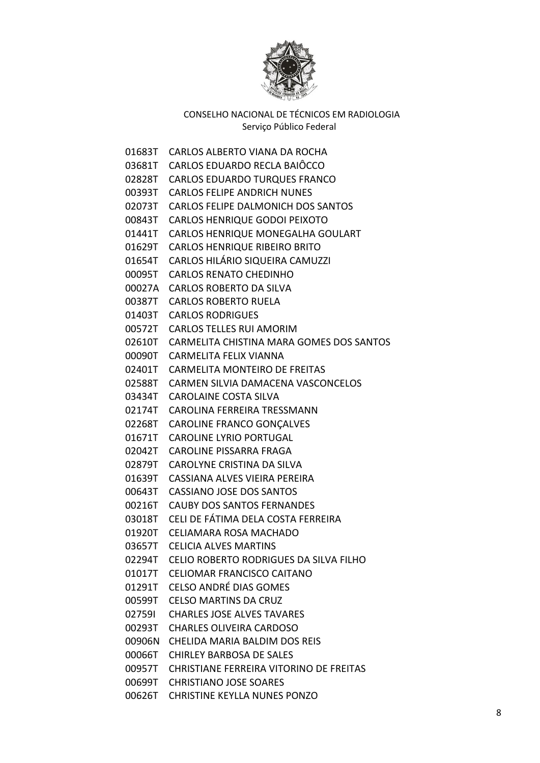CONSELHO NACIONAL DE TÉCNICOS EM RADIOLOGIA
Serviço Público Federal

01683T CARLOS ALBERTO VIANA DA ROCHA
03681T CARLOS EDUARDO RECLA BAIÔCCO
02828T CARLOS EDUARDO TURQUES FRANCO
00393T CARLOS FELIPE ANDRICH NUNES
02073T CARLOS FELIPE DALMONICH DOS SANTOS
00843T CARLOS HENRIQUE GODOI PEIXOTO
01441T CARLOS HENRIQUE MONEGALHA GOULART
01629T CARLOS HENRIQUE RIBEIRO BRITO
01654T CARLOS HILÁRIO SIQUEIRA CAMUZZI
00095T CARLOS RENATO CHEDINHO
00027A CARLOS ROBERTO DA SILVA
00387T CARLOS ROBERTO RUELA
01403T CARLOS RODRIGUES
00572T CARLOS TELLES RUI AMORIM
02610T CARMELITA CHISTINA MARA GOMES DOS SANTOS
00090T CARMELITA FELIX VIANNA
02401T CARMELITA MONTEIRO DE FREITAS
02588T CARMEN SILVIA DAMACENA VASCONCELOS
03434T CAROLAINE COSTA SILVA
02174T CAROLINA FERREIRA TRESSMANN
02268T CAROLINE FRANCO GONÇALVES
01671T CAROLINE LYRIO PORTUGAL
02042T CAROLINE PISSARRA FRAGA
02879T CAROLYNE CRISTINA DA SILVA
01639T CASSIANA ALVES VIEIRA PEREIRA
00643T CASSIANO JOSE DOS SANTOS
00216T CAUBY DOS SANTOS FERNANDES
03018T CELI DE FÁTIMA DELA COSTA FERREIRA
01920T CELIAMARA ROSA MACHADO
03657T CELICIA ALVES MARTINS
02294T CELIO ROBERTO RODRIGUES DA SILVA FILHO
01017T CELIOMAR FRANCISCO CAITANO
01291T CELSO ANDRÉ DIAS GOMES
00599T CELSO MARTINS DA CRUZ
02759I CHARLES JOSE ALVES TAVARES
00293T CHARLES OLIVEIRA CARDOSO
00906N CHELIDA MARIA BALDIM DOS REIS
00066T CHIRLEY BARBOSA DE SALES
00957T CHRISTIANE FERREIRA VITORINO DE FREITAS
00699T CHRISTIANO JOSE SOARES
00626T CHRISTINE KEYLLA NUNES PONZO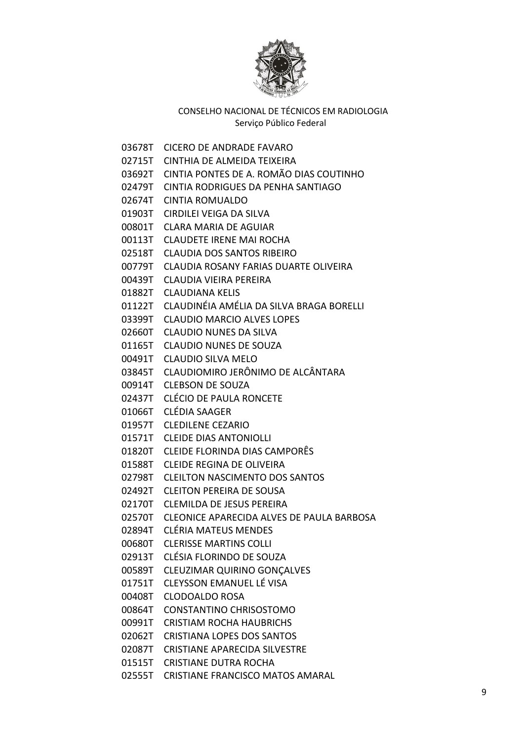CONSELHO NACIONAL DE TÉCNICOS EM RADIOLOGIA
Serviço Público Federal

03678T CICERO DE ANDRADE FAVARO
02715T CINTHIA DE ALMEIDA TEIXEIRA
03692T CINTIA PONTES DE A. ROMÃO DIAS COUTINHO
02479T CINTIA RODRIGUES DA PENHA SANTIAGO
02674T CINTIA ROMUALDO
01903T CIRDILEI VEIGA DA SILVA
00801T CLARA MARIA DE AGUIAR
00113T CLAUDETE IRENE MAI ROCHA
02518T CLAUDIA DOS SANTOS RIBEIRO
00779T CLAUDIA ROSANY FARIAS DUARTE OLIVEIRA
00439T CLAUDIA VIEIRA PEREIRA
01882T CLAUDIANA KELIS
01122T CLAUDINÉIA AMÉLIA DA SILVA BRAGA BORELLI
03399T CLAUDIO MARCIO ALVES LOPES
02660T CLAUDIO NUNES DA SILVA
01165T CLAUDIO NUNES DE SOUZA
00491T CLAUDIO SILVA MELO
03845T CLAUDIOMIRO JERÔNIMO DE ALCÂNTARA
00914T CLEBSON DE SOUZA
02437T CLÉCIO DE PAULA RONCETE
01066T CLÉDIA SAAGER
01957T CLEDILENE CEZARIO
01571T CLEIDE DIAS ANTONIOLLI
01820T CLEIDE FLORINDA DIAS CAMPORÊS
01588T CLEIDE REGINA DE OLIVEIRA
02798T CLEILTON NASCIMENTO DOS SANTOS
02492T CLEITON PEREIRA DE SOUSA
02170T CLEMILDA DE JESUS PEREIRA
02570T CLEONICE APARECIDA ALVES DE PAULA BARBOSA
02894T CLÉRIA MATEUS MENDES
00680T CLERISSE MARTINS COLLI
02913T CLÉSIA FLORINDO DE SOUZA
00589T CLEUZIMAR QUIRINO GONÇALVES
01751T CLEYSSON EMANUEL LÉ VISA
00408T CLODOALDO ROSA
00864T CONSTANTINO CHRISOSTOMO
00991T CRISTIAM ROCHA HAUBRICHS
02062T CRISTIANA LOPES DOS SANTOS
02087T CRISTIANE APARECIDA SILVESTRE
01515T CRISTIANE DUTRA ROCHA
02555T CRISTIANE FRANCISCO MATOS AMARAL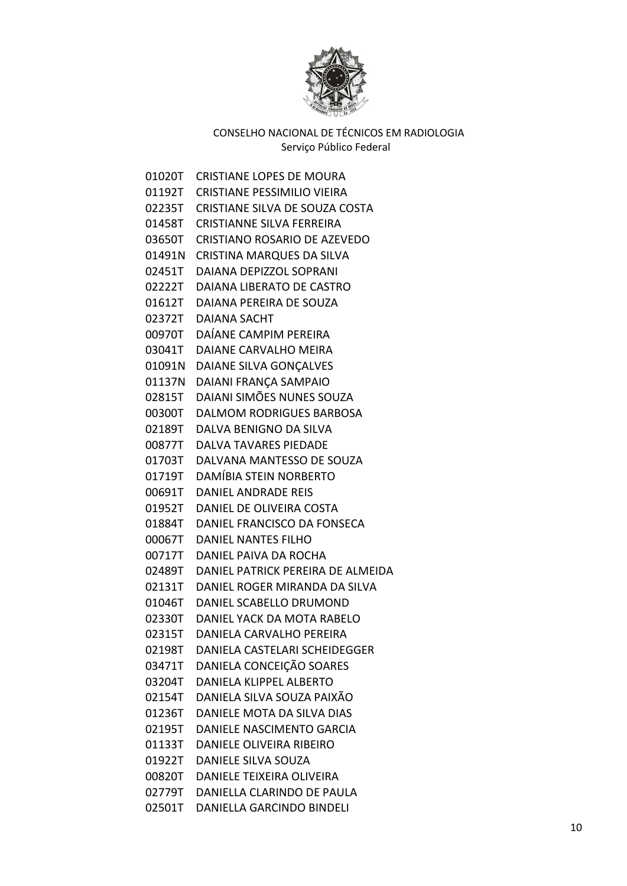CONSELHO NACIONAL DE TÉCNICOS EM RADIOLOGIA
Serviço Público Federal

01020T CRISTIANE LOPES DE MOURA
01192T CRISTIANE PESSIMILIO VIEIRA
02235T CRISTIANE SILVA DE SOUZA COSTA
01458T CRISTIANNE SILVA FERREIRA
03650T CRISTIANO ROSARIO DE AZEVEDO
01491N CRISTINA MARQUES DA SILVA
02451T DAIANA DEPIZZOL SOPRANI
02222T DAIANA LIBERATO DE CASTRO
01612T DAIANA PEREIRA DE SOUZA
02372T DAIANA SACHT
00970T DAÍANE CAMPIM PEREIRA
03041T DAIANE CARVALHO MEIRA
01091N DAIANE SILVA GONÇALVES
01137N DAIANI FRANÇA SAMPAIO
02815T DAIANI SIMÕES NUNES SOUZA
00300T DALMOM RODRIGUES BARBOSA
02189T DALVA BENIGNO DA SILVA
00877T DALVA TAVARES PIEDADE
01703T DALVANA MANTESSO DE SOUZA
01719T DAMÍBIA STEIN NORBERTO
00691T DANIEL ANDRADE REIS
01952T DANIEL DE OLIVEIRA COSTA
01884T DANIEL FRANCISCO DA FONSECA
00067T DANIEL NANTES FILHO
00717T DANIEL PAIVA DA ROCHA
02489T DANIEL PATRICK PEREIRA DE ALMEIDA
02131T DANIEL ROGER MIRANDA DA SILVA
01046T DANIEL SCABELLO DRUMOND
02330T DANIEL YACK DA MOTA RABELO
02315T DANIELA CARVALHO PEREIRA
02198T DANIELA CASTELARI SCHEIDEGGER
03471T DANIELA CONCEIÇÃO SOARES
03204T DANIELA KLIPPEL ALBERTO
02154T DANIELA SILVA SOUZA PAIXÃO
01236T DANIELE MOTA DA SILVA DIAS
02195T DANIELE NASCIMENTO GARCIA
01133T DANIELE OLIVEIRA RIBEIRO
01922T DANIELE SILVA SOUZA
00820T DANIELE TEIXEIRA OLIVEIRA
02779T DANIELLA CLARINDO DE PAULA
02501T DANIELLA GARCINDO BINDELI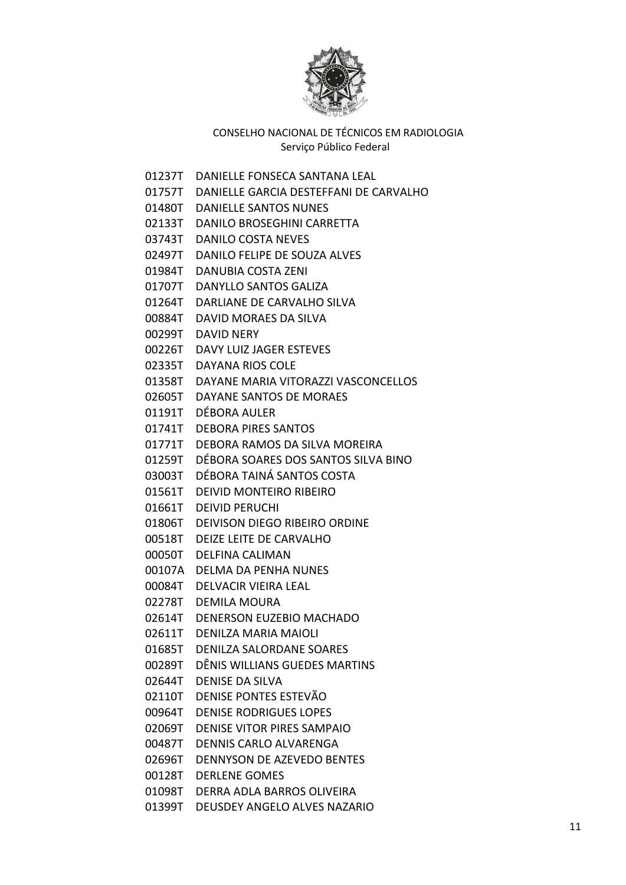01237T DANIELLE FONSECA SANTANA LEAL

01757T DANIELLE GARCIA DESTEFFANI DE CARVALHO

01480T DANIELLE SANTOS NUNES

02133T DANILO BROSEGHINI CARRETTA

03743T DANILO COSTA NEVES

02497T DANILO FELIPE DE SOUZA ALVES

01984T DANUBIA COSTA ZENI

01707T DANYLLO SANTOS GALIZA

01264T DARLIANE DE CARVALHO SILVA

00884T DAVID MORAES DA SILVA

00299T DAVID NERY

00226T DAVY LUIZ JAGER ESTEVES

02335T DAYANA RIOS COLE

01358T DAYANE MARIA VITORAZZI VASCONCELLOS

02605T DAYANE SANTOS DE MORAES

01191T DÉBORA AULER

01741T DEBORA PIRES SANTOS

01771T DEBORA RAMOS DA SILVA MOREIRA

01259T DÉBORA SOARES DOS SANTOS SILVA BINO

03003T DÉBORA TAINÁ SANTOS COSTA

01561T DEIVID MONTEIRO RIBEIRO

01661T DEIVID PERUCHI

01806T DEIVISON DIEGO RIBEIRO ORDINE

00518T DEIZE LEITE DE CARVALHO

00050T DELFINA CALIMAN

00107A DELMA DA PENHA NUNES

00084T DELVACIR VIEIRA LEAL

02278T DEMILA MOURA

02614T DENERSON EUZEBIO MACHADO

02611T DENILZA MARIA MAIOLI

01685T DENILZA SALORDANE SOARES

00289T DÊNIS WILLIANS GUEDES MARTINS

02644T DENISE DA SILVA

02110T DENISE PONTES ESTEVÃO

00964T DENISE RODRIGUES LOPES

02069T DENISE VITOR PIRES SAMPAIO

00487T DENNIS CARLO ALVARENGA

02696T DENNYSON DE AZEVEDO BENTES

00128T DERLENE GOMES

01098T DERRA ADLA BARROS OLIVEIRA

01399T DEUSDEY ANGELO ALVES NAZARIO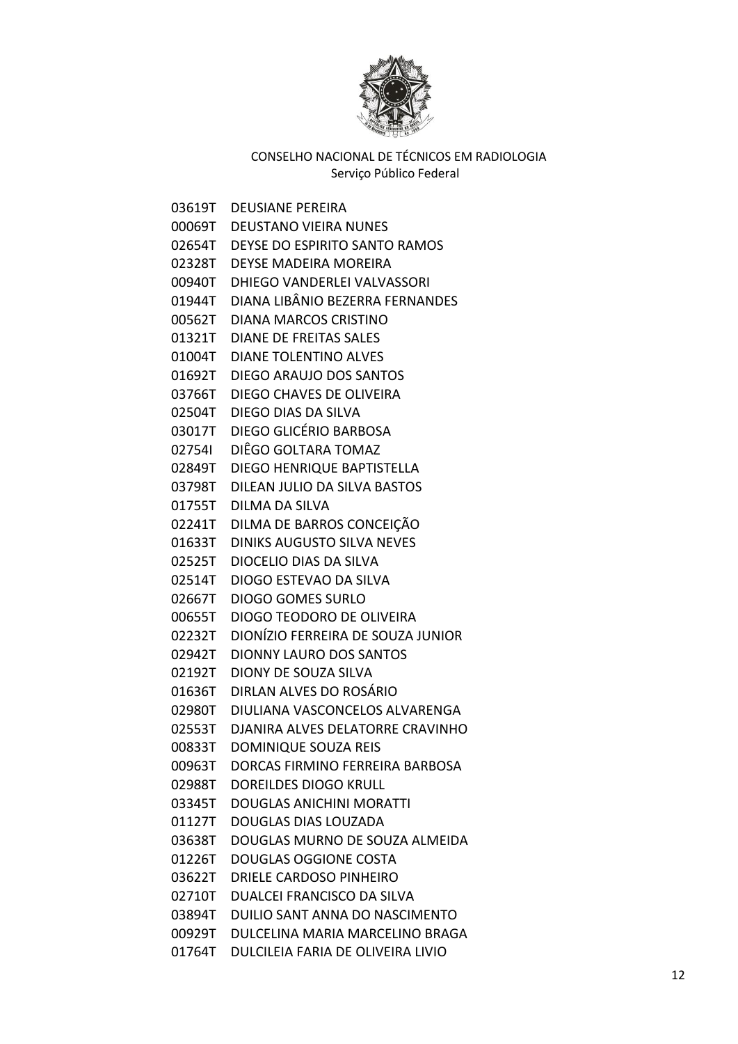CONSELHO NACIONAL DE TÉCNICOS EM RADIOLOGIA
Serviço Público Federal

03619T DEUSIANE PEREIRA
00069T DEUSTANO VIEIRA NUNES
02654T DEYSE DO ESPIRITO SANTO RAMOS
02328T DEYSE MADEIRA MOREIRA
00940T DHIEGO VANDERLEI VALVASSORI
01944T DIANA LIBÂNIO BEZERRA FERNANDES
00562T DIANA MARCOS CRISTINO
01321T DIANE DE FREITAS SALES
01004T DIANE TOLENTINO ALVES
01692T DIEGO ARAUJO DOS SANTOS
03766T DIEGO CHAVES DE OLIVEIRA
02504T DIEGO DIAS DA SILVA
03017T DIEGO GLICÉRIO BARBOSA
02754I DIÊGO GOLTARA TOMAZ
02849T DIEGO HENRIQUE BAPTISTELLA
03798T DILEAN JULIO DA SILVA BASTOS
01755T DILMA DA SILVA
02241T DILMA DE BARROS CONCEIÇÃO
01633T DINIKS AUGUSTO SILVA NEVES
02525T DIOCELIO DIAS DA SILVA
02514T DIOGO ESTEVAO DA SILVA
02667T DIOGO GOMES SURLO
00655T DIOGO TEODORO DE OLIVEIRA
02232T DIONÍZIO FERREIRA DE SOUZA JUNIOR
02942T DIONNY LAURO DOS SANTOS
02192T DIONY DE SOUZA SILVA
01636T DIRLAN ALVES DO ROSÁRIO
02980T DIULIANA VASCONCELOS ALVARENGA
02553T DJANIRA ALVES DELATORRE CRAVINHO
00833T DOMINIQUE SOUZA REIS
00963T DORCAS FIRMINO FERREIRA BARBOSA
02988T DOREILDES DIOGO KRULL
03345T DOUGLAS ANICHINI MORATTI
01127T DOUGLAS DIAS LOUZADA
03638T DOUGLAS MURNO DE SOUZA ALMEIDA
01226T DOUGLAS OGGIONE COSTA
03622T DRIELE CARDOSO PINHEIRO
02710T DUALCEI FRANCISCO DA SILVA
03894T DUILIO SANT ANNA DO NASCIMENTO
00929T DULCELINA MARIA MARCELINO BRAGA
01764T DULCILEIA FARIA DE OLIVEIRA LIVIO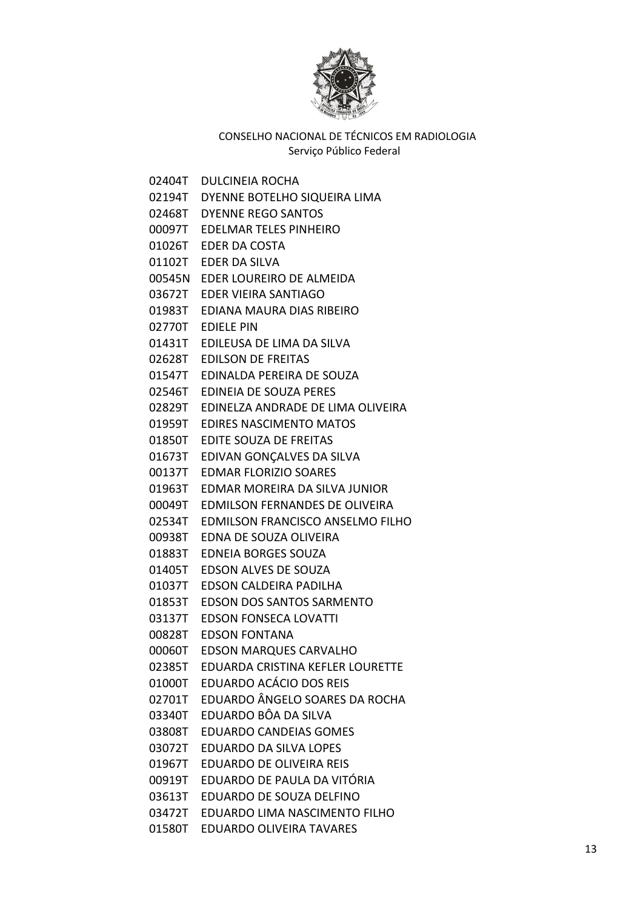CONSELHO NACIONAL DE TÉCNICOS EM RADIOLOGIA
Serviço Público Federal

| | |
|---|---|
| 02404T | DULCINEIA ROCHA |
| 02194T | DYENNE BOTELHO SIQUEIRA LIMA |
| 02468T | DYENNE REGO SANTOS |
| 00097T | EDELMAR TELES PINHEIRO |
| 01026T | EDER DA COSTA |
| 01102T | EDER DA SILVA |
| 00545N | EDER LOUREIRO DE ALMEIDA |
| 03672T | EDER VIEIRA SANTIAGO |
| 01983T | EDIANA MAURA DIAS RIBEIRO |
| 02770T | EDIELE PIN |
| 01431T | EDILEUSA DE LIMA DA SILVA |
| 02628T | EDILSON DE FREITAS |
| 01547T | EDINALDA PEREIRA DE SOUZA |
| 02546T | EDINEIA DE SOUZA PERES |
| 02829T | EDINELZA ANDRADE DE LIMA OLIVEIRA |
| 01959T | EDIRES NASCIMENTO MATOS |
| 01850T | EDITE SOUZA DE FREITAS |
| 01673T | EDIVAN GONÇALVES DA SILVA |
| 00137T | EDMAR FLORIZIO SOARES |
| 01963T | EDMAR MOREIRA DA SILVA JUNIOR |
| 00049T | EDMILSON FERNANDES DE OLIVEIRA |
| 02534T | EDMILSON FRANCISCO ANSELMO FILHO |
| 00938T | EDNA DE SOUZA OLIVEIRA |
| 01883T | EDNEIA BORGES SOUZA |
| 01405T | EDSON ALVES DE SOUZA |
| 01037T | EDSON CALDEIRA PADILHA |
| 01853T | EDSON DOS SANTOS SARMENTO |
| 03137T | EDSON FONSECA LOVATTI |
| 00828T | EDSON FONTANA |
| 00060T | EDSON MARQUES CARVALHO |
| 02385T | EDUARDA CRISTINA KEFLER LOURETTE |
| 01000T | EDUARDO ACÁCIO DOS REIS |
| 02701T | EDUARDO ÂNGELO SOARES DA ROCHA |
| 03340T | EDUARDO BÔA DA SILVA |
| 03808T | EDUARDO CANDEIAS GOMES |
| 03072T | EDUARDO DA SILVA LOPES |
| 01967T | EDUARDO DE OLIVEIRA REIS |
| 00919T | EDUARDO DE PAULA DA VITÓRIA |
| 03613T | EDUARDO DE SOUZA DELFINO |
| 03472T | EDUARDO LIMA NASCIMENTO FILHO |
| 01580T | EDUARDO OLIVEIRA TAVARES |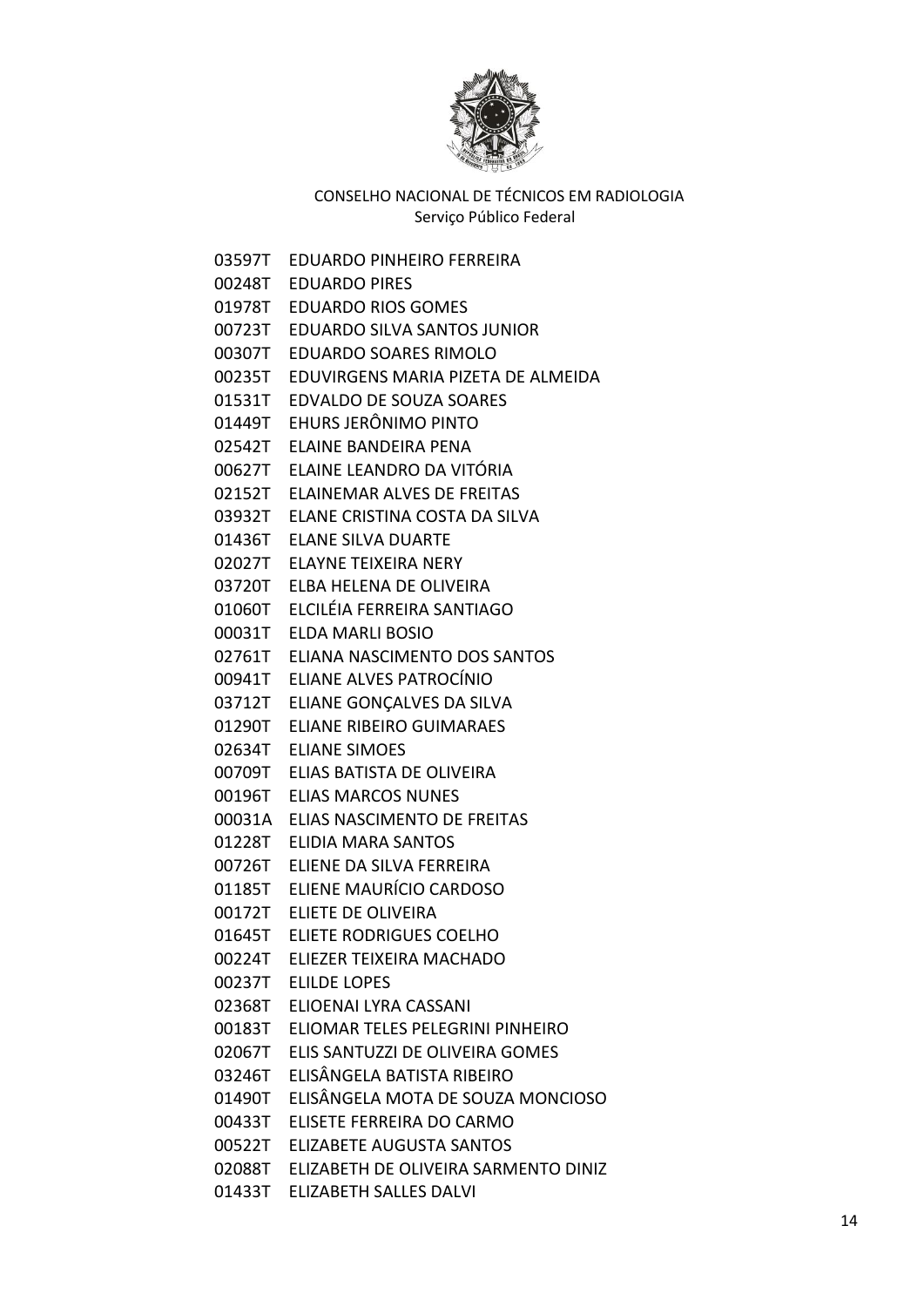CONSELHO NACIONAL DE TÉCNICOS EM RADIOLOGIA
Serviço Público Federal

| | |
|---|---|
| 03597T | EDUARDO PINHEIRO FERREIRA |
| 00248T | EDUARDO PIRES |
| 01978T | EDUARDO RIOS GOMES |
| 00723T | EDUARDO SILVA SANTOS JUNIOR |
| 00307T | EDUARDO SOARES RIMOLO |
| 00235T | EDUVIRGENS MARIA PIZETA DE ALMEIDA |
| 01531T | EDVALDO DE SOUZA SOARES |
| 01449T | EHURS JERÔNIMO PINTO |
| 02542T | ELAINE BANDEIRA PENA |
| 00627T | ELAINE LEANDRO DA VITÓRIA |
| 02152T | ELAINEMAR ALVES DE FREITAS |
| 03932T | ELANE CRISTINA COSTA DA SILVA |
| 01436T | ELANE SILVA DUARTE |
| 02027T | ELAYNE TEIXEIRA NERY |
| 03720T | ELBA HELENA DE OLIVEIRA |
| 01060T | ELCILÉIA FERREIRA SANTIAGO |
| 00031T | ELDA MARLI BOSIO |
| 02761T | ELIANA NASCIMENTO DOS SANTOS |
| 00941T | ELIANE ALVES PATROCÍNIO |
| 03712T | ELIANE GONÇALVES DA SILVA |
| 01290T | ELIANE RIBEIRO GUIMARAES |
| 02634T | ELIANE SIMOES |
| 00709T | ELIAS BATISTA DE OLIVEIRA |
| 00196T | ELIAS MARCOS NUNES |
| 00031A | ELIAS NASCIMENTO DE FREITAS |
| 01228T | ELIDIA MARA SANTOS |
| 00726T | ELIENE DA SILVA FERREIRA |
| 01185T | ELIENE MAURÍCIO CARDOSO |
| 00172T | ELIETE DE OLIVEIRA |
| 01645T | ELIETE RODRIGUES COELHO |
| 00224T | ELIEZER TEIXEIRA MACHADO |
| 00237T | ELILDE LOPES |
| 02368T | ELIOENAI LYRA CASSANI |
| 00183T | ELIOMAR TELES PELEGRINI PINHEIRO |
| 02067T | ELIS SANTUZZI DE OLIVEIRA GOMES |
| 03246T | ELISÂNGELA BATISTA RIBEIRO |
| 01490T | ELISÂNGELA MOTA DE SOUZA MONCIOSO |
| 00433T | ELISETE FERREIRA DO CARMO |
| 00522T | ELIZABETE AUGUSTA SANTOS |
| 02088T | ELIZABETH DE OLIVEIRA SARMENTO DINIZ |
| 01433T | ELIZABETH SALLES DALVI |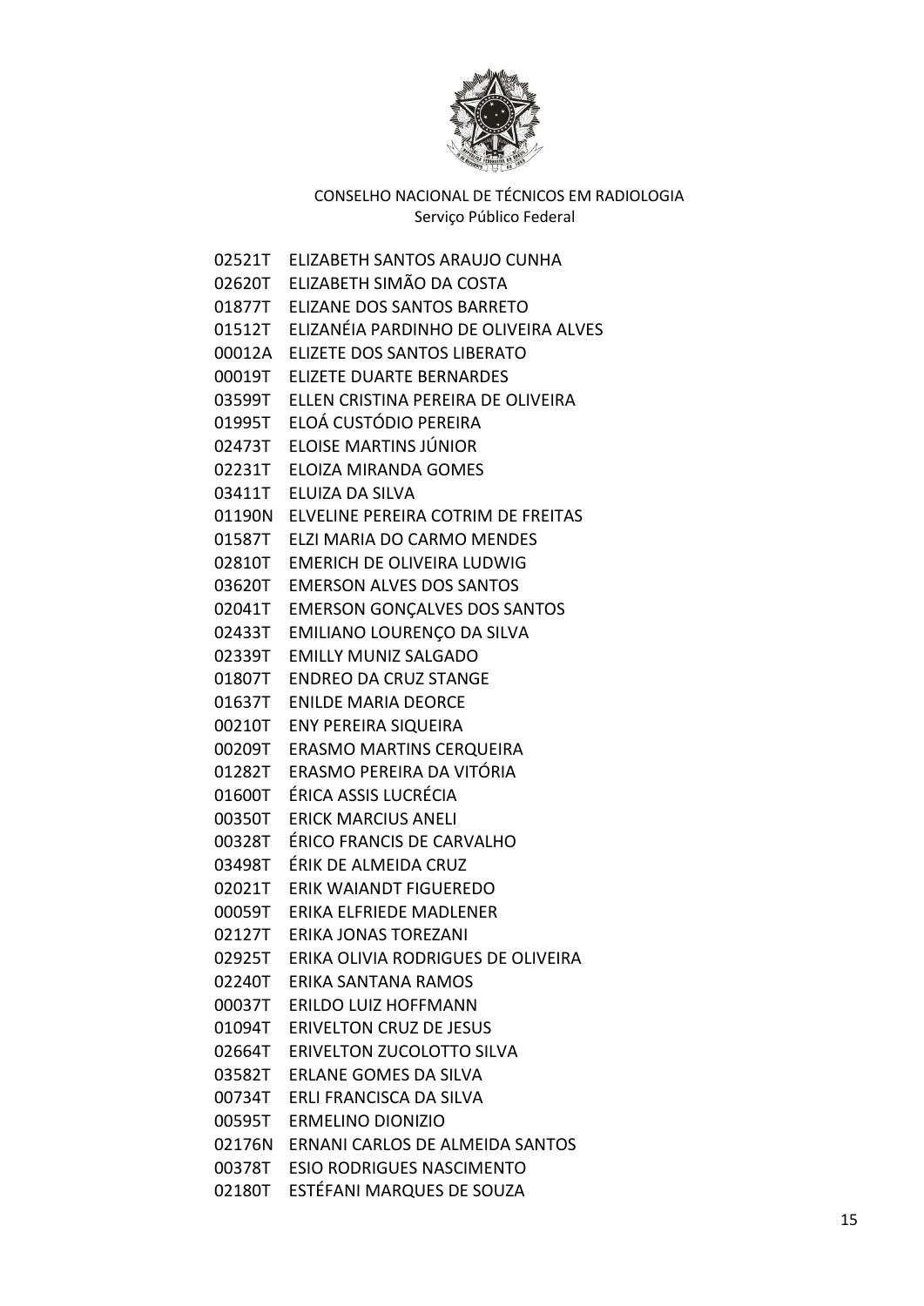CONSELHO NACIONAL DE TÉCNICOS EM RADIOLOGIA
Serviço Público Federal

02521T ELIZABETH SANTOS ARAUJO CUNHA
02620T ELIZABETH SIMÃO DA COSTA
01877T ELIZANE DOS SANTOS BARRETO
01512T ELIZANÉIA PARDINHO DE OLIVEIRA ALVES
00012A ELIZETE DOS SANTOS LIBERATO
00019T ELIZETE DUARTE BERNARDES
03599T ELLEN CRISTINA PEREIRA DE OLIVEIRA
01995T ELOÁ CUSTÓDIO PEREIRA
02473T ELOISE MARTINS JÚNIOR
02231T ELOIZA MIRANDA GOMES
03411T ELUIZA DA SILVA
01190N ELVELINE PEREIRA COTRIM DE FREITAS
01587T ELZI MARIA DO CARMO MENDES
02810T EMERICH DE OLIVEIRA LUDWIG
03620T EMERSON ALVES DOS SANTOS
02041T EMERSON GONÇALVES DOS SANTOS
02433T EMILIANO LOURENÇO DA SILVA
02339T EMILLY MUNIZ SALGADO
01807T ENDREO DA CRUZ STANGE
01637T ENILDE MARIA DEORCE
00210T ENY PEREIRA SIQUEIRA
00209T ERASMO MARTINS CERQUEIRA
01282T ERASMO PEREIRA DA VITÓRIA
01600T ÉRICA ASSIS LUCRÉCIA
00350T ERICK MARCIUS ANELI
00328T ÉRICO FRANCIS DE CARVALHO
03498T ÉRIK DE ALMEIDA CRUZ
02021T ERIK WAIANDT FIGUEREDO
00059T ERIKA ELFRIEDE MADLENER
02127T ERIKA JONAS TOREZANI
02925T ERIKA OLIVIA RODRIGUES DE OLIVEIRA
02240T ERIKA SANTANA RAMOS
00037T ERILDO LUIZ HOFFMANN
01094T ERIVELTON CRUZ DE JESUS
02664T ERIVELTON ZUCOLOTTO SILVA
03582T ERLANE GOMES DA SILVA
00734T ERLI FRANCISCA DA SILVA
00595T ERMELINO DIONIZIO
02176N ERNANI CARLOS DE ALMEIDA SANTOS
00378T ESIO RODRIGUES NASCIMENTO
02180T ESTÉFANI MARQUES DE SOUZA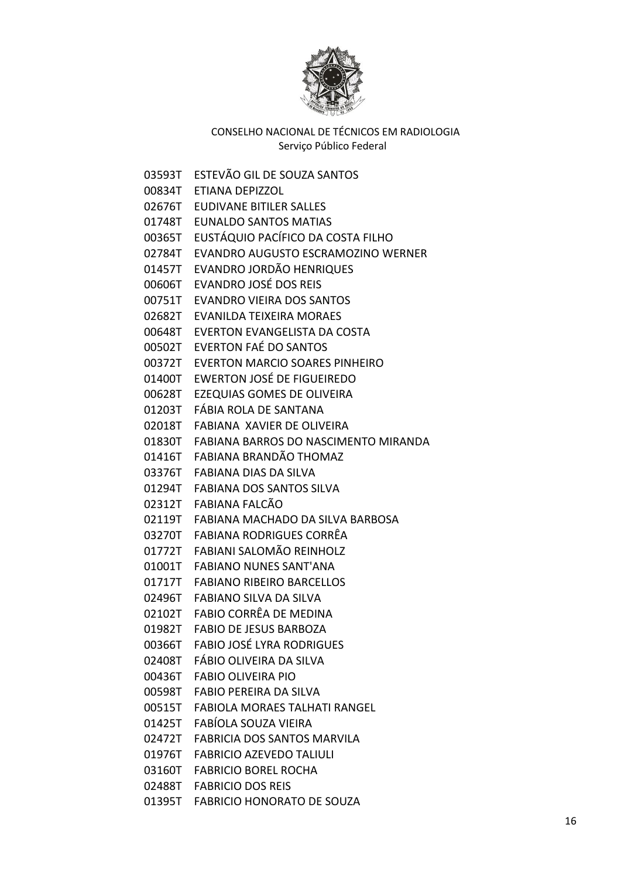03593T ESTEVÃO GIL DE SOUZA SANTOS

00834T ETIANA DEPIZZOL

02676T EUDIVANE BITILER SALLES

01748T EUNALDO SANTOS MATIAS

00365T EUSTÁQUIO PACÍFICO DA COSTA FILHO

02784T EVANDRO AUGUSTO ESCRAMOZINO WERNER

01457T EVANDRO JORDÃO HENRIQUES

00606T EVANDRO JOSÉ DOS REIS

00751T EVANDRO VIEIRA DOS SANTOS

02682T EVANILDA TEIXEIRA MORAES

00648T EVERTON EVANGELISTA DA COSTA

00502T EVERTON FAÉ DO SANTOS

00372T EVERTON MARCIO SOARES PINHEIRO

01400T EWERTON JOSÉ DE FIGUEIREDO

00628T EZEQUIAS GOMES DE OLIVEIRA

01203T FÁBIA ROLA DE SANTANA

02018T FABIANA  XAVIER DE OLIVEIRA

01830T FABIANA BARROS DO NASCIMENTO MIRANDA

01416T FABIANA BRANDÃO THOMAZ

03376T FABIANA DIAS DA SILVA

01294T FABIANA DOS SANTOS SILVA

02312T FABIANA FALCÃO

02119T FABIANA MACHADO DA SILVA BARBOSA

03270T FABIANA RODRIGUES CORRÊA

01772T FABIANI SALOMÃO REINHOLZ

01001T FABIANO NUNES SANT'ANA

01717T FABIANO RIBEIRO BARCELLOS

02496T FABIANO SILVA DA SILVA

02102T FABIO CORRÊA DE MEDINA

01982T FABIO DE JESUS BARBOZA

00366T FABIO JOSÉ LYRA RODRIGUES

02408T FÁBIO OLIVEIRA DA SILVA

00436T FABIO OLIVEIRA PIO

00598T FABIO PEREIRA DA SILVA

00515T FABIOLA MORAES TALHATI RANGEL

01425T FABÍOLA SOUZA VIEIRA

02472T FABRICIA DOS SANTOS MARVILA

01976T FABRICIO AZEVEDO TALIULI

03160T FABRICIO BOREL ROCHA

02488T FABRICIO DOS REIS

01395T FABRICIO HONORATO DE SOUZA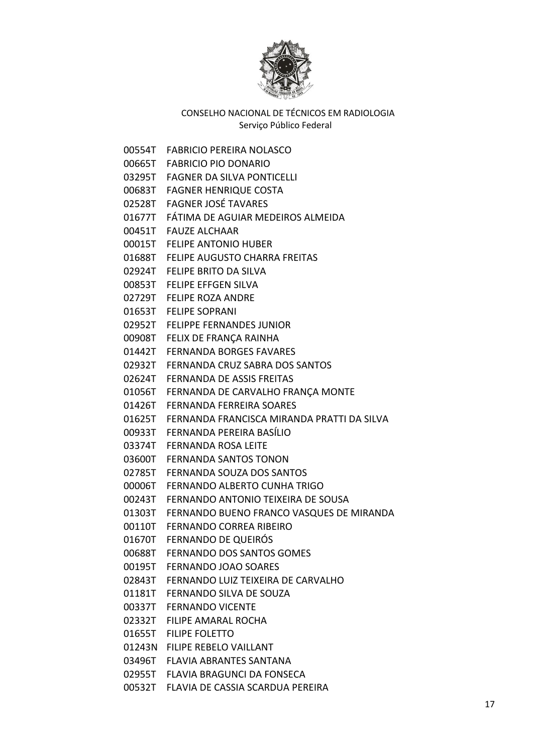CONSELHO NACIONAL DE TÉCNICOS EM RADIOLOGIA
Serviço Público Federal

00554T FABRICIO PEREIRA NOLASCO
00665T FABRICIO PIO DONARIO
03295T FAGNER DA SILVA PONTICELLI
00683T FAGNER HENRIQUE COSTA
02528T FAGNER JOSÉ TAVARES
01677T FÁTIMA DE AGUIAR MEDEIROS ALMEIDA
00451T FAUZE ALCHAAR
00015T FELIPE ANTONIO HUBER
01688T FELIPE AUGUSTO CHARRA FREITAS
02924T FELIPE BRITO DA SILVA
00853T FELIPE EFFGEN SILVA
02729T FELIPE ROZA ANDRE
01653T FELIPE SOPRANI
02952T FELIPPE FERNANDES JUNIOR
00908T FELIX DE FRANÇA RAINHA
01442T FERNANDA BORGES FAVARES
02932T FERNANDA CRUZ SABRA DOS SANTOS
02624T FERNANDA DE ASSIS FREITAS
01056T FERNANDA DE CARVALHO FRANÇA MONTE
01426T FERNANDA FERREIRA SOARES
01625T FERNANDA FRANCISCA MIRANDA PRATTI DA SILVA
00933T FERNANDA PEREIRA BASÍLIO
03374T FERNANDA ROSA LEITE
03600T FERNANDA SANTOS TONON
02785T FERNANDA SOUZA DOS SANTOS
00006T FERNANDO ALBERTO CUNHA TRIGO
00243T FERNANDO ANTONIO TEIXEIRA DE SOUSA
01303T FERNANDO BUENO FRANCO VASQUES DE MIRANDA
00110T FERNANDO CORREA RIBEIRO
01670T FERNANDO DE QUEIRÓS
00688T FERNANDO DOS SANTOS GOMES
00195T FERNANDO JOAO SOARES
02843T FERNANDO LUIZ TEIXEIRA DE CARVALHO
01181T FERNANDO SILVA DE SOUZA
00337T FERNANDO VICENTE
02332T FILIPE AMARAL ROCHA
01655T FILIPE FOLETTO
01243N FILIPE REBELO VAILLANT
03496T FLAVIA ABRANTES SANTANA
02955T FLAVIA BRAGUNCI DA FONSECA
00532T FLAVIA DE CASSIA SCARDUA PEREIRA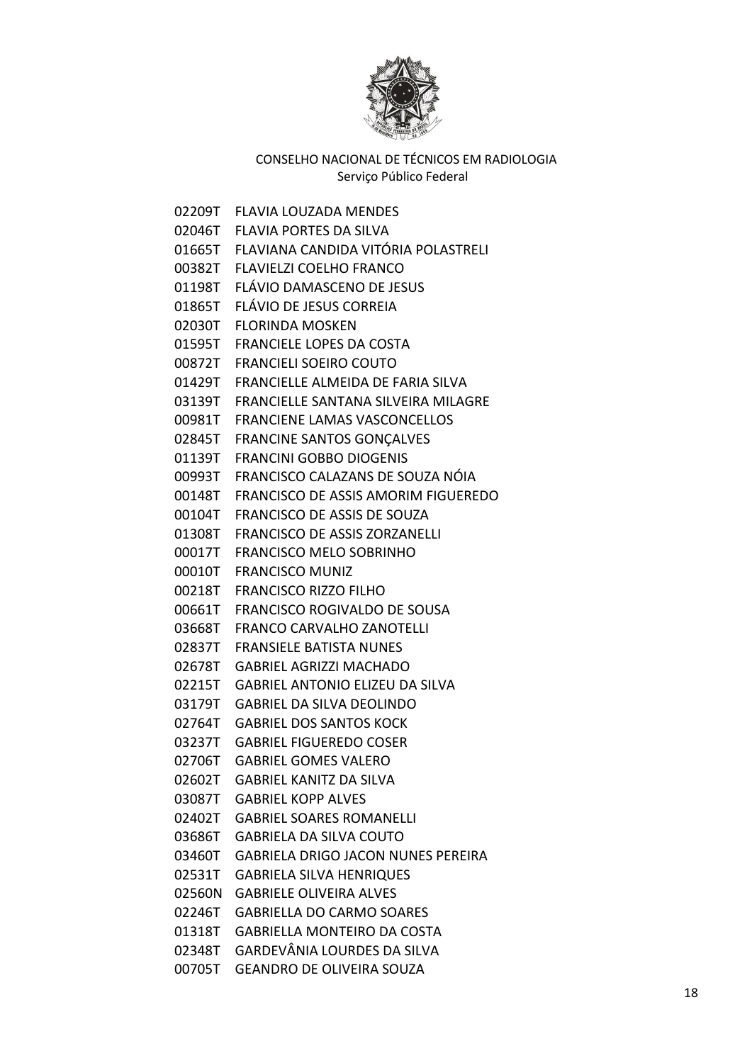CONSELHO NACIONAL DE TÉCNICOS EM RADIOLOGIA
Serviço Público Federal

02209T FLAVIA LOUZADA MENDES
02046T FLAVIA PORTES DA SILVA
01665T FLAVIANA CANDIDA VITÓRIA POLASTRELI
00382T FLAVIELZI COELHO FRANCO
01198T FLÁVIO DAMASCENO DE JESUS
01865T FLÁVIO DE JESUS CORREIA
02030T FLORINDA MOSKEN
01595T FRANCIELE LOPES DA COSTA
00872T FRANCIELI SOEIRO COUTO
01429T FRANCIELLE ALMEIDA DE FARIA SILVA
03139T FRANCIELLE SANTANA SILVEIRA MILAGRE
00981T FRANCIENE LAMAS VASCONCELLOS
02845T FRANCINE SANTOS GONÇALVES
01139T FRANCINI GOBBO DIOGENIS
00993T FRANCISCO CALAZANS DE SOUZA NÓIA
00148T FRANCISCO DE ASSIS AMORIM FIGUEREDO
00104T FRANCISCO DE ASSIS DE SOUZA
01308T FRANCISCO DE ASSIS ZORZANELLI
00017T FRANCISCO MELO SOBRINHO
00010T FRANCISCO MUNIZ
00218T FRANCISCO RIZZO FILHO
00661T FRANCISCO ROGIVALDO DE SOUSA
03668T FRANCO CARVALHO ZANOTELLI
02837T FRANSIELE BATISTA NUNES
02678T GABRIEL AGRIZZI MACHADO
02215T GABRIEL ANTONIO ELIZEU DA SILVA
03179T GABRIEL DA SILVA DEOLINDO
02764T GABRIEL DOS SANTOS KOCK
03237T GABRIEL FIGUEREDO COSER
02706T GABRIEL GOMES VALERO
02602T GABRIEL KANITZ DA SILVA
03087T GABRIEL KOPP ALVES
02402T GABRIEL SOARES ROMANELLI
03686T GABRIELA DA SILVA COUTO
03460T GABRIELA DRIGO JACON NUNES PEREIRA
02531T GABRIELA SILVA HENRIQUES
02560N GABRIELE OLIVEIRA ALVES
02246T GABRIELLA DO CARMO SOARES
01318T GABRIELLA MONTEIRO DA COSTA
02348T GARDEVÂNIA LOURDES DA SILVA
00705T GEANDRO DE OLIVEIRA SOUZA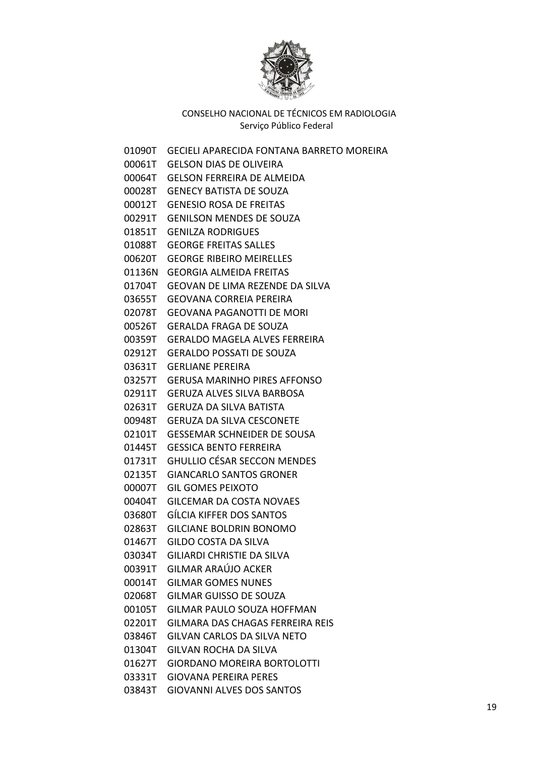CONSELHO NACIONAL DE TÉCNICOS EM RADIOLOGIA
Serviço Público Federal

01090T GECIELI APARECIDA FONTANA BARRETO MOREIRA
00061T GELSON DIAS DE OLIVEIRA
00064T GELSON FERREIRA DE ALMEIDA
00028T GENECY BATISTA DE SOUZA
00012T GENESIO ROSA DE FREITAS
00291T GENILSON MENDES DE SOUZA
01851T GENILZA RODRIGUES
01088T GEORGE FREITAS SALLES
00620T GEORGE RIBEIRO MEIRELLES
01136N GEORGIA ALMEIDA FREITAS
01704T GEOVAN DE LIMA REZENDE DA SILVA
03655T GEOVANA CORREIA PEREIRA
02078T GEOVANA PAGANOTTI DE MORI
00526T GERALDA FRAGA DE SOUZA
00359T GERALDO MAGELA ALVES FERREIRA
02912T GERALDO POSSATI DE SOUZA
03631T GERLIANE PEREIRA
03257T GERUSA MARINHO PIRES AFFONSO
02911T GERUZA ALVES SILVA BARBOSA
02631T GERUZA DA SILVA BATISTA
00948T GERUZA DA SILVA CESCONETE
02101T GESSEMAR SCHNEIDER DE SOUSA
01445T GESSICA BENTO FERREIRA
01731T GHULLIO CÉSAR SECCON MENDES
02135T GIANCARLO SANTOS GRONER
00007T GIL GOMES PEIXOTO
00404T GILCEMAR DA COSTA NOVAES
03680T GÍLCIA KIFFER DOS SANTOS
02863T GILCIANE BOLDRIN BONOMO
01467T GILDO COSTA DA SILVA
03034T GILIARDI CHRISTIE DA SILVA
00391T GILMAR ARAÚJO ACKER
00014T GILMAR GOMES NUNES
02068T GILMAR GUISSO DE SOUZA
00105T GILMAR PAULO SOUZA HOFFMAN
02201T GILMARA DAS CHAGAS FERREIRA REIS
03846T GILVAN CARLOS DA SILVA NETO
01304T GILVAN ROCHA DA SILVA
01627T GIORDANO MOREIRA BORTOLOTTI
03331T GIOVANA PEREIRA PERES
03843T GIOVANNI ALVES DOS SANTOS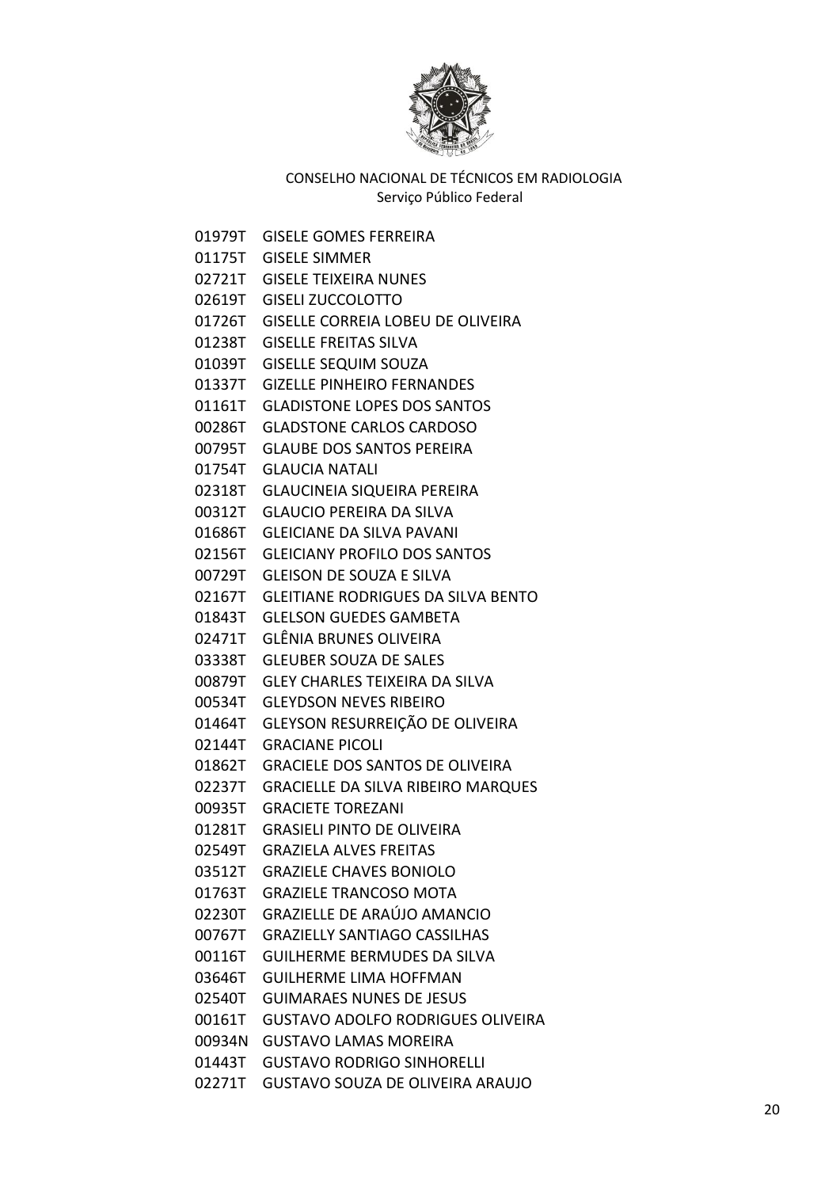CONSELHO NACIONAL DE TÉCNICOS EM RADIOLOGIA
Serviço Público Federal

01979T GISELE GOMES FERREIRA
01175T GISELE SIMMER
02721T GISELE TEIXEIRA NUNES
02619T GISELI ZUCCOLOTTO
01726T GISELLE CORREIA LOBEU DE OLIVEIRA
01238T GISELLE FREITAS SILVA
01039T GISELLE SEQUIM SOUZA
01337T GIZELLE PINHEIRO FERNANDES
01161T GLADISTONE LOPES DOS SANTOS
00286T GLADSTONE CARLOS CARDOSO
00795T GLAUBE DOS SANTOS PEREIRA
01754T GLAUCIA NATALI
02318T GLAUCINEIA SIQUEIRA PEREIRA
00312T GLAUCIO PEREIRA DA SILVA
01686T GLEICIANE DA SILVA PAVANI
02156T GLEICIANY PROFILO DOS SANTOS
00729T GLEISON DE SOUZA E SILVA
02167T GLEITIANE RODRIGUES DA SILVA BENTO
01843T GLELSON GUEDES GAMBETA
02471T GLÊNIA BRUNES OLIVEIRA
03338T GLEUBER SOUZA DE SALES
00879T GLEY CHARLES TEIXEIRA DA SILVA
00534T GLEYDSON NEVES RIBEIRO
01464T GLEYSON RESURREIÇÃO DE OLIVEIRA
02144T GRACIANE PICOLI
01862T GRACIELE DOS SANTOS DE OLIVEIRA
02237T GRACIELLE DA SILVA RIBEIRO MARQUES
00935T GRACIETE TOREZANI
01281T GRASIELI PINTO DE OLIVEIRA
02549T GRAZIELA ALVES FREITAS
03512T GRAZIELE CHAVES BONIOLO
01763T GRAZIELE TRANCOSO MOTA
02230T GRAZIELLE DE ARAÚJO AMANCIO
00767T GRAZIELLY SANTIAGO CASSILHAS
00116T GUILHERME BERMUDES DA SILVA
03646T GUILHERME LIMA HOFFMAN
02540T GUIMARAES NUNES DE JESUS
00161T GUSTAVO ADOLFO RODRIGUES OLIVEIRA
00934N GUSTAVO LAMAS MOREIRA
01443T GUSTAVO RODRIGO SINHORELLI
02271T GUSTAVO SOUZA DE OLIVEIRA ARAUJO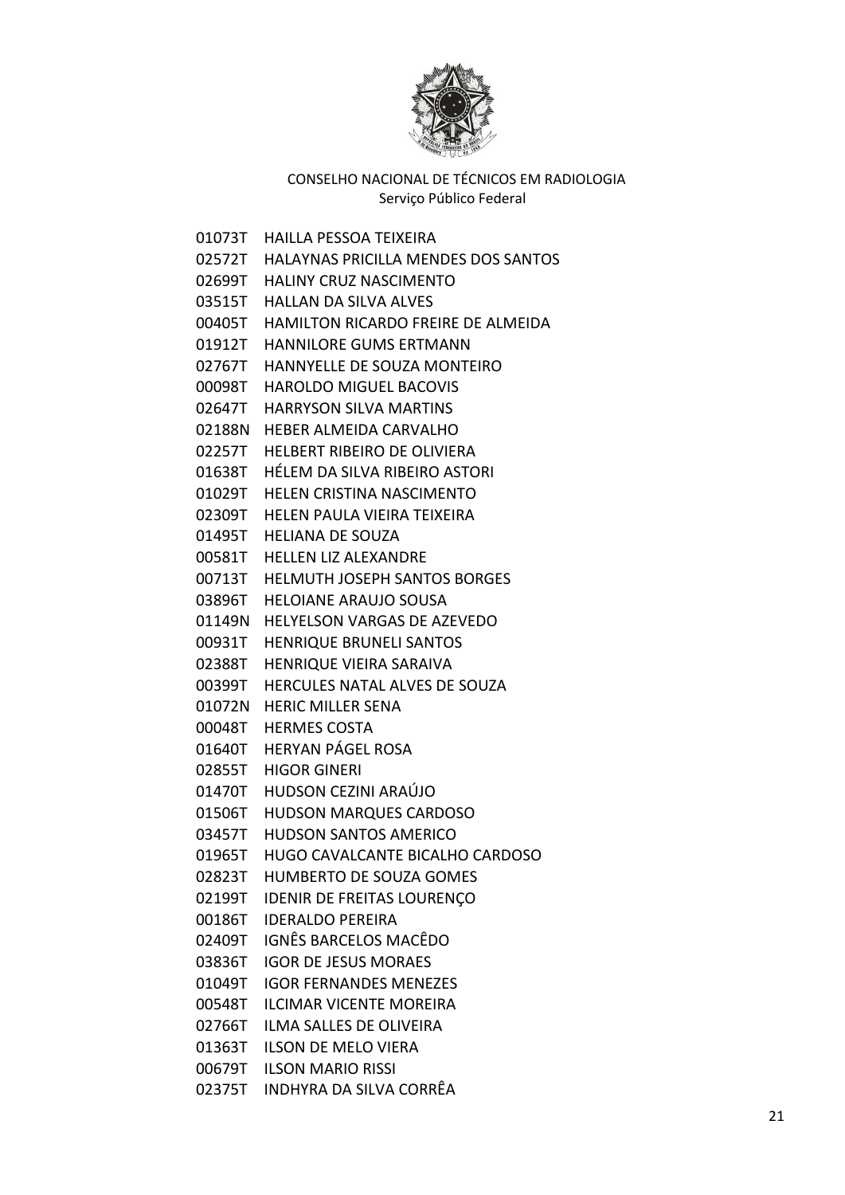CONSELHO NACIONAL DE TÉCNICOS EM RADIOLOGIA
Serviço Público Federal

01073T HAILLA PESSOA TEIXEIRA
02572T HALAYNAS PRICILLA MENDES DOS SANTOS
02699T HALINY CRUZ NASCIMENTO
03515T HALLAN DA SILVA ALVES
00405T HAMILTON RICARDO FREIRE DE ALMEIDA
01912T HANNILORE GUMS ERTMANN
02767T HANNYELLE DE SOUZA MONTEIRO
00098T HAROLDO MIGUEL BACOVIS
02647T HARRYSON SILVA MARTINS
02188N HEBER ALMEIDA CARVALHO
02257T HELBERT RIBEIRO DE OLIVIERA
01638T HÉLEM DA SILVA RIBEIRO ASTORI
01029T HELEN CRISTINA NASCIMENTO
02309T HELEN PAULA VIEIRA TEIXEIRA
01495T HELIANA DE SOUZA
00581T HELLEN LIZ ALEXANDRE
00713T HELMUTH JOSEPH SANTOS BORGES
03896T HELOIANE ARAUJO SOUSA
01149N HELYELSON VARGAS DE AZEVEDO
00931T HENRIQUE BRUNELI SANTOS
02388T HENRIQUE VIEIRA SARAIVA
00399T HERCULES NATAL ALVES DE SOUZA
01072N HERIC MILLER SENA
00048T HERMES COSTA
01640T HERYAN PÁGEL ROSA
02855T HIGOR GINERI
01470T HUDSON CEZINI ARAÚJO
01506T HUDSON MARQUES CARDOSO
03457T HUDSON SANTOS AMERICO
01965T HUGO CAVALCANTE BICALHO CARDOSO
02823T HUMBERTO DE SOUZA GOMES
02199T IDENIR DE FREITAS LOURENÇO
00186T IDERALDO PEREIRA
02409T IGNÊS BARCELOS MACÊDO
03836T IGOR DE JESUS MORAES
01049T IGOR FERNANDES MENEZES
00548T ILCIMAR VICENTE MOREIRA
02766T ILMA SALLES DE OLIVEIRA
01363T ILSON DE MELO VIERA
00679T ILSON MARIO RISSI
02375T INDHYRA DA SILVA CORRÊA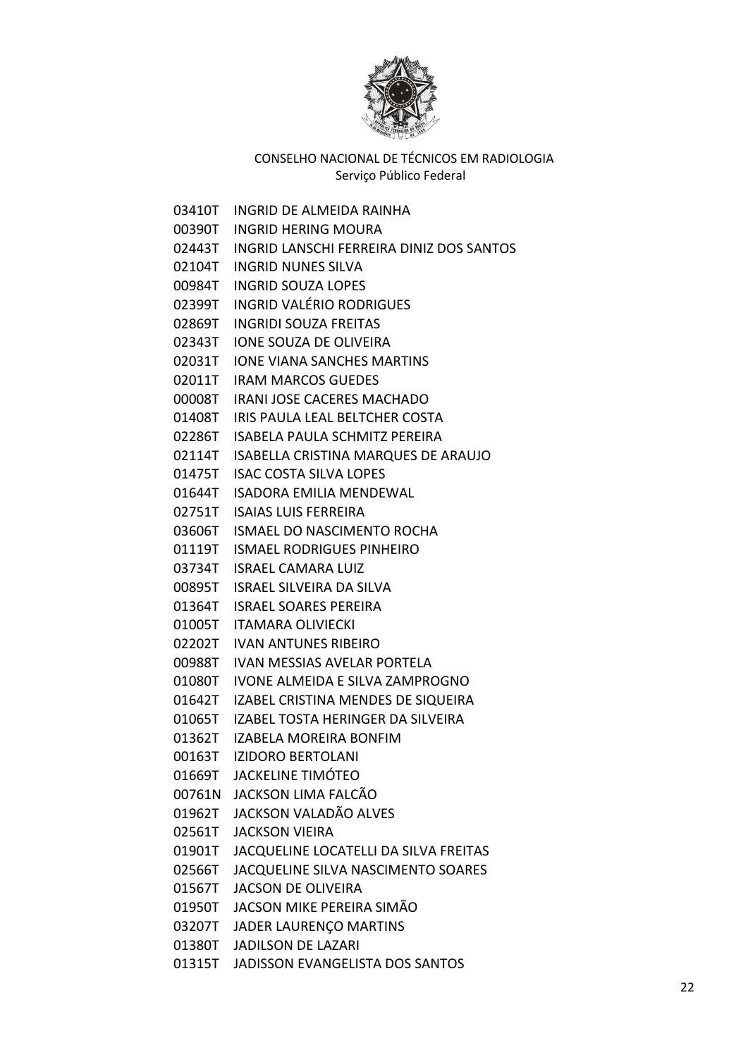CONSELHO NACIONAL DE TÉCNICOS EM RADIOLOGIA
Serviço Público Federal

03410T INGRID DE ALMEIDA RAINHA
00390T INGRID HERING MOURA
02443T INGRID LANSCHI FERREIRA DINIZ DOS SANTOS
02104T INGRID NUNES SILVA
00984T INGRID SOUZA LOPES
02399T INGRID VALÉRIO RODRIGUES
02869T INGRIDI SOUZA FREITAS
02343T IONE SOUZA DE OLIVEIRA
02031T IONE VIANA SANCHES MARTINS
02011T IRAM MARCOS GUEDES
00008T IRANI JOSE CACERES MACHADO
01408T IRIS PAULA LEAL BELTCHER COSTA
02286T ISABELA PAULA SCHMITZ PEREIRA
02114T ISABELLA CRISTINA MARQUES DE ARAUJO
01475T ISAC COSTA SILVA LOPES
01644T ISADORA EMILIA MENDEWAL
02751T ISAIAS LUIS FERREIRA
03606T ISMAEL DO NASCIMENTO ROCHA
01119T ISMAEL RODRIGUES PINHEIRO
03734T ISRAEL CAMARA LUIZ
00895T ISRAEL SILVEIRA DA SILVA
01364T ISRAEL SOARES PEREIRA
01005T ITAMARA OLIVIECKI
02202T IVAN ANTUNES RIBEIRO
00988T IVAN MESSIAS AVELAR PORTELA
01080T IVONE ALMEIDA E SILVA ZAMPROGNO
01642T IZABEL CRISTINA MENDES DE SIQUEIRA
01065T IZABEL TOSTA HERINGER DA SILVEIRA
01362T IZABELA MOREIRA BONFIM
00163T IZIDORO BERTOLANI
01669T JACKELINE TIMÓTEO
00761N JACKSON LIMA FALCÃO
01962T JACKSON VALADÃO ALVES
02561T JACKSON VIEIRA
01901T JACQUELINE LOCATELLI DA SILVA FREITAS
02566T JACQUELINE SILVA NASCIMENTO SOARES
01567T JACSON DE OLIVEIRA
01950T JACSON MIKE PEREIRA SIMÃO
03207T JADER LAURENÇO MARTINS
01380T JADILSON DE LAZARI
01315T JADISSON EVANGELISTA DOS SANTOS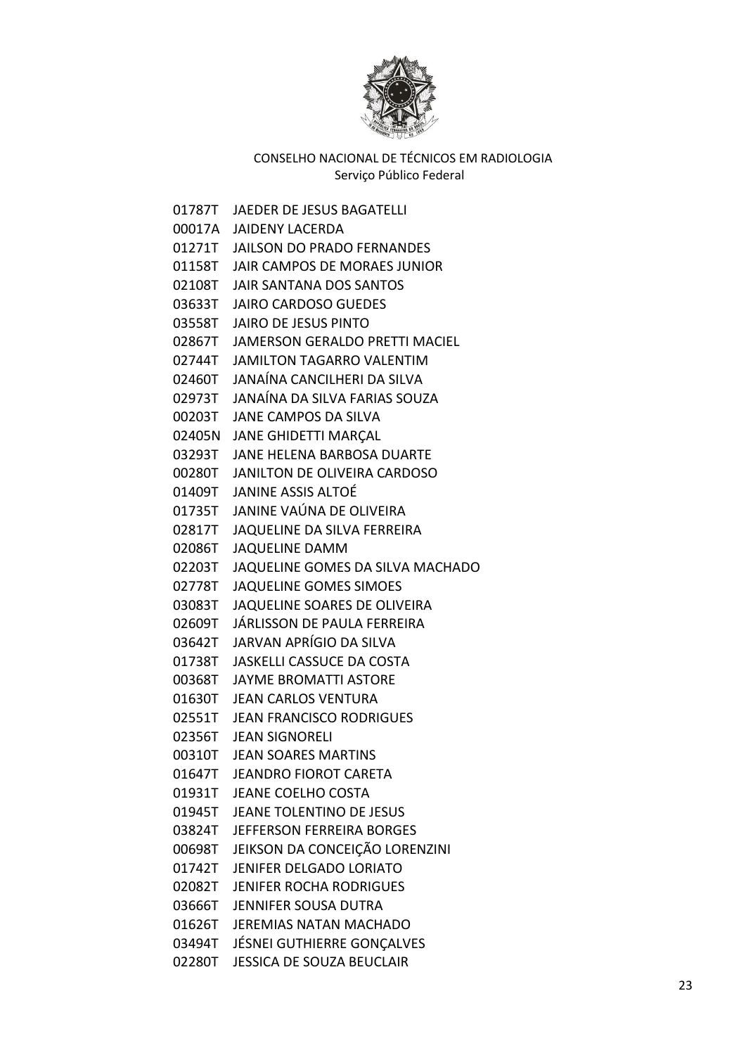CONSELHO NACIONAL DE TÉCNICOS EM RADIOLOGIA
Serviço Público Federal

01787T JAEDER DE JESUS BAGATELLI
00017A JAIDENY LACERDA
01271T JAILSON DO PRADO FERNANDES
01158T JAIR CAMPOS DE MORAES JUNIOR
02108T JAIR SANTANA DOS SANTOS
03633T JAIRO CARDOSO GUEDES
03558T JAIRO DE JESUS PINTO
02867T JAMERSON GERALDO PRETTI MACIEL
02744T JAMILTON TAGARRO VALENTIM
02460T JANAÍNA CANCILHERI DA SILVA
02973T JANAÍNA DA SILVA FARIAS SOUZA
00203T JANE CAMPOS DA SILVA
02405N JANE GHIDETTI MARÇAL
03293T JANE HELENA BARBOSA DUARTE
00280T JANILTON DE OLIVEIRA CARDOSO
01409T JANINE ASSIS ALTOÉ
01735T JANINE VAÚNA DE OLIVEIRA
02817T JAQUELINE DA SILVA FERREIRA
02086T JAQUELINE DAMM
02203T JAQUELINE GOMES DA SILVA MACHADO
02778T JAQUELINE GOMES SIMOES
03083T JAQUELINE SOARES DE OLIVEIRA
02609T JÁRLISSON DE PAULA FERREIRA
03642T JARVAN APRÍGIO DA SILVA
01738T JASKELLI CASSUCE DA COSTA
00368T JAYME BROMATTI ASTORE
01630T JEAN CARLOS VENTURA
02551T JEAN FRANCISCO RODRIGUES
02356T JEAN SIGNORELI
00310T JEAN SOARES MARTINS
01647T JEANDRO FIOROT CARETA
01931T JEANE COELHO COSTA
01945T JEANE TOLENTINO DE JESUS
03824T JEFFERSON FERREIRA BORGES
00698T JEIKSON DA CONCEIÇÃO LORENZINI
01742T JENIFER DELGADO LORIATO
02082T JENIFER ROCHA RODRIGUES
03666T JENNIFER SOUSA DUTRA
01626T JEREMIAS NATAN MACHADO
03494T JÉSNEI GUTHIERRE GONÇALVES
02280T JESSICA DE SOUZA BEUCLAIR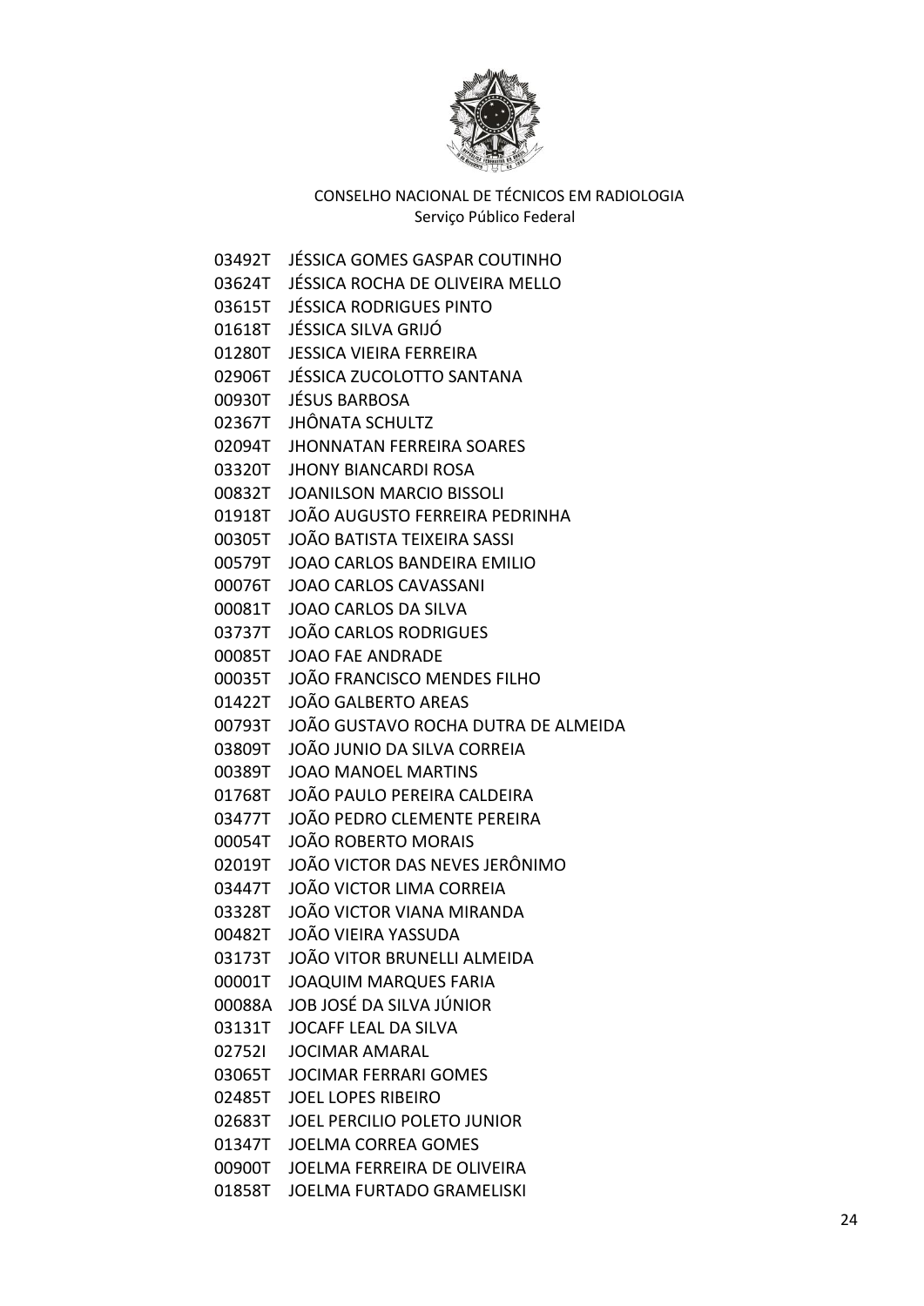CONSELHO NACIONAL DE TÉCNICOS EM RADIOLOGIA
Serviço Público Federal

03492T JÉSSICA GOMES GASPAR COUTINHO
03624T JÉSSICA ROCHA DE OLIVEIRA MELLO
03615T JÉSSICA RODRIGUES PINTO
01618T JÉSSICA SILVA GRIJÓ
01280T JESSICA VIEIRA FERREIRA
02906T JÉSSICA ZUCOLOTTO SANTANA
00930T JÉSUS BARBOSA
02367T JHÔNATA SCHULTZ
02094T JHONNATAN FERREIRA SOARES
03320T JHONY BIANCARDI ROSA
00832T JOANILSON MARCIO BISSOLI
01918T JOÃO AUGUSTO FERREIRA PEDRINHA
00305T JOÃO BATISTA TEIXEIRA SASSI
00579T JOAO CARLOS BANDEIRA EMILIO
00076T JOAO CARLOS CAVASSANI
00081T JOAO CARLOS DA SILVA
03737T JOÃO CARLOS RODRIGUES
00085T JOAO FAE ANDRADE
00035T JOÃO FRANCISCO MENDES FILHO
01422T JOÃO GALBERTO AREAS
00793T JOÃO GUSTAVO ROCHA DUTRA DE ALMEIDA
03809T JOÃO JUNIO DA SILVA CORREIA
00389T JOAO MANOEL MARTINS
01768T JOÃO PAULO PEREIRA CALDEIRA
03477T JOÃO PEDRO CLEMENTE PEREIRA
00054T JOÃO ROBERTO MORAIS
02019T JOÃO VICTOR DAS NEVES JERÔNIMO
03447T JOÃO VICTOR LIMA CORREIA
03328T JOÃO VICTOR VIANA MIRANDA
00482T JOÃO VIEIRA YASSUDA
03173T JOÃO VITOR BRUNELLI ALMEIDA
00001T JOAQUIM MARQUES FARIA
00088A JOB JOSÉ DA SILVA JÚNIOR
03131T JOCAFF LEAL DA SILVA
02752I JOCIMAR AMARAL
03065T JOCIMAR FERRARI GOMES
02485T JOEL LOPES RIBEIRO
02683T JOEL PERCILIO POLETO JUNIOR
01347T JOELMA CORREA GOMES
00900T JOELMA FERREIRA DE OLIVEIRA
01858T JOELMA FURTADO GRAMELISKI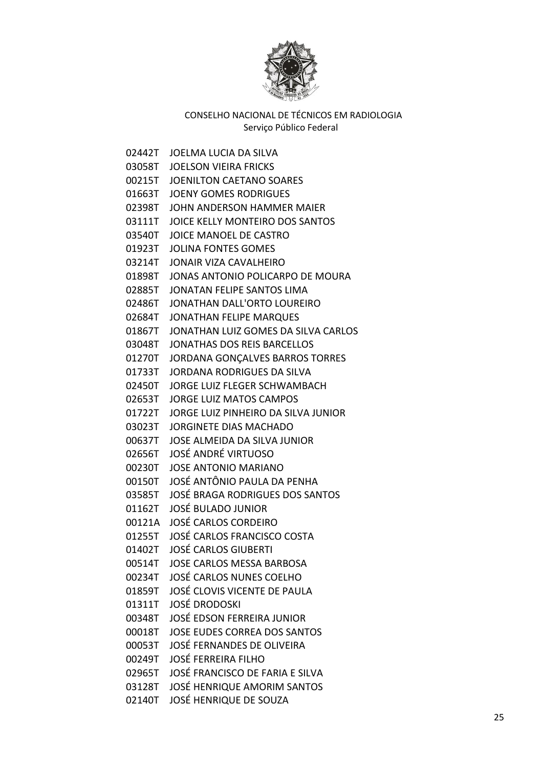CONSELHO NACIONAL DE TÉCNICOS EM RADIOLOGIA
Serviço Público Federal

02442T JOELMA LUCIA DA SILVA
03058T JOELSON VIEIRA FRICKS
00215T JOENILTON CAETANO SOARES
01663T JOENY GOMES RODRIGUES
02398T JOHN ANDERSON HAMMER MAIER
03111T JOICE KELLY MONTEIRO DOS SANTOS
03540T JOICE MANOEL DE CASTRO
01923T JOLINA FONTES GOMES
03214T JONAIR VIZA CAVALHEIRO
01898T JONAS ANTONIO POLICARPO DE MOURA
02885T JONATAN FELIPE SANTOS LIMA
02486T JONATHAN DALL'ORTO LOUREIRO
02684T JONATHAN FELIPE MARQUES
01867T JONATHAN LUIZ GOMES DA SILVA CARLOS
03048T JONATHAS DOS REIS BARCELLOS
01270T JORDANA GONÇALVES BARROS TORRES
01733T JORDANA RODRIGUES DA SILVA
02450T JORGE LUIZ FLEGER SCHWAMBACH
02653T JORGE LUIZ MATOS CAMPOS
01722T JORGE LUIZ PINHEIRO DA SILVA JUNIOR
03023T JORGINETE DIAS MACHADO
00637T JOSE ALMEIDA DA SILVA JUNIOR
02656T JOSÉ ANDRÉ VIRTUOSO
00230T JOSE ANTONIO MARIANO
00150T JOSÉ ANTÔNIO PAULA DA PENHA
03585T JOSÉ BRAGA RODRIGUES DOS SANTOS
01162T JOSÉ BULADO JUNIOR
00121A JOSÉ CARLOS CORDEIRO
01255T JOSÉ CARLOS FRANCISCO COSTA
01402T JOSÉ CARLOS GIUBERTI
00514T JOSE CARLOS MESSA BARBOSA
00234T JOSÉ CARLOS NUNES COELHO
01859T JOSÉ CLOVIS VICENTE DE PAULA
01311T JOSÉ DRODOSKI
00348T JOSÉ EDSON FERREIRA JUNIOR
00018T JOSE EUDES CORREA DOS SANTOS
00053T JOSÉ FERNANDES DE OLIVEIRA
00249T JOSÉ FERREIRA FILHO
02965T JOSÉ FRANCISCO DE FARIA E SILVA
03128T JOSÉ HENRIQUE AMORIM SANTOS
02140T JOSÉ HENRIQUE DE SOUZA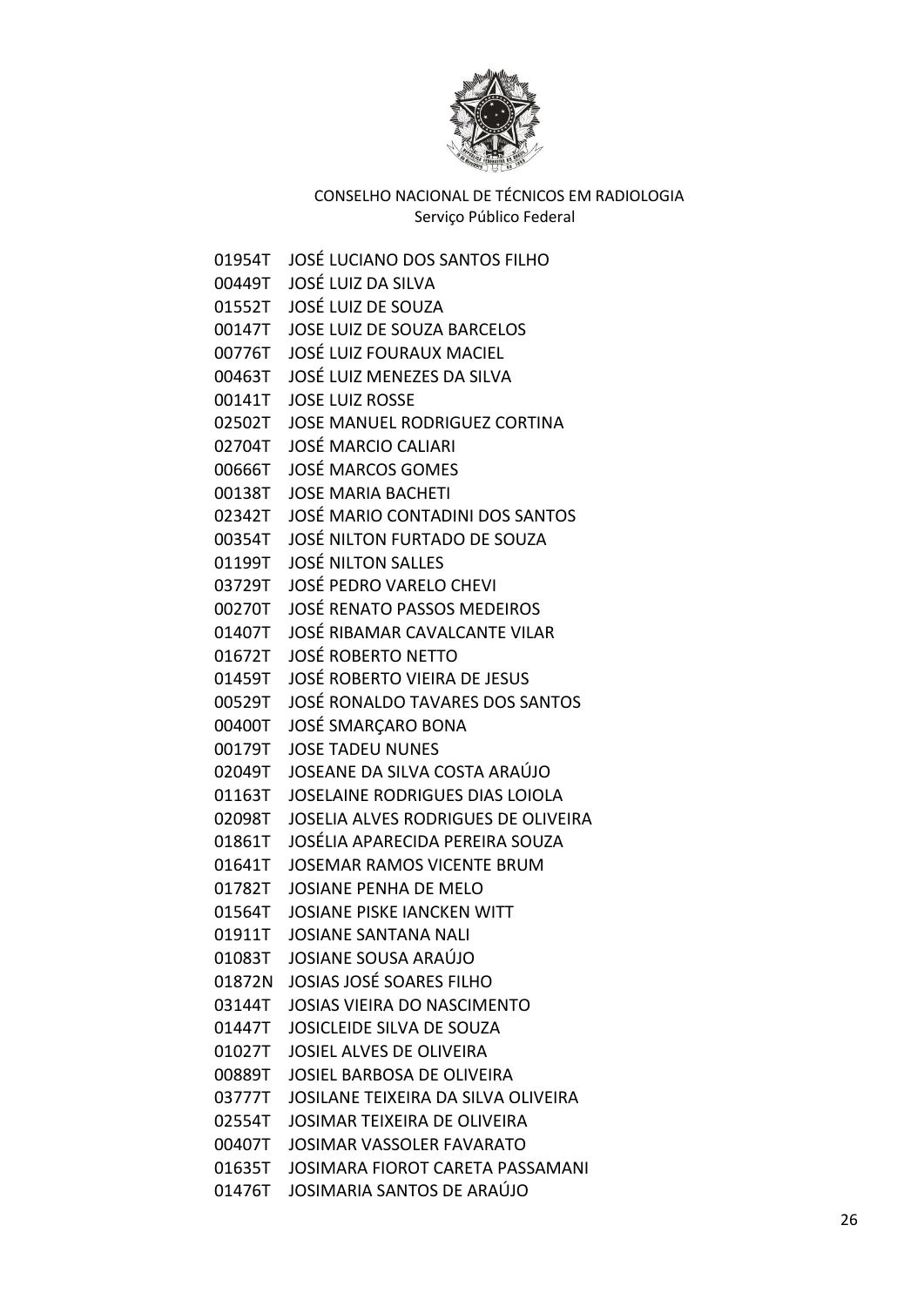CONSELHO NACIONAL DE TÉCNICOS EM RADIOLOGIA
Serviço Público Federal

01954T JOSÉ LUCIANO DOS SANTOS FILHO
00449T JOSÉ LUIZ DA SILVA
01552T JOSÉ LUIZ DE SOUZA
00147T JOSE LUIZ DE SOUZA BARCELOS
00776T JOSÉ LUIZ FOURAUX MACIEL
00463T JOSÉ LUIZ MENEZES DA SILVA
00141T JOSE LUIZ ROSSE
02502T JOSE MANUEL RODRIGUEZ CORTINA
02704T JOSÉ MARCIO CALIARI
00666T JOSÉ MARCOS GOMES
00138T JOSE MARIA BACHETI
02342T JOSÉ MARIO CONTADINI DOS SANTOS
00354T JOSÉ NILTON FURTADO DE SOUZA
01199T JOSÉ NILTON SALLES
03729T JOSÉ PEDRO VARELO CHEVI
00270T JOSÉ RENATO PASSOS MEDEIROS
01407T JOSÉ RIBAMAR CAVALCANTE VILAR
01672T JOSÉ ROBERTO NETTO
01459T JOSÉ ROBERTO VIEIRA DE JESUS
00529T JOSÉ RONALDO TAVARES DOS SANTOS
00400T JOSÉ SMARÇARO BONA
00179T JOSE TADEU NUNES
02049T JOSEANE DA SILVA COSTA ARAÚJO
01163T JOSELAINE RODRIGUES DIAS LOIOLA
02098T JOSELIA ALVES RODRIGUES DE OLIVEIRA
01861T JOSÉLIA APARECIDA PEREIRA SOUZA
01641T JOSEMAR RAMOS VICENTE BRUM
01782T JOSIANE PENHA DE MELO
01564T JOSIANE PISKE IANCKEN WITT
01911T JOSIANE SANTANA NALI
01083T JOSIANE SOUSA ARAÚJO
01872N JOSIAS JOSÉ SOARES FILHO
03144T JOSIAS VIEIRA DO NASCIMENTO
01447T JOSICLEIDE SILVA DE SOUZA
01027T JOSIEL ALVES DE OLIVEIRA
00889T JOSIEL BARBOSA DE OLIVEIRA
03777T JOSILANE TEIXEIRA DA SILVA OLIVEIRA
02554T JOSIMAR TEIXEIRA DE OLIVEIRA
00407T JOSIMAR VASSOLER FAVARATO
01635T JOSIMARA FIOROT CARETA PASSAMANI
01476T JOSIMARIA SANTOS DE ARAÚJO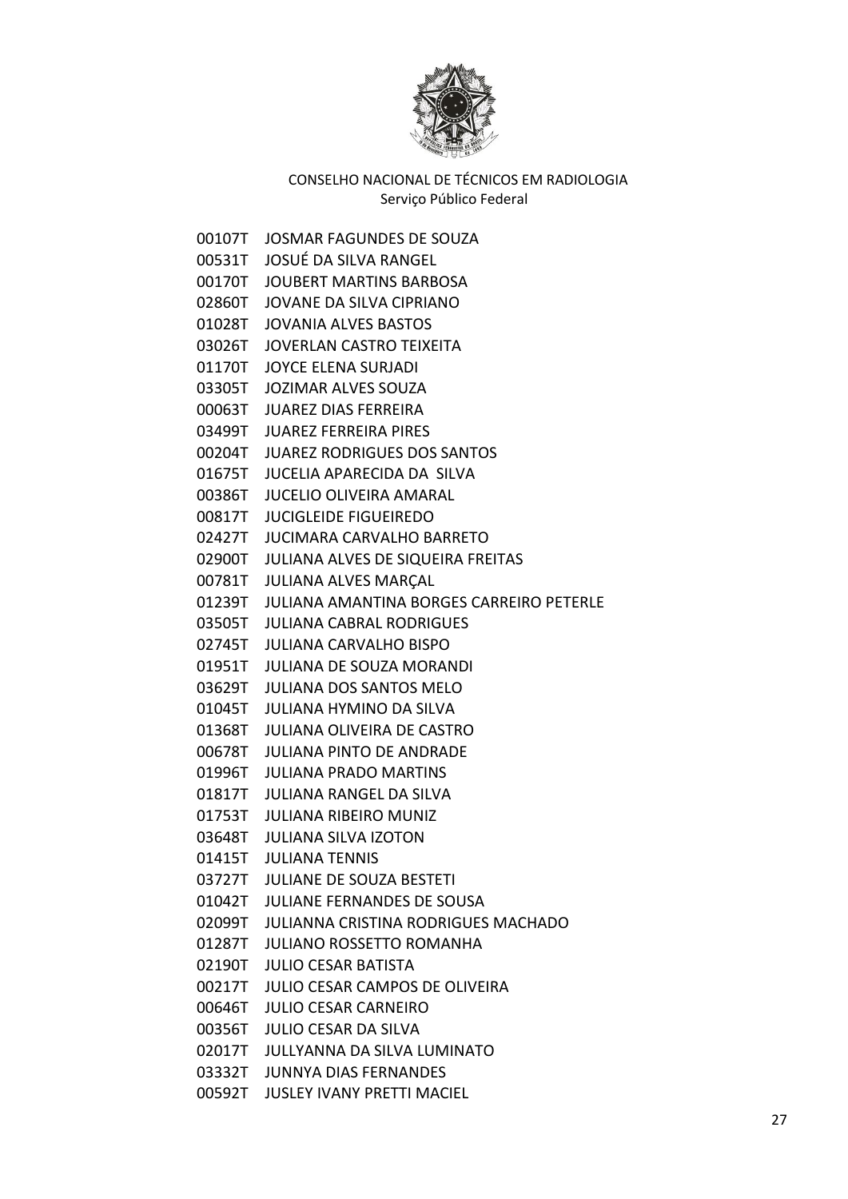CONSELHO NACIONAL DE TÉCNICOS EM RADIOLOGIA
Serviço Público Federal

00107T JOSMAR FAGUNDES DE SOUZA
00531T JOSUÉ DA SILVA RANGEL
00170T JOUBERT MARTINS BARBOSA
02860T JOVANE DA SILVA CIPRIANO
01028T JOVANIA ALVES BASTOS
03026T JOVERLAN CASTRO TEIXEITA
01170T JOYCE ELENA SURJADI
03305T JOZIMAR ALVES SOUZA
00063T JUAREZ DIAS FERREIRA
03499T JUAREZ FERREIRA PIRES
00204T JUAREZ RODRIGUES DOS SANTOS
01675T JUCELIA APARECIDA DA SILVA
00386T JUCELIO OLIVEIRA AMARAL
00817T JUCIGLEIDE FIGUEIREDO
02427T JUCIMARA CARVALHO BARRETO
02900T JULIANA ALVES DE SIQUEIRA FREITAS
00781T JULIANA ALVES MARÇAL
01239T JULIANA AMANTINA BORGES CARREIRO PETERLE
03505T JULIANA CABRAL RODRIGUES
02745T JULIANA CARVALHO BISPO
01951T JULIANA DE SOUZA MORANDI
03629T JULIANA DOS SANTOS MELO
01045T JULIANA HYMINO DA SILVA
01368T JULIANA OLIVEIRA DE CASTRO
00678T JULIANA PINTO DE ANDRADE
01996T JULIANA PRADO MARTINS
01817T JULIANA RANGEL DA SILVA
01753T JULIANA RIBEIRO MUNIZ
03648T JULIANA SILVA IZOTON
01415T JULIANA TENNIS
03727T JULIANE DE SOUZA BESTETI
01042T JULIANE FERNANDES DE SOUSA
02099T JULIANNA CRISTINA RODRIGUES MACHADO
01287T JULIANO ROSSETTO ROMANHA
02190T JULIO CESAR BATISTA
00217T JULIO CESAR CAMPOS DE OLIVEIRA
00646T JULIO CESAR CARNEIRO
00356T JULIO CESAR DA SILVA
02017T JULLYANNA DA SILVA LUMINATO
03332T JUNNYA DIAS FERNANDES
00592T JUSLEY IVANY PRETTI MACIEL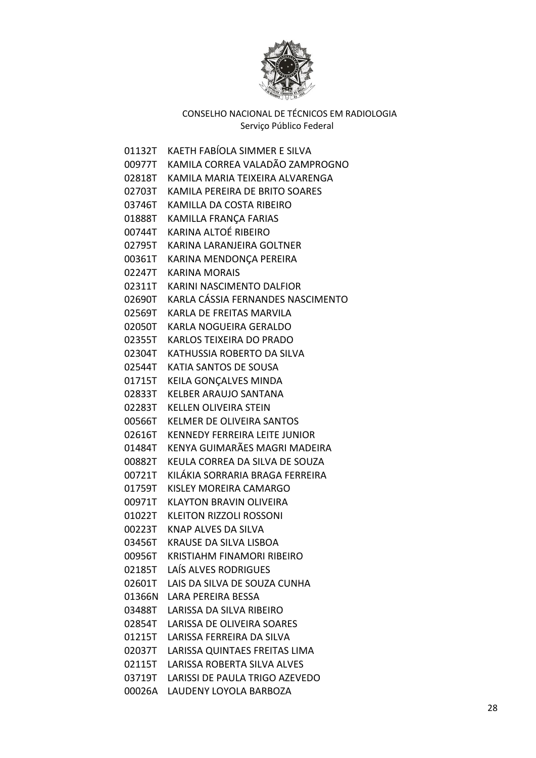CONSELHO NACIONAL DE TÉCNICOS EM RADIOLOGIA
Serviço Público Federal

01132T KAETH FABÍOLA SIMMER E SILVA
00977T KAMILA CORREA VALADÃO ZAMPROGNO
02818T KAMILA MARIA TEIXEIRA ALVARENGA
02703T KAMILA PEREIRA DE BRITO SOARES
03746T KAMILLA DA COSTA RIBEIRO
01888T KAMILLA FRANÇA FARIAS
00744T KARINA ALTOÉ RIBEIRO
02795T KARINA LARANJEIRA GOLTNER
00361T KARINA MENDONÇA PEREIRA
02247T KARINA MORAIS
02311T KARINI NASCIMENTO DALFIOR
02690T KARLA CÁSSIA FERNANDES NASCIMENTO
02569T KARLA DE FREITAS MARVILA
02050T KARLA NOGUEIRA GERALDO
02355T KARLOS TEIXEIRA DO PRADO
02304T KATHUSSIA ROBERTO DA SILVA
02544T KATIA SANTOS DE SOUSA
01715T KEILA GONÇALVES MINDA
02833T KELBER ARAUJO SANTANA
02283T KELLEN OLIVEIRA STEIN
00566T KELMER DE OLIVEIRA SANTOS
02616T KENNEDY FERREIRA LEITE JUNIOR
01484T KENYA GUIMARÃES MAGRI MADEIRA
00882T KEULA CORREA DA SILVA DE SOUZA
00721T KILÁKIA SORRARIA BRAGA FERREIRA
01759T KISLEY MOREIRA CAMARGO
00971T KLAYTON BRAVIN OLIVEIRA
01022T KLEITON RIZZOLI ROSSONI
00223T KNAP ALVES DA SILVA
03456T KRAUSE DA SILVA LISBOA
00956T KRISTIAHM FINAMORI RIBEIRO
02185T LAÍS ALVES RODRIGUES
02601T LAIS DA SILVA DE SOUZA CUNHA
01366N LARA PEREIRA BESSA
03488T LARISSA DA SILVA RIBEIRO
02854T LARISSA DE OLIVEIRA SOARES
01215T LARISSA FERREIRA DA SILVA
02037T LARISSA QUINTAES FREITAS LIMA
02115T LARISSA ROBERTA SILVA ALVES
03719T LARISSI DE PAULA TRIGO AZEVEDO
00026A LAUDENY LOYOLA BARBOZA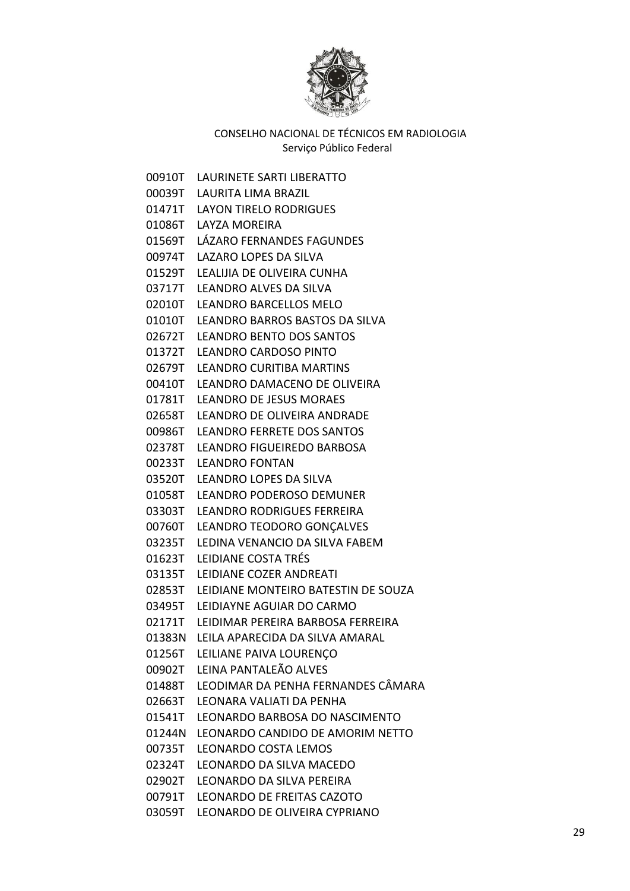CONSELHO NACIONAL DE TÉCNICOS EM RADIOLOGIA
Serviço Público Federal

| | |
|---|---|
| 00910T | LAURINETE SARTI LIBERATTO |
| 00039T | LAURITA LIMA BRAZIL |
| 01471T | LAYON TIRELO RODRIGUES |
| 01086T | LAYZA MOREIRA |
| 01569T | LÁZARO FERNANDES FAGUNDES |
| 00974T | LAZARO LOPES DA SILVA |
| 01529T | LEALIJIA DE OLIVEIRA CUNHA |
| 03717T | LEANDRO ALVES DA SILVA |
| 02010T | LEANDRO BARCELLOS MELO |
| 01010T | LEANDRO BARROS BASTOS DA SILVA |
| 02672T | LEANDRO BENTO DOS SANTOS |
| 01372T | LEANDRO CARDOSO PINTO |
| 02679T | LEANDRO CURITIBA MARTINS |
| 00410T | LEANDRO DAMACENO DE OLIVEIRA |
| 01781T | LEANDRO DE JESUS MORAES |
| 02658T | LEANDRO DE OLIVEIRA ANDRADE |
| 00986T | LEANDRO FERRETE DOS SANTOS |
| 02378T | LEANDRO FIGUEIREDO BARBOSA |
| 00233T | LEANDRO FONTAN |
| 03520T | LEANDRO LOPES DA SILVA |
| 01058T | LEANDRO PODEROSO DEMUNER |
| 03303T | LEANDRO RODRIGUES FERREIRA |
| 00760T | LEANDRO TEODORO GONÇALVES |
| 03235T | LEDINA VENANCIO DA SILVA FABEM |
| 01623T | LEIDIANE COSTA TRÉS |
| 03135T | LEIDIANE COZER ANDREATI |
| 02853T | LEIDIANE MONTEIRO BATESTIN DE SOUZA |
| 03495T | LEIDIAYNE AGUIAR DO CARMO |
| 02171T | LEIDIMAR PEREIRA BARBOSA FERREIRA |
| 01383N | LEILA APARECIDA DA SILVA AMARAL |
| 01256T | LEILIANE PAIVA LOURENÇO |
| 00902T | LEINA PANTALEÃO ALVES |
| 01488T | LEODIMAR DA PENHA FERNANDES CÂMARA |
| 02663T | LEONARA VALIATI DA PENHA |
| 01541T | LEONARDO BARBOSA DO NASCIMENTO |
| 01244N | LEONARDO CANDIDO DE AMORIM NETTO |
| 00735T | LEONARDO COSTA LEMOS |
| 02324T | LEONARDO DA SILVA MACEDO |
| 02902T | LEONARDO DA SILVA PEREIRA |
| 00791T | LEONARDO DE FREITAS CAZOTO |
| 03059T | LEONARDO DE OLIVEIRA CYPRIANO |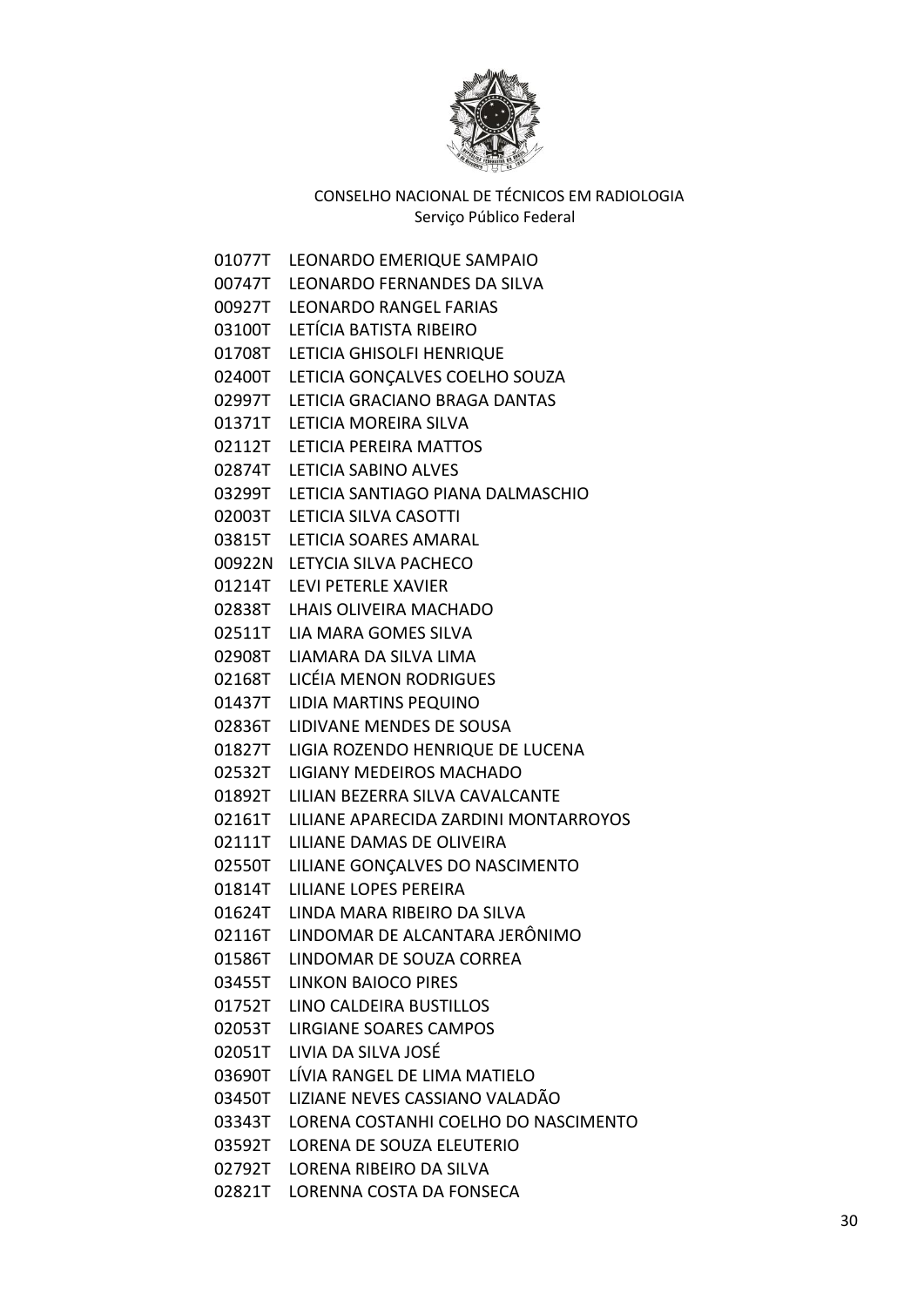CONSELHO NACIONAL DE TÉCNICOS EM RADIOLOGIA
Serviço Público Federal

01077T LEONARDO EMERIQUE SAMPAIO
00747T LEONARDO FERNANDES DA SILVA
00927T LEONARDO RANGEL FARIAS
03100T LETÍCIA BATISTA RIBEIRO
01708T LETICIA GHISOLFI HENRIQUE
02400T LETICIA GONÇALVES COELHO SOUZA
02997T LETICIA GRACIANO BRAGA DANTAS
01371T LETICIA MOREIRA SILVA
02112T LETICIA PEREIRA MATTOS
02874T LETICIA SABINO ALVES
03299T LETICIA SANTIAGO PIANA DALMASCHIO
02003T LETICIA SILVA CASOTTI
03815T LETICIA SOARES AMARAL
00922N LETYCIA SILVA PACHECO
01214T LEVI PETERLE XAVIER
02838T LHAIS OLIVEIRA MACHADO
02511T LIA MARA GOMES SILVA
02908T LIAMARA DA SILVA LIMA
02168T LICÉIA MENON RODRIGUES
01437T LIDIA MARTINS PEQUINO
02836T LIDIVANE MENDES DE SOUSA
01827T LIGIA ROZENDO HENRIQUE DE LUCENA
02532T LIGIANY MEDEIROS MACHADO
01892T LILIAN BEZERRA SILVA CAVALCANTE
02161T LILIANE APARECIDA ZARDINI MONTARROYOS
02111T LILIANE DAMAS DE OLIVEIRA
02550T LILIANE GONÇALVES DO NASCIMENTO
01814T LILIANE LOPES PEREIRA
01624T LINDA MARA RIBEIRO DA SILVA
02116T LINDOMAR DE ALCANTARA JERÔNIMO
01586T LINDOMAR DE SOUZA CORREA
03455T LINKON BAIOCO PIRES
01752T LINO CALDEIRA BUSTILLOS
02053T LIRGIANE SOARES CAMPOS
02051T LIVIA DA SILVA JOSÉ
03690T LÍVIA RANGEL DE LIMA MATIELO
03450T LIZIANE NEVES CASSIANO VALADÃO
03343T LORENA COSTANHI COELHO DO NASCIMENTO
03592T LORENA DE SOUZA ELEUTERIO
02792T LORENA RIBEIRO DA SILVA
02821T LORENNA COSTA DA FONSECA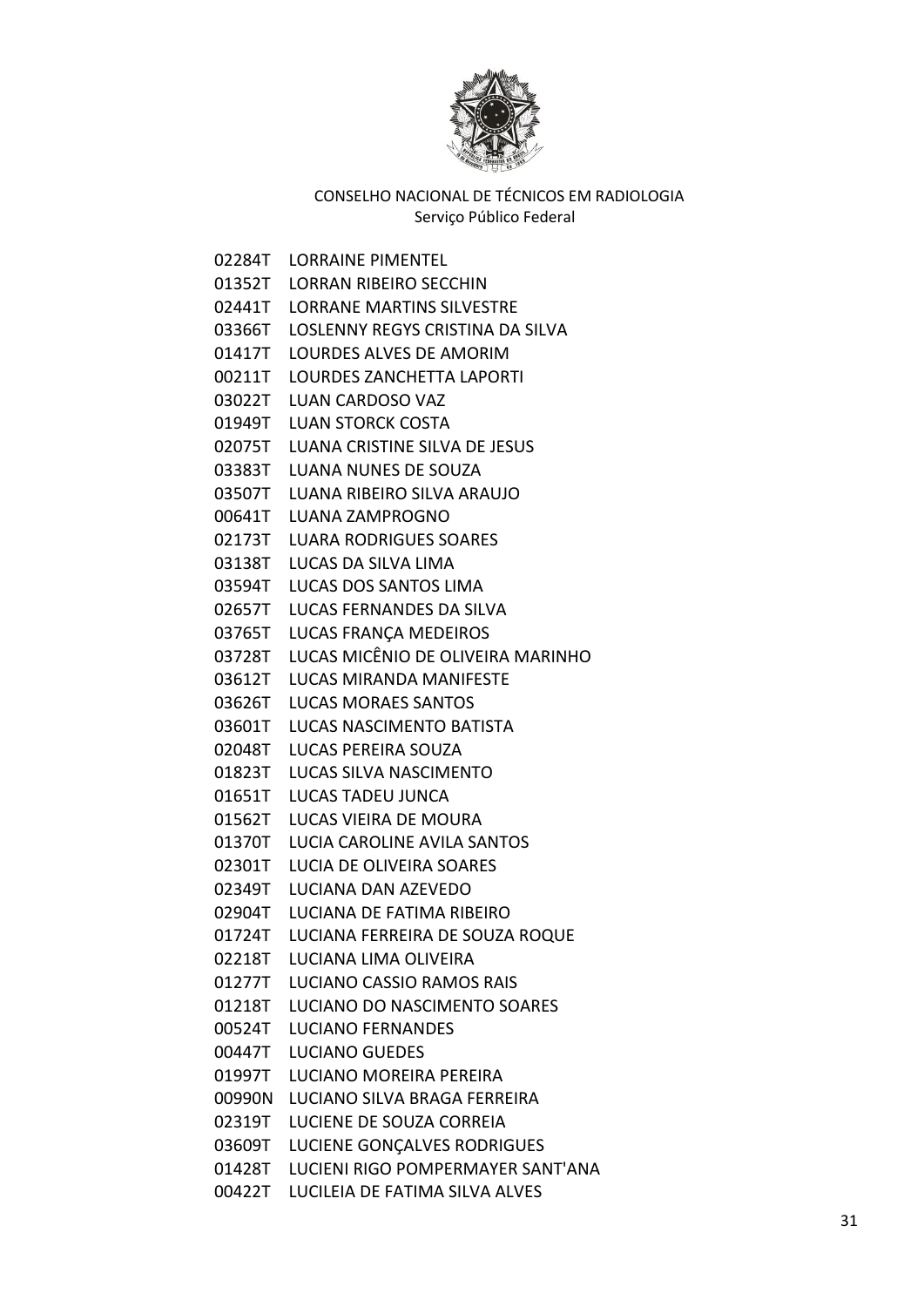CONSELHO NACIONAL DE TÉCNICOS EM RADIOLOGIA
Serviço Público Federal

02284T LORRAINE PIMENTEL
01352T LORRAN RIBEIRO SECCHIN
02441T LORRANE MARTINS SILVESTRE
03366T LOSLENNY REGYS CRISTINA DA SILVA
01417T LOURDES ALVES DE AMORIM
00211T LOURDES ZANCHETTA LAPORTI
03022T LUAN CARDOSO VAZ
01949T LUAN STORCK COSTA
02075T LUANA CRISTINE SILVA DE JESUS
03383T LUANA NUNES DE SOUZA
03507T LUANA RIBEIRO SILVA ARAUJO
00641T LUANA ZAMPROGNO
02173T LUARA RODRIGUES SOARES
03138T LUCAS DA SILVA LIMA
03594T LUCAS DOS SANTOS LIMA
02657T LUCAS FERNANDES DA SILVA
03765T LUCAS FRANÇA MEDEIROS
03728T LUCAS MICÊNIO DE OLIVEIRA MARINHO
03612T LUCAS MIRANDA MANIFESTE
03626T LUCAS MORAES SANTOS
03601T LUCAS NASCIMENTO BATISTA
02048T LUCAS PEREIRA SOUZA
01823T LUCAS SILVA NASCIMENTO
01651T LUCAS TADEU JUNCA
01562T LUCAS VIEIRA DE MOURA
01370T LUCIA CAROLINE AVILA SANTOS
02301T LUCIA DE OLIVEIRA SOARES
02349T LUCIANA DAN AZEVEDO
02904T LUCIANA DE FATIMA RIBEIRO
01724T LUCIANA FERREIRA DE SOUZA ROQUE
02218T LUCIANA LIMA OLIVEIRA
01277T LUCIANO CASSIO RAMOS RAIS
01218T LUCIANO DO NASCIMENTO SOARES
00524T LUCIANO FERNANDES
00447T LUCIANO GUEDES
01997T LUCIANO MOREIRA PEREIRA
00990N LUCIANO SILVA BRAGA FERREIRA
02319T LUCIENE DE SOUZA CORREIA
03609T LUCIENE GONÇALVES RODRIGUES
01428T LUCIENI RIGO POMPERMAYER SANT'ANA
00422T LUCILEIA DE FATIMA SILVA ALVES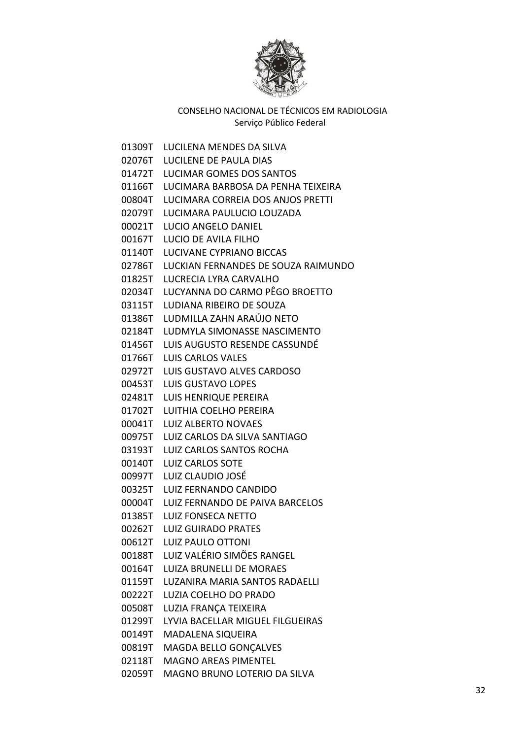CONSELHO NACIONAL DE TÉCNICOS EM RADIOLOGIA
Serviço Público Federal

01309T LUCILENA MENDES DA SILVA
02076T LUCILENE DE PAULA DIAS
01472T LUCIMAR GOMES DOS SANTOS
01166T LUCIMARA BARBOSA DA PENHA TEIXEIRA
00804T LUCIMARA CORREIA DOS ANJOS PRETTI
02079T LUCIMARA PAULUCIO LOUZADA
00021T LUCIO ANGELO DANIEL
00167T LUCIO DE AVILA FILHO
01140T LUCIVANE CYPRIANO BICCAS
02786T LUCKIAN FERNANDES DE SOUZA RAIMUNDO
01825T LUCRECIA LYRA CARVALHO
02034T LUCYANNA DO CARMO PÊGO BROETTO
03115T LUDIANA RIBEIRO DE SOUZA
01386T LUDMILLA ZAHN ARAÚJO NETO
02184T LUDMYLA SIMONASSE NASCIMENTO
01456T LUIS AUGUSTO RESENDE CASSUNDÉ
01766T LUIS CARLOS VALES
02972T LUIS GUSTAVO ALVES CARDOSO
00453T LUIS GUSTAVO LOPES
02481T LUIS HENRIQUE PEREIRA
01702T LUITHIA COELHO PEREIRA
00041T LUIZ ALBERTO NOVAES
00975T LUIZ CARLOS DA SILVA SANTIAGO
03193T LUIZ CARLOS SANTOS ROCHA
00140T LUIZ CARLOS SOTE
00997T LUIZ CLAUDIO JOSÉ
00325T LUIZ FERNANDO CANDIDO
00004T LUIZ FERNANDO DE PAIVA BARCELOS
01385T LUIZ FONSECA NETTO
00262T LUIZ GUIRADO PRATES
00612T LUIZ PAULO OTTONI
00188T LUIZ VALÉRIO SIMÕES RANGEL
00164T LUIZA BRUNELLI DE MORAES
01159T LUZANIRA MARIA SANTOS RADAELLI
00222T LUZIA COELHO DO PRADO
00508T LUZIA FRANÇA TEIXEIRA
01299T LYVIA BACELLAR MIGUEL FILGUEIRAS
00149T MADALENA SIQUEIRA
00819T MAGDA BELLO GONÇALVES
02118T MAGNO AREAS PIMENTEL
02059T MAGNO BRUNO LOTERIO DA SILVA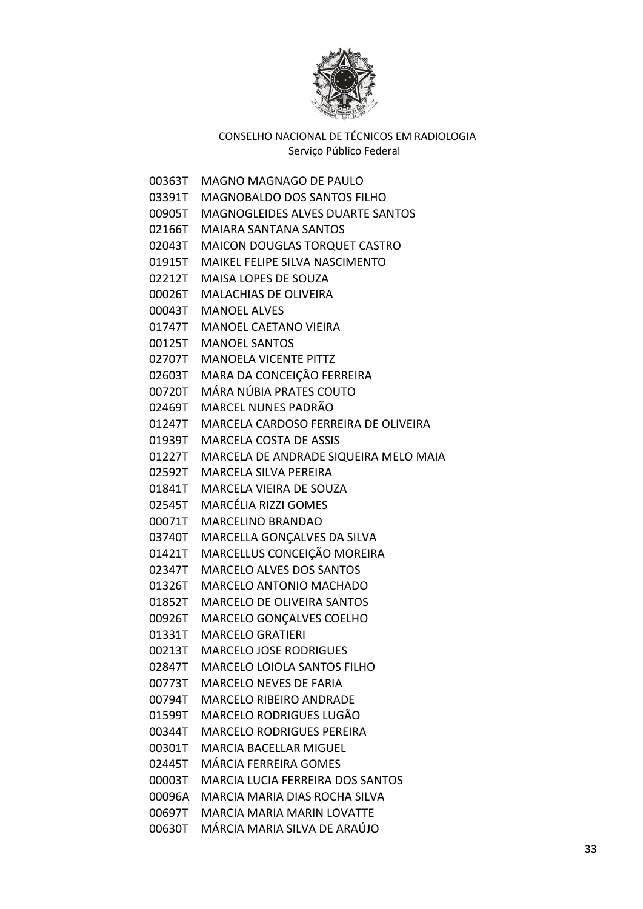CONSELHO NACIONAL DE TÉCNICOS EM RADIOLOGIA
Serviço Público Federal

00363T MAGNO MAGNAGO DE PAULO
03391T MAGNOBALDO DOS SANTOS FILHO
00905T MAGNOGLEIDES ALVES DUARTE SANTOS
02166T MAIARA SANTANA SANTOS
02043T MAICON DOUGLAS TORQUET CASTRO
01915T MAIKEL FELIPE SILVA NASCIMENTO
02212T MAISA LOPES DE SOUZA
00026T MALACHIAS DE OLIVEIRA
00043T MANOEL ALVES
01747T MANOEL CAETANO VIEIRA
00125T MANOEL SANTOS
02707T MANOELA VICENTE PITTZ
02603T MARA DA CONCEIÇÃO FERREIRA
00720T MÁRA NÚBIA PRATES COUTO
02469T MARCEL NUNES PADRÃO
01247T MARCELA CARDOSO FERREIRA DE OLIVEIRA
01939T MARCELA COSTA DE ASSIS
01227T MARCELA DE ANDRADE SIQUEIRA MELO MAIA
02592T MARCELA SILVA PEREIRA
01841T MARCELA VIEIRA DE SOUZA
02545T MARCÉLIA RIZZI GOMES
00071T MARCELINO BRANDAO
03740T MARCELLA GONÇALVES DA SILVA
01421T MARCELLUS CONCEIÇÃO MOREIRA
02347T MARCELO ALVES DOS SANTOS
01326T MARCELO ANTONIO MACHADO
01852T MARCELO DE OLIVEIRA SANTOS
00926T MARCELO GONÇALVES COELHO
01331T MARCELO GRATIERI
00213T MARCELO JOSE RODRIGUES
02847T MARCELO LOIOLA SANTOS FILHO
00773T MARCELO NEVES DE FARIA
00794T MARCELO RIBEIRO ANDRADE
01599T MARCELO RODRIGUES LUGÃO
00344T MARCELO RODRIGUES PEREIRA
00301T MARCIA BACELLAR MIGUEL
02445T MÁRCIA FERREIRA GOMES
00003T MARCIA LUCIA FERREIRA DOS SANTOS
00096A MARCIA MARIA DIAS ROCHA SILVA
00697T MARCIA MARIA MARIN LOVATTE
00630T MÁRCIA MARIA SILVA DE ARAÚJO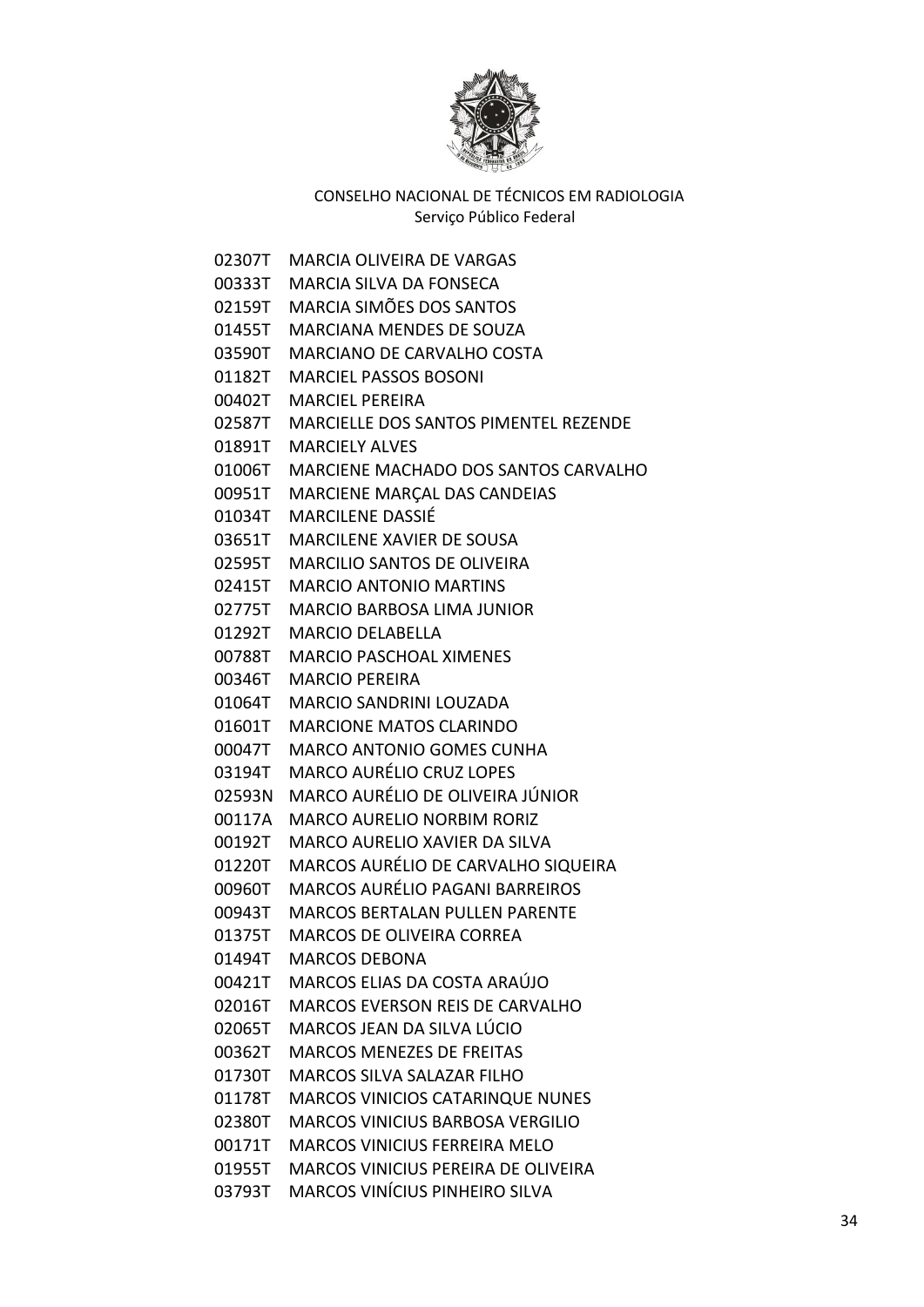CONSELHO NACIONAL DE TÉCNICOS EM RADIOLOGIA
Serviço Público Federal

| | |
|---|---|
| 02307T | MARCIA OLIVEIRA DE VARGAS |
| 00333T | MARCIA SILVA DA FONSECA |
| 02159T | MARCIA SIMÕES DOS SANTOS |
| 01455T | MARCIANA MENDES DE SOUZA |
| 03590T | MARCIANO DE CARVALHO COSTA |
| 01182T | MARCIEL PASSOS BOSONI |
| 00402T | MARCIEL PEREIRA |
| 02587T | MARCIELLE DOS SANTOS PIMENTEL REZENDE |
| 01891T | MARCIELY ALVES |
| 01006T | MARCIENE MACHADO DOS SANTOS CARVALHO |
| 00951T | MARCIENE MARÇAL DAS CANDEIAS |
| 01034T | MARCILENE DASSIÉ |
| 03651T | MARCILENE XAVIER DE SOUSA |
| 02595T | MARCILIO SANTOS DE OLIVEIRA |
| 02415T | MARCIO ANTONIO MARTINS |
| 02775T | MARCIO BARBOSA LIMA JUNIOR |
| 01292T | MARCIO DELABELLA |
| 00788T | MARCIO PASCHOAL XIMENES |
| 00346T | MARCIO PEREIRA |
| 01064T | MARCIO SANDRINI LOUZADA |
| 01601T | MARCIONE MATOS CLARINDO |
| 00047T | MARCO ANTONIO GOMES CUNHA |
| 03194T | MARCO AURÉLIO CRUZ LOPES |
| 02593N | MARCO AURÉLIO DE OLIVEIRA JÚNIOR |
| 00117A | MARCO AURELIO NORBIM RORIZ |
| 00192T | MARCO AURELIO XAVIER DA SILVA |
| 01220T | MARCOS AURÉLIO DE CARVALHO SIQUEIRA |
| 00960T | MARCOS AURÉLIO PAGANI BARREIROS |
| 00943T | MARCOS BERTALAN PULLEN PARENTE |
| 01375T | MARCOS DE OLIVEIRA CORREA |
| 01494T | MARCOS DEBONA |
| 00421T | MARCOS ELIAS DA COSTA ARAÚJO |
| 02016T | MARCOS EVERSON REIS DE CARVALHO |
| 02065T | MARCOS JEAN DA SILVA LÚCIO |
| 00362T | MARCOS MENEZES DE FREITAS |
| 01730T | MARCOS SILVA SALAZAR FILHO |
| 01178T | MARCOS VINICIOS CATARINQUE NUNES |
| 02380T | MARCOS VINICIUS BARBOSA VERGILIO |
| 00171T | MARCOS VINICIUS FERREIRA MELO |
| 01955T | MARCOS VINICIUS PEREIRA DE OLIVEIRA |
| 03793T | MARCOS VINÍCIUS PINHEIRO SILVA |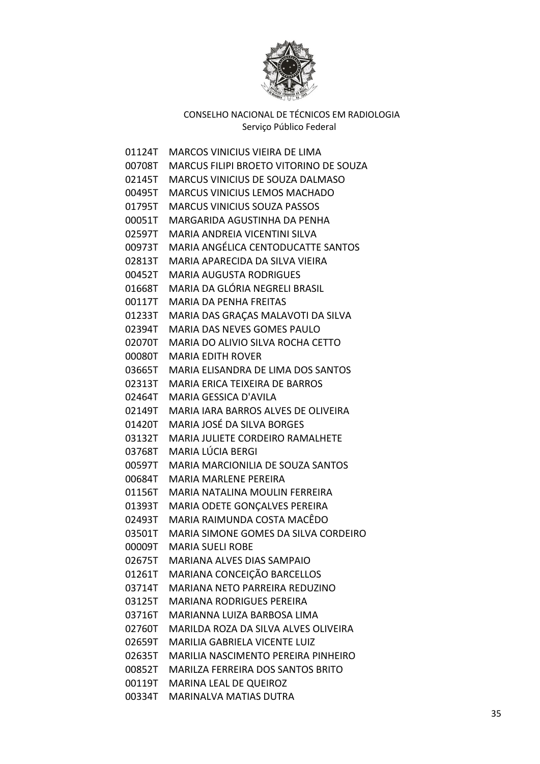CONSELHO NACIONAL DE TÉCNICOS EM RADIOLOGIA
Serviço Público Federal

01124T MARCOS VINICIUS VIEIRA DE LIMA
00708T MARCUS FILIPI BROETO VITORINO DE SOUZA
02145T MARCUS VINICIUS DE SOUZA DALMASO
00495T MARCUS VINICIUS LEMOS MACHADO
01795T MARCUS VINICIUS SOUZA PASSOS
00051T MARGARIDA AGUSTINHA DA PENHA
02597T MARIA ANDREIA VICENTINI SILVA
00973T MARIA ANGÉLICA CENTODUCATTE SANTOS
02813T MARIA APARECIDA DA SILVA VIEIRA
00452T MARIA AUGUSTA RODRIGUES
01668T MARIA DA GLÓRIA NEGRELI BRASIL
00117T MARIA DA PENHA FREITAS
01233T MARIA DAS GRAÇAS MALAVOTI DA SILVA
02394T MARIA DAS NEVES GOMES PAULO
02070T MARIA DO ALIVIO SILVA ROCHA CETTO
00080T MARIA EDITH ROVER
03665T MARIA ELISANDRA DE LIMA DOS SANTOS
02313T MARIA ERICA TEIXEIRA DE BARROS
02464T MARIA GESSICA D'AVILA
02149T MARIA IARA BARROS ALVES DE OLIVEIRA
01420T MARIA JOSÉ DA SILVA BORGES
03132T MARIA JULIETE CORDEIRO RAMALHETE
03768T MARIA LÚCIA BERGI
00597T MARIA MARCIONILIA DE SOUZA SANTOS
00684T MARIA MARLENE PEREIRA
01156T MARIA NATALINA MOULIN FERREIRA
01393T MARIA ODETE GONÇALVES PEREIRA
02493T MARIA RAIMUNDA COSTA MACÊDO
03501T MARIA SIMONE GOMES DA SILVA CORDEIRO
00009T MARIA SUELI ROBE
02675T MARIANA ALVES DIAS SAMPAIO
01261T MARIANA CONCEIÇÃO BARCELLOS
03714T MARIANA NETO PARREIRA REDUZINO
03125T MARIANA RODRIGUES PEREIRA
03716T MARIANNA LUIZA BARBOSA LIMA
02760T MARILDA ROZA DA SILVA ALVES OLIVEIRA
02659T MARILIA GABRIELA VICENTE LUIZ
02635T MARILIA NASCIMENTO PEREIRA PINHEIRO
00852T MARILZA FERREIRA DOS SANTOS BRITO
00119T MARINA LEAL DE QUEIROZ
00334T MARINALVA MATIAS DUTRA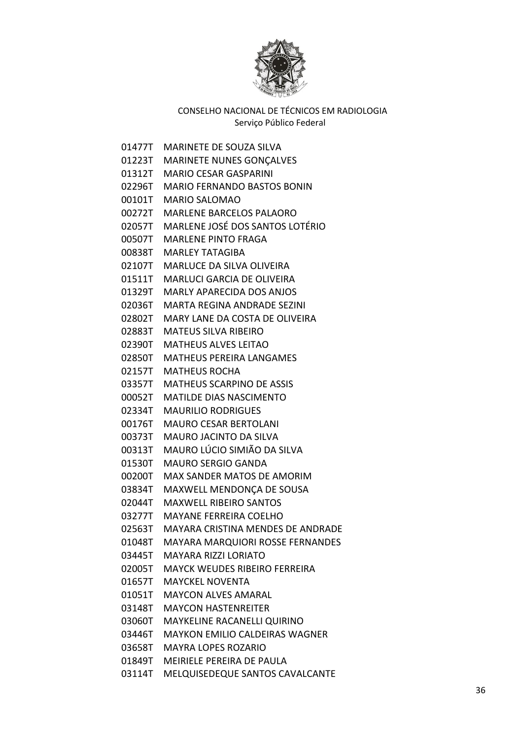CONSELHO NACIONAL DE TÉCNICOS EM RADIOLOGIA
Serviço Público Federal

01477T MARINETE DE SOUZA SILVA
01223T MARINETE NUNES GONÇALVES
01312T MARIO CESAR GASPARINI
02296T MARIO FERNANDO BASTOS BONIN
00101T MARIO SALOMAO
00272T MARLENE BARCELOS PALAORO
02057T MARLENE JOSÉ DOS SANTOS LOTÉRIO
00507T MARLENE PINTO FRAGA
00838T MARLEY TATAGIBA
02107T MARLUCE DA SILVA OLIVEIRA
01511T MARLUCI GARCIA DE OLIVEIRA
01329T MARLY APARECIDA DOS ANJOS
02036T MARTA REGINA ANDRADE SEZINI
02802T MARY LANE DA COSTA DE OLIVEIRA
02883T MATEUS SILVA RIBEIRO
02390T MATHEUS ALVES LEITAO
02850T MATHEUS PEREIRA LANGAMES
02157T MATHEUS ROCHA
03357T MATHEUS SCARPINO DE ASSIS
00052T MATILDE DIAS NASCIMENTO
02334T MAURILIO RODRIGUES
00176T MAURO CESAR BERTOLANI
00373T MAURO JACINTO DA SILVA
00313T MAURO LÚCIO SIMIÃO DA SILVA
01530T MAURO SERGIO GANDA
00200T MAX SANDER MATOS DE AMORIM
03834T MAXWELL MENDONÇA DE SOUSA
02044T MAXWELL RIBEIRO SANTOS
03277T MAYANE FERREIRA COELHO
02563T MAYARA CRISTINA MENDES DE ANDRADE
01048T MAYARA MARQUIORI ROSSE FERNANDES
03445T MAYARA RIZZI LORIATO
02005T MAYCK WEUDES RIBEIRO FERREIRA
01657T MAYCKEL NOVENTA
01051T MAYCON ALVES AMARAL
03148T MAYCON HASTENREITER
03060T MAYKELINE RACANELLI QUIRINO
03446T MAYKON EMILIO CALDEIRAS WAGNER
03658T MAYRA LOPES ROZARIO
01849T MEIRIELE PEREIRA DE PAULA
03114T MELQUISEDEQUE SANTOS CAVALCANTE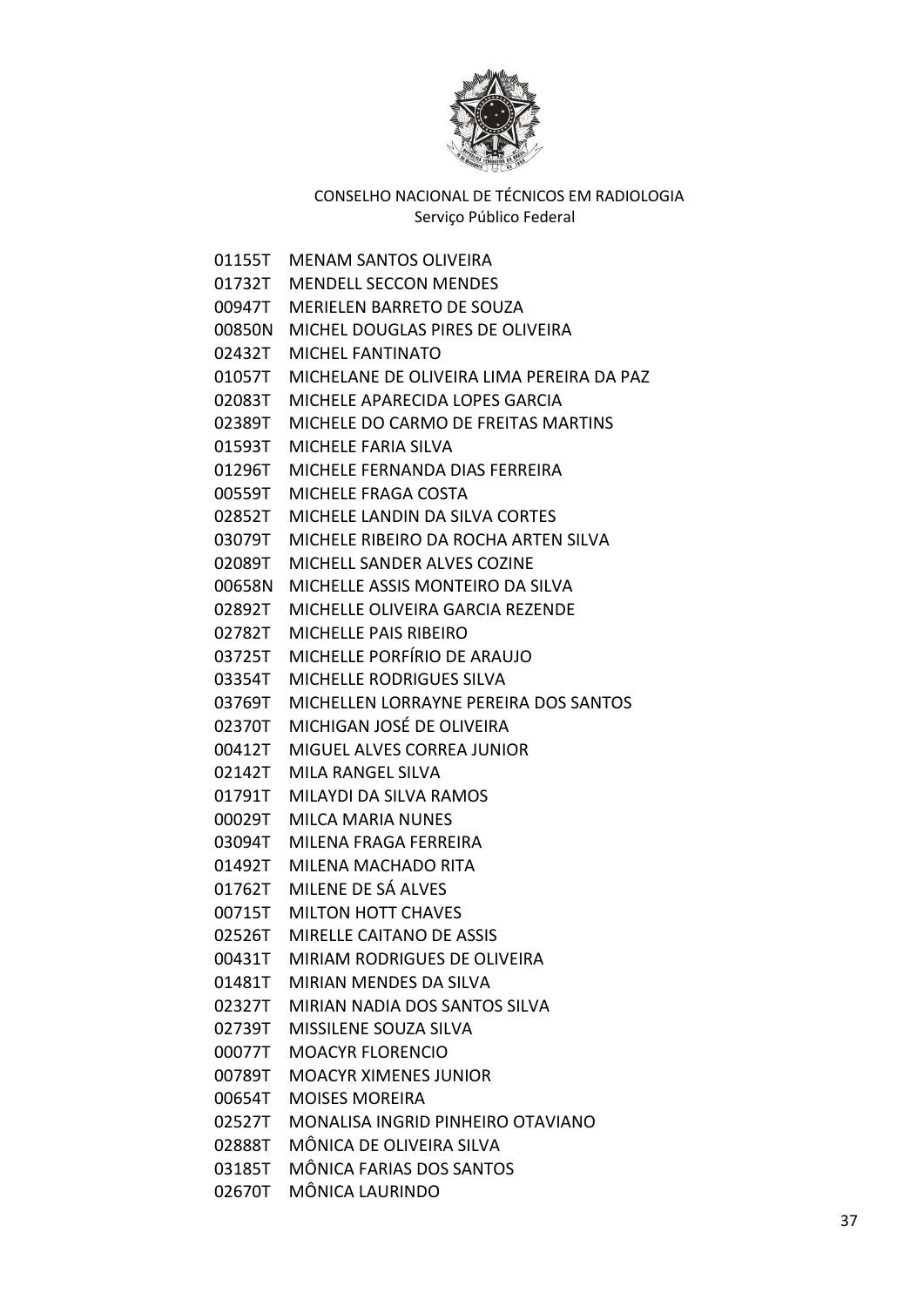CONSELHO NACIONAL DE TÉCNICOS EM RADIOLOGIA
Serviço Público Federal

01155T MENAM SANTOS OLIVEIRA
01732T MENDELL SECCON MENDES
00947T MERIELEN BARRETO DE SOUZA
00850N MICHEL DOUGLAS PIRES DE OLIVEIRA
02432T MICHEL FANTINATO
01057T MICHELANE DE OLIVEIRA LIMA PEREIRA DA PAZ
02083T MICHELE APARECIDA LOPES GARCIA
02389T MICHELE DO CARMO DE FREITAS MARTINS
01593T MICHELE FARIA SILVA
01296T MICHELE FERNANDA DIAS FERREIRA
00559T MICHELE FRAGA COSTA
02852T MICHELE LANDIN DA SILVA CORTES
03079T MICHELE RIBEIRO DA ROCHA ARTEN SILVA
02089T MICHELL SANDER ALVES COZINE
00658N MICHELLE ASSIS MONTEIRO DA SILVA
02892T MICHELLE OLIVEIRA GARCIA REZENDE
02782T MICHELLE PAIS RIBEIRO
03725T MICHELLE PORFÍRIO DE ARAUJO
03354T MICHELLE RODRIGUES SILVA
03769T MICHELLEN LORRAYNE PEREIRA DOS SANTOS
02370T MICHIGAN JOSÉ DE OLIVEIRA
00412T MIGUEL ALVES CORREA JUNIOR
02142T MILA RANGEL SILVA
01791T MILAYDI DA SILVA RAMOS
00029T MILCA MARIA NUNES
03094T MILENA FRAGA FERREIRA
01492T MILENA MACHADO RITA
01762T MILENE DE SÁ ALVES
00715T MILTON HOTT CHAVES
02526T MIRELLE CAITANO DE ASSIS
00431T MIRIAM RODRIGUES DE OLIVEIRA
01481T MIRIAN MENDES DA SILVA
02327T MIRIAN NADIA DOS SANTOS SILVA
02739T MISSILENE SOUZA SILVA
00077T MOACYR FLORENCIO
00789T MOACYR XIMENES JUNIOR
00654T MOISES MOREIRA
02527T MONALISA INGRID PINHEIRO OTAVIANO
02888T MÔNICA DE OLIVEIRA SILVA
03185T MÔNICA FARIAS DOS SANTOS
02670T MÔNICA LAURINDO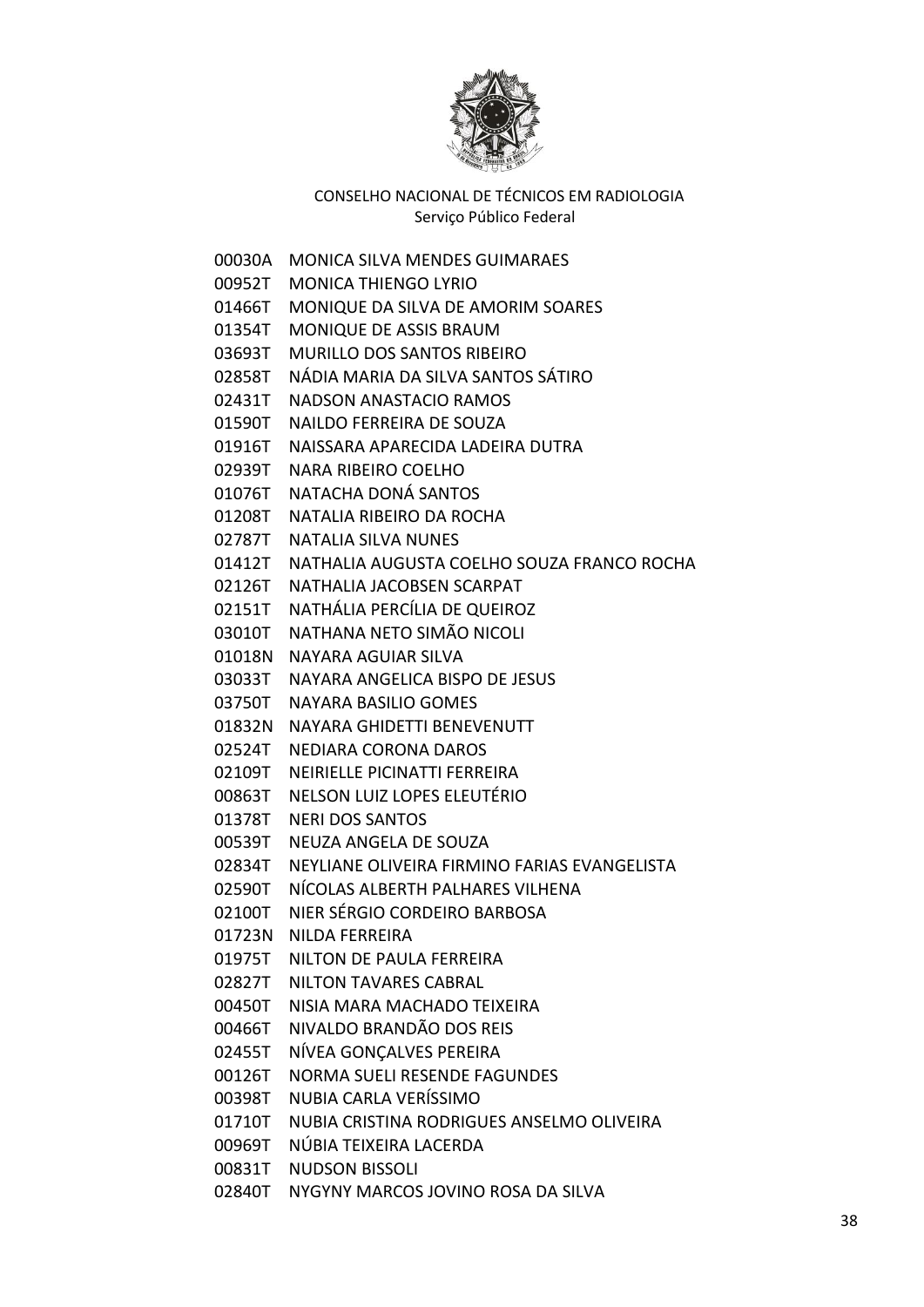CONSELHO NACIONAL DE TÉCNICOS EM RADIOLOGIA
Serviço Público Federal

00030A MONICA SILVA MENDES GUIMARAES
00952T MONICA THIENGO LYRIO
01466T MONIQUE DA SILVA DE AMORIM SOARES
01354T MONIQUE DE ASSIS BRAUM
03693T MURILLO DOS SANTOS RIBEIRO
02858T NÁDIA MARIA DA SILVA SANTOS SÁTIRO
02431T NADSON ANASTACIO RAMOS
01590T NAILDO FERREIRA DE SOUZA
01916T NAISSARA APARECIDA LADEIRA DUTRA
02939T NARA RIBEIRO COELHO
01076T NATACHA DONÁ SANTOS
01208T NATALIA RIBEIRO DA ROCHA
02787T NATALIA SILVA NUNES
01412T NATHALIA AUGUSTA COELHO SOUZA FRANCO ROCHA
02126T NATHALIA JACOBSEN SCARPAT
02151T NATHÁLIA PERCÍLIA DE QUEIROZ
03010T NATHANA NETO SIMÃO NICOLI
01018N NAYARA AGUIAR SILVA
03033T NAYARA ANGELICA BISPO DE JESUS
03750T NAYARA BASILIO GOMES
01832N NAYARA GHIDETTI BENEVENUTT
02524T NEDIARA CORONA DAROS
02109T NEIRIELLE PICINATTI FERREIRA
00863T NELSON LUIZ LOPES ELEUTÉRIO
01378T NERI DOS SANTOS
00539T NEUZA ANGELA DE SOUZA
02834T NEYLIANE OLIVEIRA FIRMINO FARIAS EVANGELISTA
02590T NÍCOLAS ALBERTH PALHARES VILHENA
02100T NIER SÉRGIO CORDEIRO BARBOSA
01723N NILDA FERREIRA
01975T NILTON DE PAULA FERREIRA
02827T NILTON TAVARES CABRAL
00450T NISIA MARA MACHADO TEIXEIRA
00466T NIVALDO BRANDÃO DOS REIS
02455T NÍVEA GONÇALVES PEREIRA
00126T NORMA SUELI RESENDE FAGUNDES
00398T NUBIA CARLA VERÍSSIMO
01710T NUBIA CRISTINA RODRIGUES ANSELMO OLIVEIRA
00969T NÚBIA TEIXEIRA LACERDA
00831T NUDSON BISSOLI
02840T NYGYNY MARCOS JOVINO ROSA DA SILVA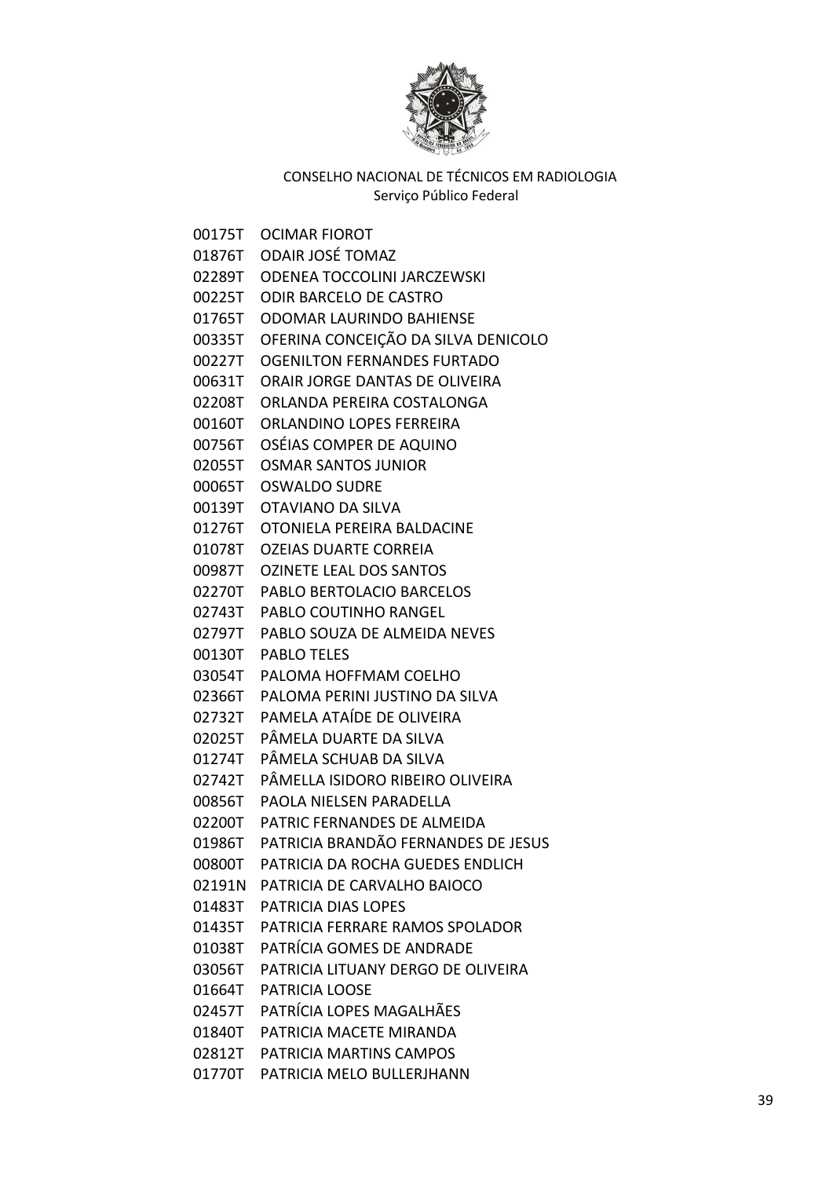CONSELHO NACIONAL DE TÉCNICOS EM RADIOLOGIA
Serviço Público Federal

00175T OCIMAR FIOROT
01876T ODAIR JOSÉ TOMAZ
02289T ODENEA TOCCOLINI JARCZEWSKI
00225T ODIR BARCELO DE CASTRO
01765T ODOMAR LAURINDO BAHIENSE
00335T OFERINA CONCEIÇÃO DA SILVA DENICOLO
00227T OGENILTON FERNANDES FURTADO
00631T ORAIR JORGE DANTAS DE OLIVEIRA
02208T ORLANDA PEREIRA COSTALONGA
00160T ORLANDINO LOPES FERREIRA
00756T OSÉIAS COMPER DE AQUINO
02055T OSMAR SANTOS JUNIOR
00065T OSWALDO SUDRE
00139T OTAVIANO DA SILVA
01276T OTONIELA PEREIRA BALDACINE
01078T OZEIAS DUARTE CORREIA
00987T OZINETE LEAL DOS SANTOS
02270T PABLO BERTOLACIO BARCELOS
02743T PABLO COUTINHO RANGEL
02797T PABLO SOUZA DE ALMEIDA NEVES
00130T PABLO TELES
03054T PALOMA HOFFMAM COELHO
02366T PALOMA PERINI JUSTINO DA SILVA
02732T PAMELA ATAÍDE DE OLIVEIRA
02025T PÂMELA DUARTE DA SILVA
01274T PÂMELA SCHUAB DA SILVA
02742T PÂMELLA ISIDORO RIBEIRO OLIVEIRA
00856T PAOLA NIELSEN PARADELLA
02200T PATRIC FERNANDES DE ALMEIDA
01986T PATRICIA BRANDÃO FERNANDES DE JESUS
00800T PATRICIA DA ROCHA GUEDES ENDLICH
02191N PATRICIA DE CARVALHO BAIOCO
01483T PATRICIA DIAS LOPES
01435T PATRICIA FERRARE RAMOS SPOLADOR
01038T PATRÍCIA GOMES DE ANDRADE
03056T PATRICIA LITUANY DERGO DE OLIVEIRA
01664T PATRICIA LOOSE
02457T PATRÍCIA LOPES MAGALHÃES
01840T PATRICIA MACETE MIRANDA
02812T PATRICIA MARTINS CAMPOS
01770T PATRICIA MELO BULLERJHANN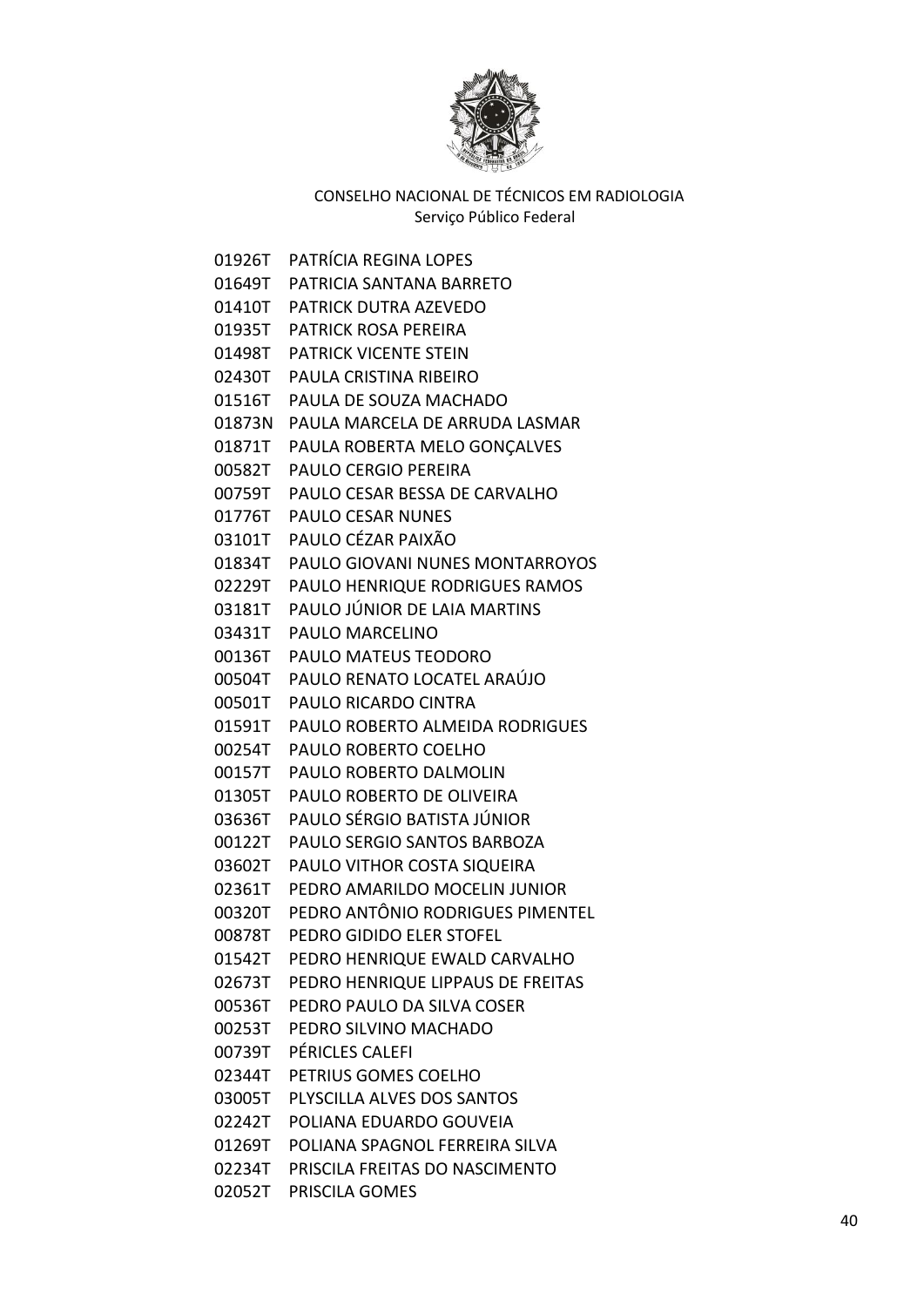CONSELHO NACIONAL DE TÉCNICOS EM RADIOLOGIA
Serviço Público Federal

01926T PATRÍCIA REGINA LOPES
01649T PATRICIA SANTANA BARRETO
01410T PATRICK DUTRA AZEVEDO
01935T PATRICK ROSA PEREIRA
01498T PATRICK VICENTE STEIN
02430T PAULA CRISTINA RIBEIRO
01516T PAULA DE SOUZA MACHADO
01873N PAULA MARCELA DE ARRUDA LASMAR
01871T PAULA ROBERTA MELO GONÇALVES
00582T PAULO CERGIO PEREIRA
00759T PAULO CESAR BESSA DE CARVALHO
01776T PAULO CESAR NUNES
03101T PAULO CÉZAR PAIXÃO
01834T PAULO GIOVANI NUNES MONTARROYOS
02229T PAULO HENRIQUE RODRIGUES RAMOS
03181T PAULO JÚNIOR DE LAIA MARTINS
03431T PAULO MARCELINO
00136T PAULO MATEUS TEODORO
00504T PAULO RENATO LOCATEL ARAÚJO
00501T PAULO RICARDO CINTRA
01591T PAULO ROBERTO ALMEIDA RODRIGUES
00254T PAULO ROBERTO COELHO
00157T PAULO ROBERTO DALMOLIN
01305T PAULO ROBERTO DE OLIVEIRA
03636T PAULO SÉRGIO BATISTA JÚNIOR
00122T PAULO SERGIO SANTOS BARBOZA
03602T PAULO VITHOR COSTA SIQUEIRA
02361T PEDRO AMARILDO MOCELIN JUNIOR
00320T PEDRO ANTÔNIO RODRIGUES PIMENTEL
00878T PEDRO GIDIDO ELER STOFEL
01542T PEDRO HENRIQUE EWALD CARVALHO
02673T PEDRO HENRIQUE LIPPAUS DE FREITAS
00536T PEDRO PAULO DA SILVA COSER
00253T PEDRO SILVINO MACHADO
00739T PÉRICLES CALEFI
02344T PETRIUS GOMES COELHO
03005T PLYSCILLA ALVES DOS SANTOS
02242T POLIANA EDUARDO GOUVEIA
01269T POLIANA SPAGNOL FERREIRA SILVA
02234T PRISCILA FREITAS DO NASCIMENTO
02052T PRISCILA GOMES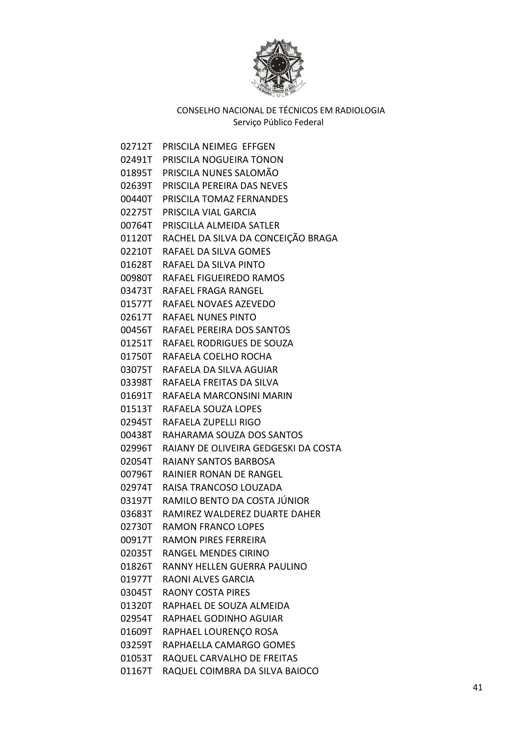CONSELHO NACIONAL DE TÉCNICOS EM RADIOLOGIA
Serviço Público Federal

02712T PRISCILA NEIMEG EFFGEN
02491T PRISCILA NOGUEIRA TONON
01895T PRISCILA NUNES SALOMÃO
02639T PRISCILA PEREIRA DAS NEVES
00440T PRISCILA TOMAZ FERNANDES
02275T PRISCILA VIAL GARCIA
00764T PRISCILLA ALMEIDA SATLER
01120T RACHEL DA SILVA DA CONCEIÇÃO BRAGA
02210T RAFAEL DA SILVA GOMES
01628T RAFAEL DA SILVA PINTO
00980T RAFAEL FIGUEIREDO RAMOS
03473T RAFAEL FRAGA RANGEL
01577T RAFAEL NOVAES AZEVEDO
02617T RAFAEL NUNES PINTO
00456T RAFAEL PEREIRA DOS SANTOS
01251T RAFAEL RODRIGUES DE SOUZA
01750T RAFAELA COELHO ROCHA
03075T RAFAELA DA SILVA AGUIAR
03398T RAFAELA FREITAS DA SILVA
01691T RAFAELA MARCONSINI MARIN
01513T RAFAELA SOUZA LOPES
02945T RAFAELA ZUPELLI RIGO
00438T RAHARAMA SOUZA DOS SANTOS
02996T RAIANY DE OLIVEIRA GEDGESKI DA COSTA
02054T RAIANY SANTOS BARBOSA
00796T RAINIER RONAN DE RANGEL
02974T RAISA TRANCOSO LOUZADA
03197T RAMILO BENTO DA COSTA JÚNIOR
03683T RAMIREZ WALDEREZ DUARTE DAHER
02730T RAMON FRANCO LOPES
00917T RAMON PIRES FERREIRA
02035T RANGEL MENDES CIRINO
01826T RANNY HELLEN GUERRA PAULINO
01977T RAONI ALVES GARCIA
03045T RAONY COSTA PIRES
01320T RAPHAEL DE SOUZA ALMEIDA
02954T RAPHAEL GODINHO AGUIAR
01609T RAPHAEL LOURENÇO ROSA
03259T RAPHAELLA CAMARGO GOMES
01053T RAQUEL CARVALHO DE FREITAS
01167T RAQUEL COIMBRA DA SILVA BAIOCO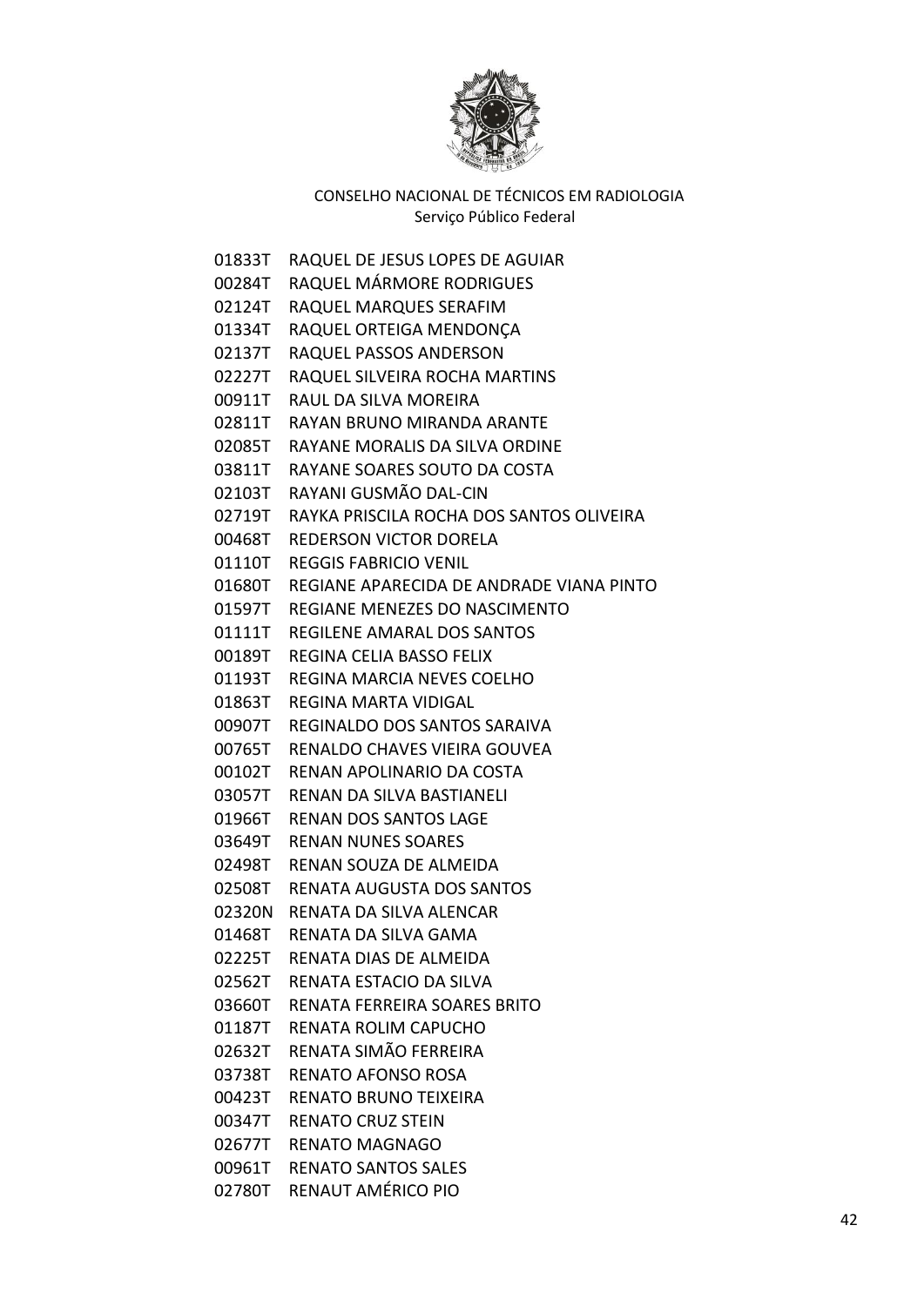CONSELHO NACIONAL DE TÉCNICOS EM RADIOLOGIA
Serviço Público Federal

01833T RAQUEL DE JESUS LOPES DE AGUIAR
00284T RAQUEL MÁRMORE RODRIGUES
02124T RAQUEL MARQUES SERAFIM
01334T RAQUEL ORTEIGA MENDONÇA
02137T RAQUEL PASSOS ANDERSON
02227T RAQUEL SILVEIRA ROCHA MARTINS
00911T RAUL DA SILVA MOREIRA
02811T RAYAN BRUNO MIRANDA ARANTE
02085T RAYANE MORALIS DA SILVA ORDINE
03811T RAYANE SOARES SOUTO DA COSTA
02103T RAYANI GUSMÃO DAL-CIN
02719T RAYKA PRISCILA ROCHA DOS SANTOS OLIVEIRA
00468T REDERSON VICTOR DORELA
01110T REGGIS FABRICIO VENIL
01680T REGIANE APARECIDA DE ANDRADE VIANA PINTO
01597T REGIANE MENEZES DO NASCIMENTO
01111T REGILENE AMARAL DOS SANTOS
00189T REGINA CELIA BASSO FELIX
01193T REGINA MARCIA NEVES COELHO
01863T REGINA MARTA VIDIGAL
00907T REGINALDO DOS SANTOS SARAIVA
00765T RENALDO CHAVES VIEIRA GOUVEA
00102T RENAN APOLINARIO DA COSTA
03057T RENAN DA SILVA BASTIANELI
01966T RENAN DOS SANTOS LAGE
03649T RENAN NUNES SOARES
02498T RENAN SOUZA DE ALMEIDA
02508T RENATA AUGUSTA DOS SANTOS
02320N RENATA DA SILVA ALENCAR
01468T RENATA DA SILVA GAMA
02225T RENATA DIAS DE ALMEIDA
02562T RENATA ESTACIO DA SILVA
03660T RENATA FERREIRA SOARES BRITO
01187T RENATA ROLIM CAPUCHO
02632T RENATA SIMÃO FERREIRA
03738T RENATO AFONSO ROSA
00423T RENATO BRUNO TEIXEIRA
00347T RENATO CRUZ STEIN
02677T RENATO MAGNAGO
00961T RENATO SANTOS SALES
02780T RENAUT AMÉRICO PIO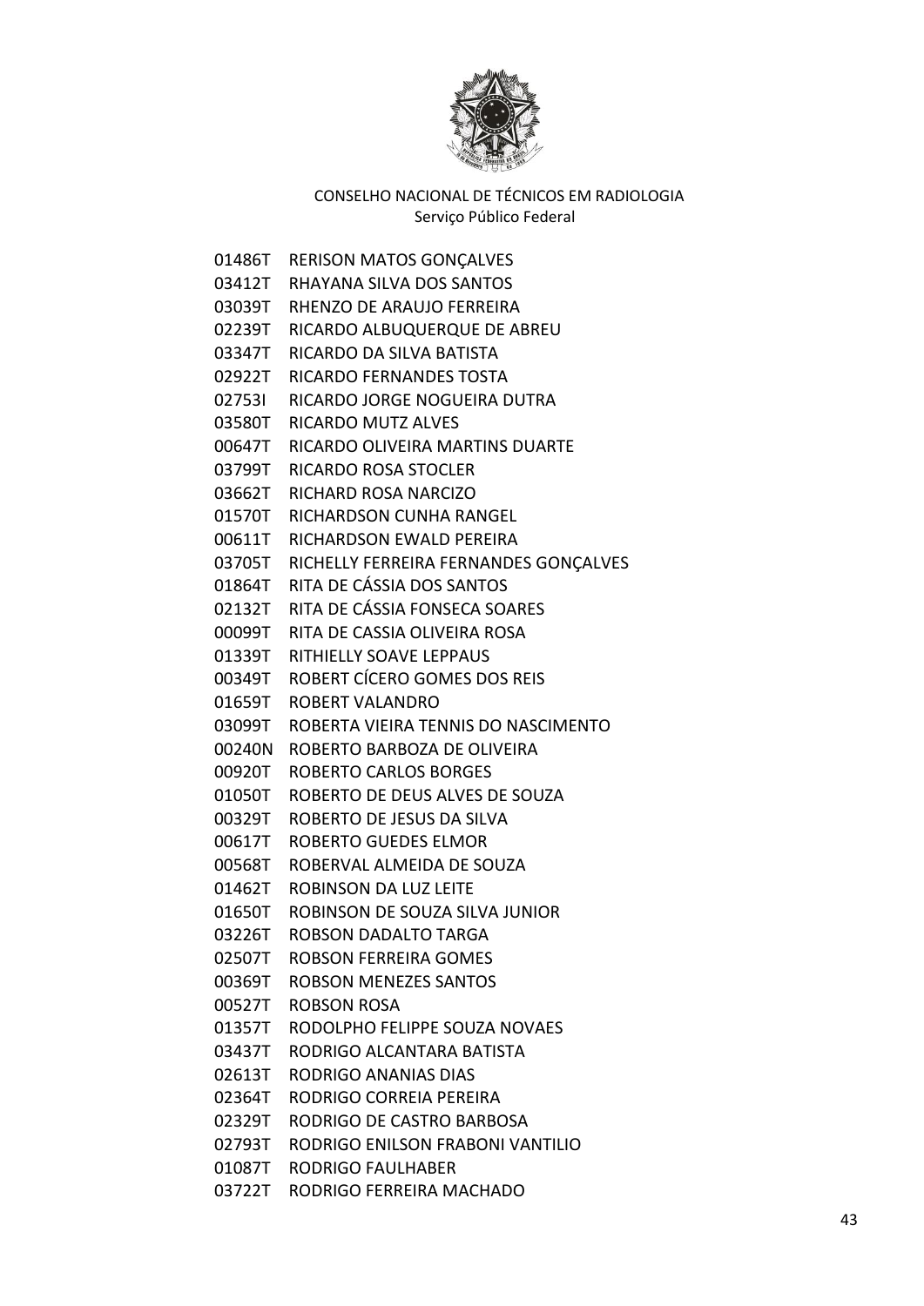CONSELHO NACIONAL DE TÉCNICOS EM RADIOLOGIA
Serviço Público Federal

01486T RERISON MATOS GONÇALVES
03412T RHAYANA SILVA DOS SANTOS
03039T RHENZO DE ARAUJO FERREIRA
02239T RICARDO ALBUQUERQUE DE ABREU
03347T RICARDO DA SILVA BATISTA
02922T RICARDO FERNANDES TOSTA
02753I RICARDO JORGE NOGUEIRA DUTRA
03580T RICARDO MUTZ ALVES
00647T RICARDO OLIVEIRA MARTINS DUARTE
03799T RICARDO ROSA STOCLER
03662T RICHARD ROSA NARCIZO
01570T RICHARDSON CUNHA RANGEL
00611T RICHARDSON EWALD PEREIRA
03705T RICHELLY FERREIRA FERNANDES GONÇALVES
01864T RITA DE CÁSSIA DOS SANTOS
02132T RITA DE CÁSSIA FONSECA SOARES
00099T RITA DE CASSIA OLIVEIRA ROSA
01339T RITHIELLY SOAVE LEPPAUS
00349T ROBERT CÍCERO GOMES DOS REIS
01659T ROBERT VALANDRO
03099T ROBERTA VIEIRA TENNIS DO NASCIMENTO
00240N ROBERTO BARBOZA DE OLIVEIRA
00920T ROBERTO CARLOS BORGES
01050T ROBERTO DE DEUS ALVES DE SOUZA
00329T ROBERTO DE JESUS DA SILVA
00617T ROBERTO GUEDES ELMOR
00568T ROBERVAL ALMEIDA DE SOUZA
01462T ROBINSON DA LUZ LEITE
01650T ROBINSON DE SOUZA SILVA JUNIOR
03226T ROBSON DADALTO TARGA
02507T ROBSON FERREIRA GOMES
00369T ROBSON MENEZES SANTOS
00527T ROBSON ROSA
01357T RODOLPHO FELIPPE SOUZA NOVAES
03437T RODRIGO ALCANTARA BATISTA
02613T RODRIGO ANANIAS DIAS
02364T RODRIGO CORREIA PEREIRA
02329T RODRIGO DE CASTRO BARBOSA
02793T RODRIGO ENILSON FRABONI VANTILIO
01087T RODRIGO FAULHABER
03722T RODRIGO FERREIRA MACHADO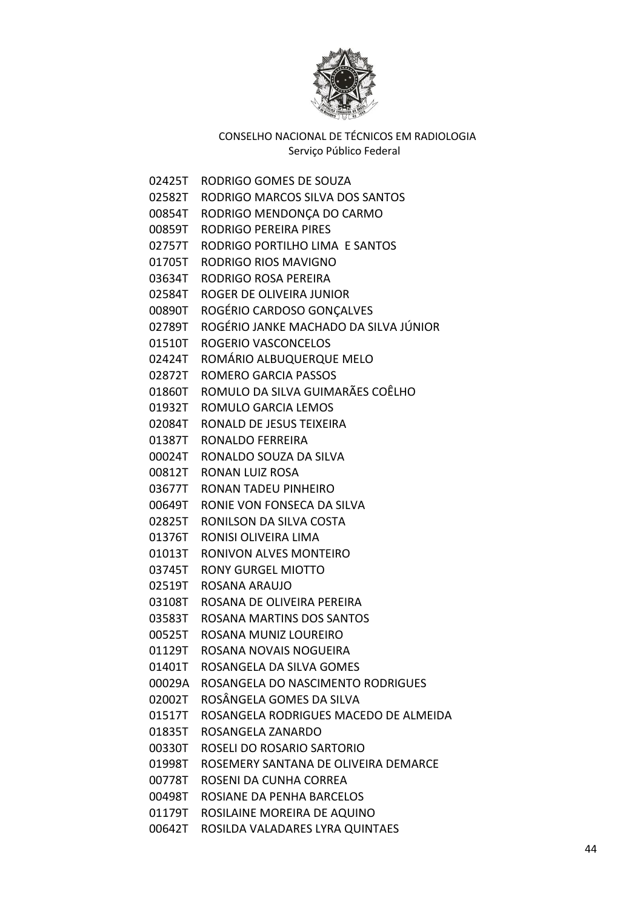CONSELHO NACIONAL DE TÉCNICOS EM RADIOLOGIA
Serviço Público Federal

02425T RODRIGO GOMES DE SOUZA
02582T RODRIGO MARCOS SILVA DOS SANTOS
00854T RODRIGO MENDONÇA DO CARMO
00859T RODRIGO PEREIRA PIRES
02757T RODRIGO PORTILHO LIMA E SANTOS
01705T RODRIGO RIOS MAVIGNO
03634T RODRIGO ROSA PEREIRA
02584T ROGER DE OLIVEIRA JUNIOR
00890T ROGÉRIO CARDOSO GONÇALVES
02789T ROGÉRIO JANKE MACHADO DA SILVA JÚNIOR
01510T ROGERIO VASCONCELOS
02424T ROMÁRIO ALBUQUERQUE MELO
02872T ROMERO GARCIA PASSOS
01860T ROMULO DA SILVA GUIMARÃES COÊLHO
01932T ROMULO GARCIA LEMOS
02084T RONALD DE JESUS TEIXEIRA
01387T RONALDO FERREIRA
00024T RONALDO SOUZA DA SILVA
00812T RONAN LUIZ ROSA
03677T RONAN TADEU PINHEIRO
00649T RONIE VON FONSECA DA SILVA
02825T RONILSON DA SILVA COSTA
01376T RONISI OLIVEIRA LIMA
01013T RONIVON ALVES MONTEIRO
03745T RONY GURGEL MIOTTO
02519T ROSANA ARAUJO
03108T ROSANA DE OLIVEIRA PEREIRA
03583T ROSANA MARTINS DOS SANTOS
00525T ROSANA MUNIZ LOUREIRO
01129T ROSANA NOVAIS NOGUEIRA
01401T ROSANGELA DA SILVA GOMES
00029A ROSANGELA DO NASCIMENTO RODRIGUES
02002T ROSÂNGELA GOMES DA SILVA
01517T ROSANGELA RODRIGUES MACEDO DE ALMEIDA
01835T ROSANGELA ZANARDO
00330T ROSELI DO ROSARIO SARTORIO
01998T ROSEMERY SANTANA DE OLIVEIRA DEMARCE
00778T ROSENI DA CUNHA CORREA
00498T ROSIANE DA PENHA BARCELOS
01179T ROSILAINE MOREIRA DE AQUINO
00642T ROSILDA VALADARES LYRA QUINTAES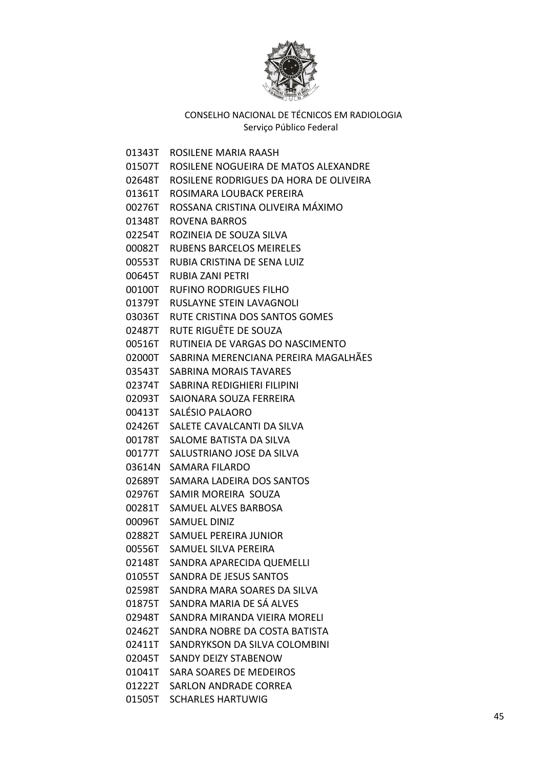CONSELHO NACIONAL DE TÉCNICOS EM RADIOLOGIA
Serviço Público Federal

01343T ROSILENE MARIA RAASH
01507T ROSILENE NOGUEIRA DE MATOS ALEXANDRE
02648T ROSILENE RODRIGUES DA HORA DE OLIVEIRA
01361T ROSIMARA LOUBACK PEREIRA
00276T ROSSANA CRISTINA OLIVEIRA MÁXIMO
01348T ROVENA BARROS
02254T ROZINEIA DE SOUZA SILVA
00082T RUBENS BARCELOS MEIRELES
00553T RUBIA CRISTINA DE SENA LUIZ
00645T RUBIA ZANI PETRI
00100T RUFINO RODRIGUES FILHO
01379T RUSLAYNE STEIN LAVAGNOLI
03036T RUTE CRISTINA DOS SANTOS GOMES
02487T RUTE RIGUÊTE DE SOUZA
00516T RUTINEIA DE VARGAS DO NASCIMENTO
02000T SABRINA MERENCIANA PEREIRA MAGALHÃES
03543T SABRINA MORAIS TAVARES
02374T SABRINA REDIGHIERI FILIPINI
02093T SAIONARA SOUZA FERREIRA
00413T SALÉSIO PALAORO
02426T SALETE CAVALCANTI DA SILVA
00178T SALOME BATISTA DA SILVA
00177T SALUSTRIANO JOSE DA SILVA
03614N SAMARA FILARDO
02689T SAMARA LADEIRA DOS SANTOS
02976T SAMIR MOREIRA SOUZA
00281T SAMUEL ALVES BARBOSA
00096T SAMUEL DINIZ
02882T SAMUEL PEREIRA JUNIOR
00556T SAMUEL SILVA PEREIRA
02148T SANDRA APARECIDA QUEMELLI
01055T SANDRA DE JESUS SANTOS
02598T SANDRA MARA SOARES DA SILVA
01875T SANDRA MARIA DE SÁ ALVES
02948T SANDRA MIRANDA VIEIRA MORELI
02462T SANDRA NOBRE DA COSTA BATISTA
02411T SANDRYKSON DA SILVA COLOMBINI
02045T SANDY DEIZY STABENOW
01041T SARA SOARES DE MEDEIROS
01222T SARLON ANDRADE CORREA
01505T SCHARLES HARTUWIG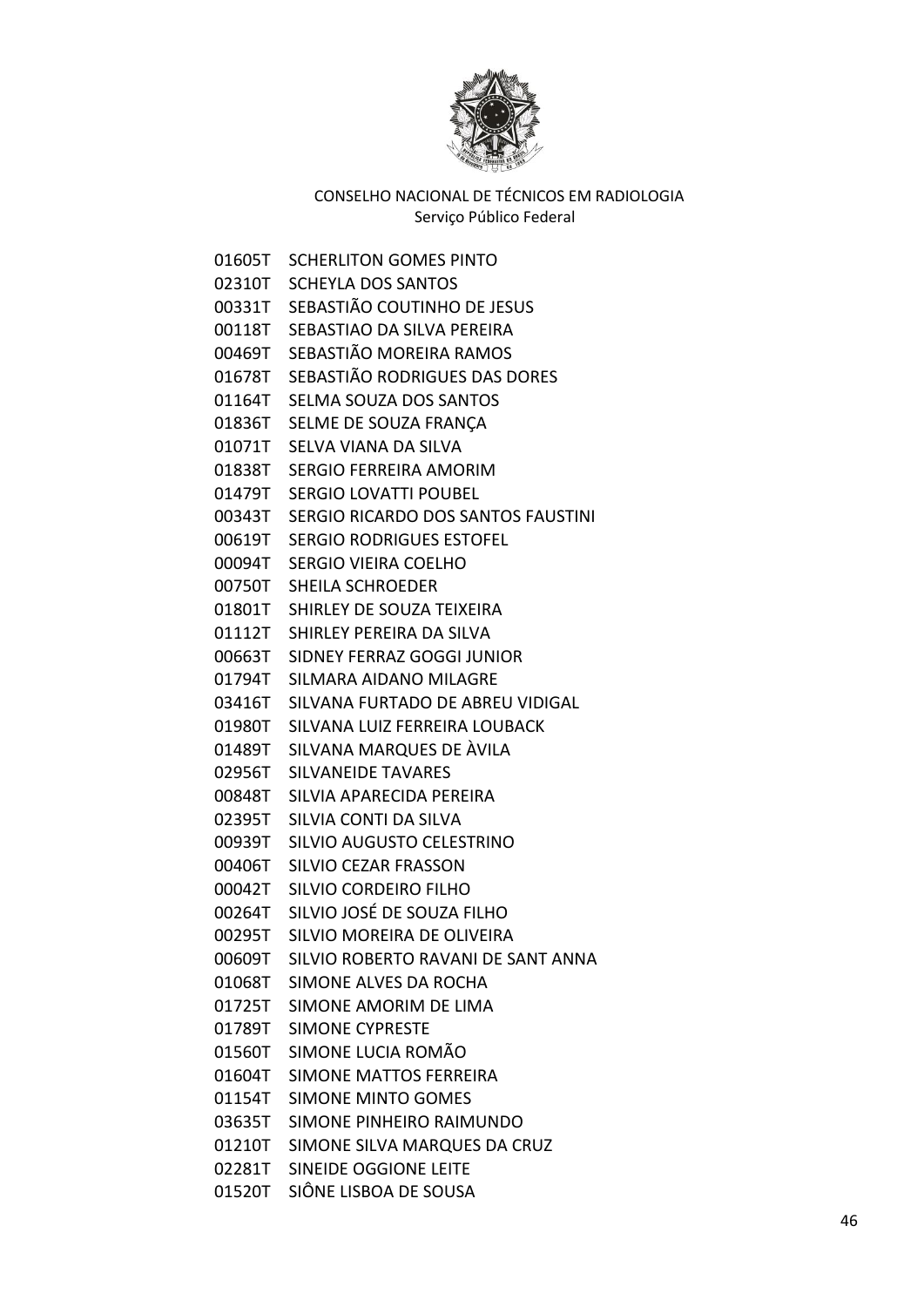CONSELHO NACIONAL DE TÉCNICOS EM RADIOLOGIA
Serviço Público Federal

01605T SCHERLITON GOMES PINTO
02310T SCHEYLA DOS SANTOS
00331T SEBASTIÃO COUTINHO DE JESUS
00118T SEBASTIAO DA SILVA PEREIRA
00469T SEBASTIÃO MOREIRA RAMOS
01678T SEBASTIÃO RODRIGUES DAS DORES
01164T SELMA SOUZA DOS SANTOS
01836T SELME DE SOUZA FRANÇA
01071T SELVA VIANA DA SILVA
01838T SERGIO FERREIRA AMORIM
01479T SERGIO LOVATTI POUBEL
00343T SERGIO RICARDO DOS SANTOS FAUSTINI
00619T SERGIO RODRIGUES ESTOFEL
00094T SERGIO VIEIRA COELHO
00750T SHEILA SCHROEDER
01801T SHIRLEY DE SOUZA TEIXEIRA
01112T SHIRLEY PEREIRA DA SILVA
00663T SIDNEY FERRAZ GOGGI JUNIOR
01794T SILMARA AIDANO MILAGRE
03416T SILVANA FURTADO DE ABREU VIDIGAL
01980T SILVANA LUIZ FERREIRA LOUBACK
01489T SILVANA MARQUES DE ÀVILA
02956T SILVANEIDE TAVARES
00848T SILVIA APARECIDA PEREIRA
02395T SILVIA CONTI DA SILVA
00939T SILVIO AUGUSTO CELESTRINO
00406T SILVIO CEZAR FRASSON
00042T SILVIO CORDEIRO FILHO
00264T SILVIO JOSÉ DE SOUZA FILHO
00295T SILVIO MOREIRA DE OLIVEIRA
00609T SILVIO ROBERTO RAVANI DE SANT ANNA
01068T SIMONE ALVES DA ROCHA
01725T SIMONE AMORIM DE LIMA
01789T SIMONE CYPRESTE
01560T SIMONE LUCIA ROMÃO
01604T SIMONE MATTOS FERREIRA
01154T SIMONE MINTO GOMES
03635T SIMONE PINHEIRO RAIMUNDO
01210T SIMONE SILVA MARQUES DA CRUZ
02281T SINEIDE OGGIONE LEITE
01520T SIÔNE LISBOA DE SOUSA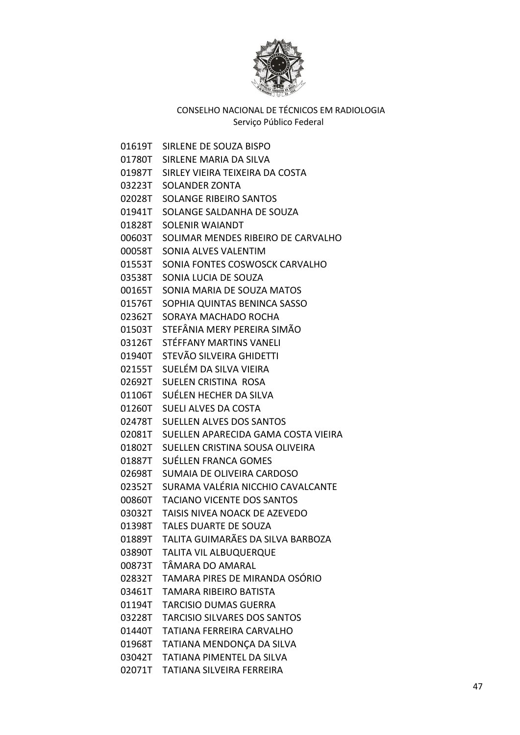CONSELHO NACIONAL DE TÉCNICOS EM RADIOLOGIA
Serviço Público Federal

01619T SIRLENE DE SOUZA BISPO
01780T SIRLENE MARIA DA SILVA
01987T SIRLEY VIEIRA TEIXEIRA DA COSTA
03223T SOLANDER ZONTA
02028T SOLANGE RIBEIRO SANTOS
01941T SOLANGE SALDANHA DE SOUZA
01828T SOLENIR WAIANDT
00603T SOLIMAR MENDES RIBEIRO DE CARVALHO
00058T SONIA ALVES VALENTIM
01553T SONIA FONTES COSWOSCK CARVALHO
03538T SONIA LUCIA DE SOUZA
00165T SONIA MARIA DE SOUZA MATOS
01576T SOPHIA QUINTAS BENINCA SASSO
02362T SORAYA MACHADO ROCHA
01503T STEFÂNIA MERY PEREIRA SIMÃO
03126T STÉFFANY MARTINS VANELI
01940T STEVÃO SILVEIRA GHIDETTI
02155T SUELÉM DA SILVA VIEIRA
02692T SUELEN CRISTINA ROSA
01106T SUÉLEN HECHER DA SILVA
01260T SUELI ALVES DA COSTA
02478T SUELLEN ALVES DOS SANTOS
02081T SUELLEN APARECIDA GAMA COSTA VIEIRA
01802T SUELLEN CRISTINA SOUSA OLIVEIRA
01887T SUÉLLEN FRANCA GOMES
02698T SUMAIA DE OLIVEIRA CARDOSO
02352T SURAMA VALÉRIA NICCHIO CAVALCANTE
00860T TACIANO VICENTE DOS SANTOS
03032T TAISIS NIVEA NOACK DE AZEVEDO
01398T TALES DUARTE DE SOUZA
01889T TALITA GUIMARÃES DA SILVA BARBOZA
03890T TALITA VIL ALBUQUERQUE
00873T TÂMARA DO AMARAL
02832T TAMARA PIRES DE MIRANDA OSÓRIO
03461T TAMARA RIBEIRO BATISTA
01194T TARCISIO DUMAS GUERRA
03228T TARCISIO SILVARES DOS SANTOS
01440T TATIANA FERREIRA CARVALHO
01968T TATIANA MENDONÇA DA SILVA
03042T TATIANA PIMENTEL DA SILVA
02071T TATIANA SILVEIRA FERREIRA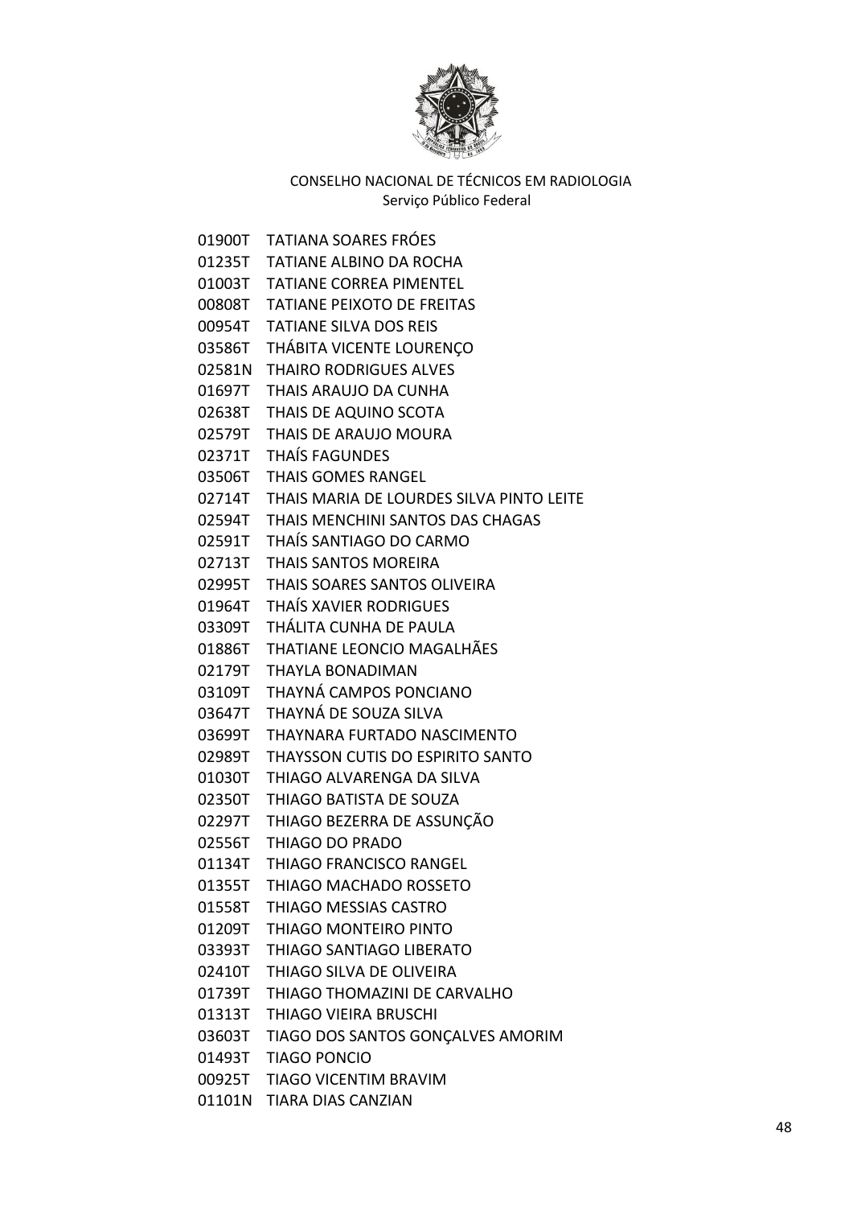CONSELHO NACIONAL DE TÉCNICOS EM RADIOLOGIA
Serviço Público Federal

01900T TATIANA SOARES FRÓES
01235T TATIANE ALBINO DA ROCHA
01003T TATIANE CORREA PIMENTEL
00808T TATIANE PEIXOTO DE FREITAS
00954T TATIANE SILVA DOS REIS
03586T THÁBITA VICENTE LOURENÇO
02581N THAIRO RODRIGUES ALVES
01697T THAIS ARAUJO DA CUNHA
02638T THAIS DE AQUINO SCOTA
02579T THAIS DE ARAUJO MOURA
02371T THAÍS FAGUNDES
03506T THAIS GOMES RANGEL
02714T THAIS MARIA DE LOURDES SILVA PINTO LEITE
02594T THAIS MENCHINI SANTOS DAS CHAGAS
02591T THAÍS SANTIAGO DO CARMO
02713T THAIS SANTOS MOREIRA
02995T THAIS SOARES SANTOS OLIVEIRA
01964T THAÍS XAVIER RODRIGUES
03309T THÁLITA CUNHA DE PAULA
01886T THATIANE LEONCIO MAGALHÃES
02179T THAYLA BONADIMAN
03109T THAYNÁ CAMPOS PONCIANO
03647T THAYNÁ DE SOUZA SILVA
03699T THAYNARA FURTADO NASCIMENTO
02989T THAYSSON CUTIS DO ESPIRITO SANTO
01030T THIAGO ALVARENGA DA SILVA
02350T THIAGO BATISTA DE SOUZA
02297T THIAGO BEZERRA DE ASSUNÇÃO
02556T THIAGO DO PRADO
01134T THIAGO FRANCISCO RANGEL
01355T THIAGO MACHADO ROSSETO
01558T THIAGO MESSIAS CASTRO
01209T THIAGO MONTEIRO PINTO
03393T THIAGO SANTIAGO LIBERATO
02410T THIAGO SILVA DE OLIVEIRA
01739T THIAGO THOMAZINI DE CARVALHO
01313T THIAGO VIEIRA BRUSCHI
03603T TIAGO DOS SANTOS GONÇALVES AMORIM
01493T TIAGO PONCIO
00925T TIAGO VICENTIM BRAVIM
01101N TIARA DIAS CANZIAN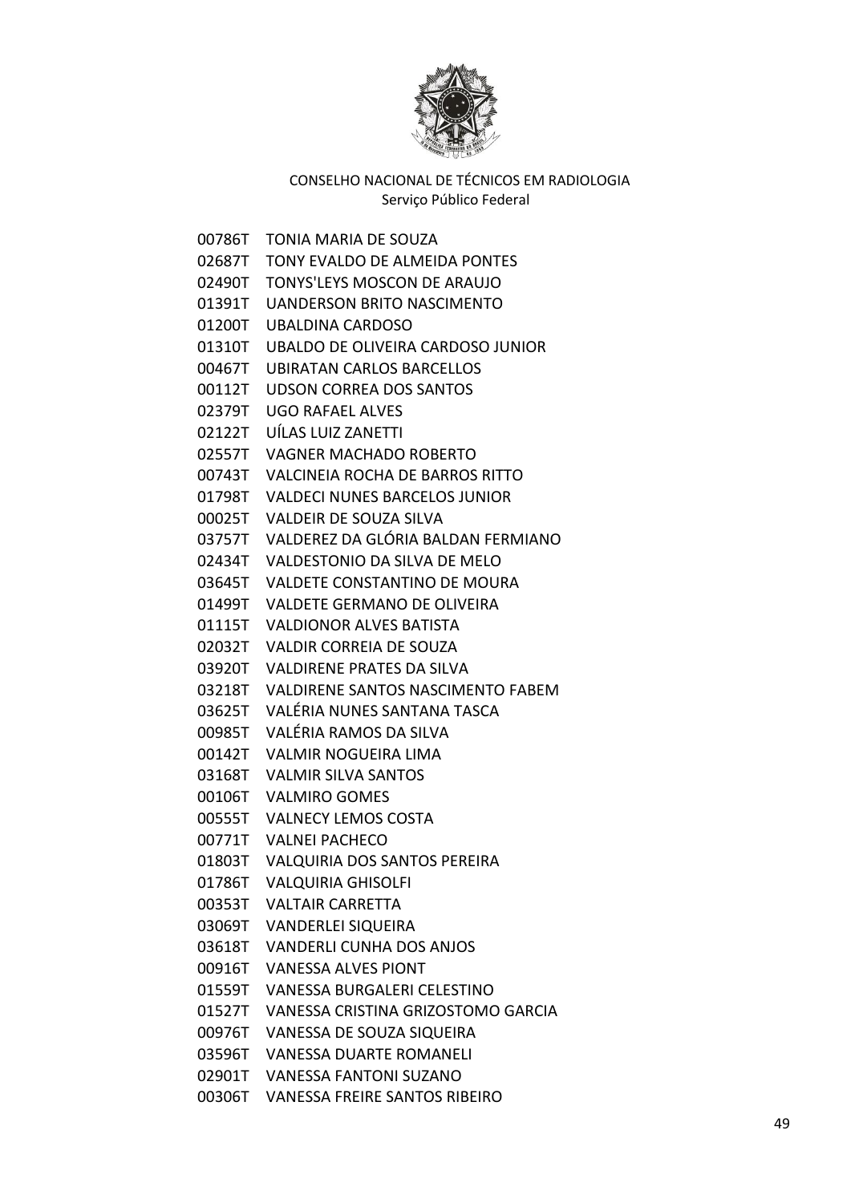CONSELHO NACIONAL DE TÉCNICOS EM RADIOLOGIA
Serviço Público Federal

00786T TONIA MARIA DE SOUZA
02687T TONY EVALDO DE ALMEIDA PONTES
02490T TONYS'LEYS MOSCON DE ARAUJO
01391T UANDERSON BRITO NASCIMENTO
01200T UBALDINA CARDOSO
01310T UBALDO DE OLIVEIRA CARDOSO JUNIOR
00467T UBIRATAN CARLOS BARCELLOS
00112T UDSON CORREA DOS SANTOS
02379T UGO RAFAEL ALVES
02122T UÍLAS LUIZ ZANETTI
02557T VAGNER MACHADO ROBERTO
00743T VALCINEIA ROCHA DE BARROS RITTO
01798T VALDECI NUNES BARCELOS JUNIOR
00025T VALDEIR DE SOUZA SILVA
03757T VALDEREZ DA GLÓRIA BALDAN FERMIANO
02434T VALDESTONIO DA SILVA DE MELO
03645T VALDETE CONSTANTINO DE MOURA
01499T VALDETE GERMANO DE OLIVEIRA
01115T VALDIONOR ALVES BATISTA
02032T VALDIR CORREIA DE SOUZA
03920T VALDIRENE PRATES DA SILVA
03218T VALDIRENE SANTOS NASCIMENTO FABEM
03625T VALÉRIA NUNES SANTANA TASCA
00985T VALÉRIA RAMOS DA SILVA
00142T VALMIR NOGUEIRA LIMA
03168T VALMIR SILVA SANTOS
00106T VALMIRO GOMES
00555T VALNECY LEMOS COSTA
00771T VALNEI PACHECO
01803T VALQUIRIA DOS SANTOS PEREIRA
01786T VALQUIRIA GHISOLFI
00353T VALTAIR CARRETTA
03069T VANDERLEI SIQUEIRA
03618T VANDERLI CUNHA DOS ANJOS
00916T VANESSA ALVES PIONT
01559T VANESSA BURGALERI CELESTINO
01527T VANESSA CRISTINA GRIZOSTOMO GARCIA
00976T VANESSA DE SOUZA SIQUEIRA
03596T VANESSA DUARTE ROMANELI
02901T VANESSA FANTONI SUZANO
00306T VANESSA FREIRE SANTOS RIBEIRO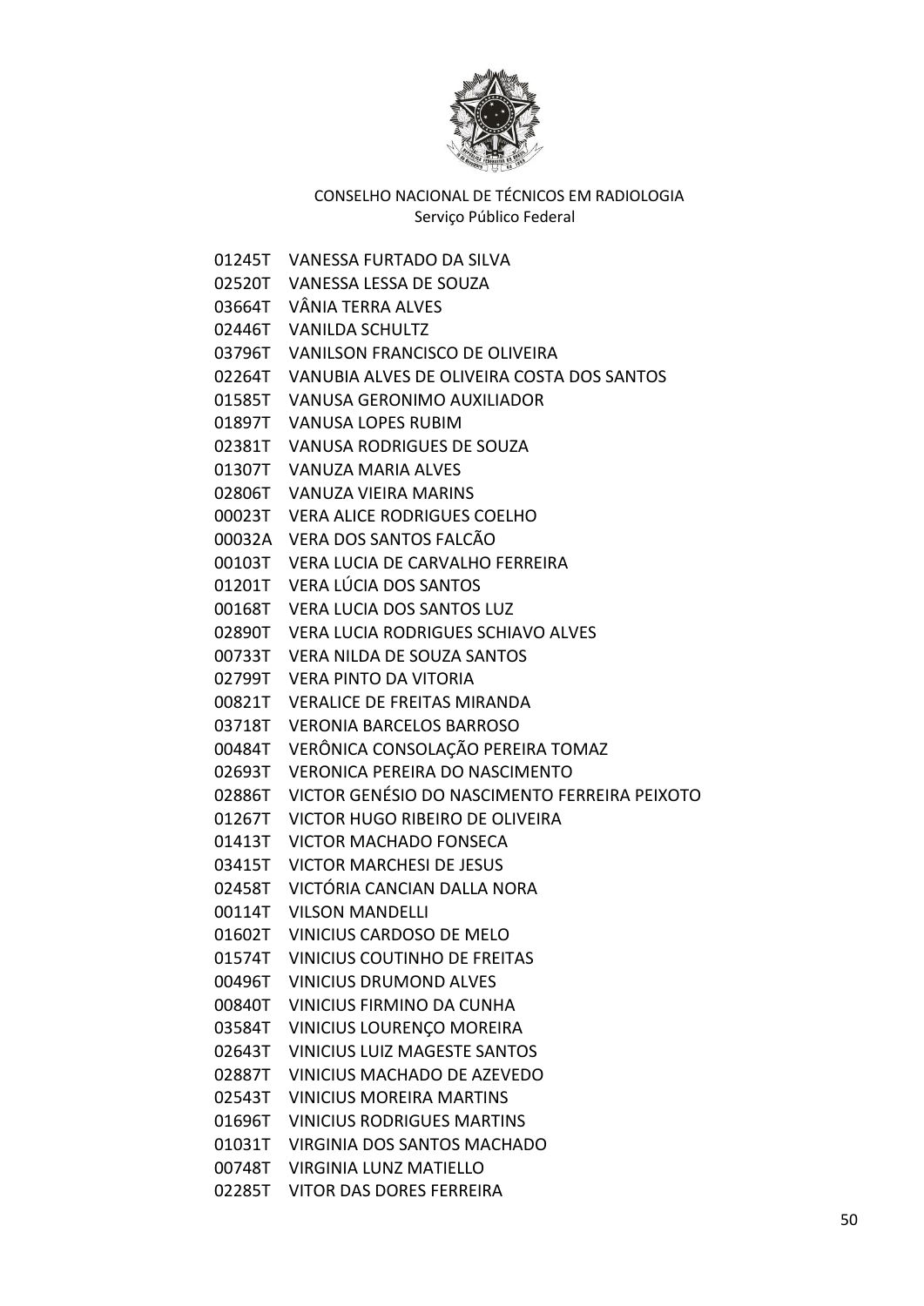CONSELHO NACIONAL DE TÉCNICOS EM RADIOLOGIA
Serviço Público Federal

01245T VANESSA FURTADO DA SILVA
02520T VANESSA LESSA DE SOUZA
03664T VÂNIA TERRA ALVES
02446T VANILDA SCHULTZ
03796T VANILSON FRANCISCO DE OLIVEIRA
02264T VANUBIA ALVES DE OLIVEIRA COSTA DOS SANTOS
01585T VANUSA GERONIMO AUXILIADOR
01897T VANUSA LOPES RUBIM
02381T VANUSA RODRIGUES DE SOUZA
01307T VANUZA MARIA ALVES
02806T VANUZA VIEIRA MARINS
00023T VERA ALICE RODRIGUES COELHO
00032A VERA DOS SANTOS FALCÃO
00103T VERA LUCIA DE CARVALHO FERREIRA
01201T VERA LÚCIA DOS SANTOS
00168T VERA LUCIA DOS SANTOS LUZ
02890T VERA LUCIA RODRIGUES SCHIAVO ALVES
00733T VERA NILDA DE SOUZA SANTOS
02799T VERA PINTO DA VITORIA
00821T VERALICE DE FREITAS MIRANDA
03718T VERONIA BARCELOS BARROSO
00484T VERÔNICA CONSOLAÇÃO PEREIRA TOMAZ
02693T VERONICA PEREIRA DO NASCIMENTO
02886T VICTOR GENÉSIO DO NASCIMENTO FERREIRA PEIXOTO
01267T VICTOR HUGO RIBEIRO DE OLIVEIRA
01413T VICTOR MACHADO FONSECA
03415T VICTOR MARCHESI DE JESUS
02458T VICTÓRIA CANCIAN DALLA NORA
00114T VILSON MANDELLI
01602T VINICIUS CARDOSO DE MELO
01574T VINICIUS COUTINHO DE FREITAS
00496T VINICIUS DRUMOND ALVES
00840T VINICIUS FIRMINO DA CUNHA
03584T VINICIUS LOURENÇO MOREIRA
02643T VINICIUS LUIZ MAGESTE SANTOS
02887T VINICIUS MACHADO DE AZEVEDO
02543T VINICIUS MOREIRA MARTINS
01696T VINICIUS RODRIGUES MARTINS
01031T VIRGINIA DOS SANTOS MACHADO
00748T VIRGINIA LUNZ MATIELLO
02285T VITOR DAS DORES FERREIRA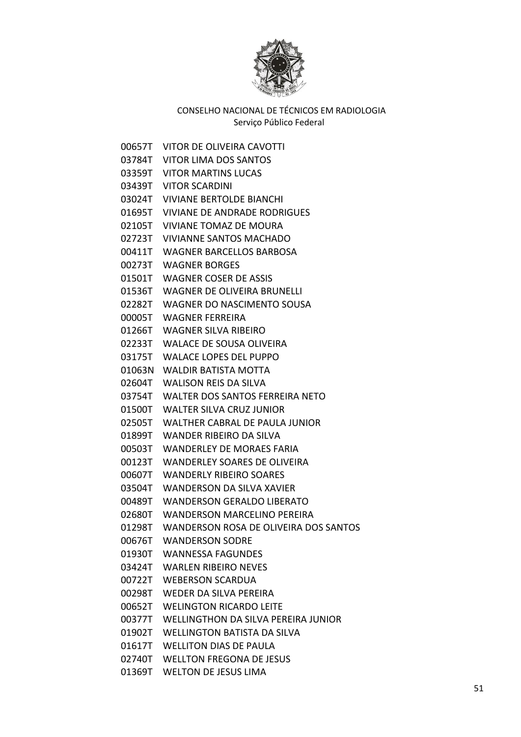CONSELHO NACIONAL DE TÉCNICOS EM RADIOLOGIA
Serviço Público Federal

00657T VITOR DE OLIVEIRA CAVOTTI
03784T VITOR LIMA DOS SANTOS
03359T VITOR MARTINS LUCAS
03439T VITOR SCARDINI
03024T VIVIANE BERTOLDE BIANCHI
01695T VIVIANE DE ANDRADE RODRIGUES
02105T VIVIANE TOMAZ DE MOURA
02723T VIVIANNE SANTOS MACHADO
00411T WAGNER BARCELLOS BARBOSA
00273T WAGNER BORGES
01501T WAGNER COSER DE ASSIS
01536T WAGNER DE OLIVEIRA BRUNELLI
02282T WAGNER DO NASCIMENTO SOUSA
00005T WAGNER FERREIRA
01266T WAGNER SILVA RIBEIRO
02233T WALACE DE SOUSA OLIVEIRA
03175T WALACE LOPES DEL PUPPO
01063N WALDIR BATISTA MOTTA
02604T WALISON REIS DA SILVA
03754T WALTER DOS SANTOS FERREIRA NETO
01500T WALTER SILVA CRUZ JUNIOR
02505T WALTHER CABRAL DE PAULA JUNIOR
01899T WANDER RIBEIRO DA SILVA
00503T WANDERLEY DE MORAES FARIA
00123T WANDERLEY SOARES DE OLIVEIRA
00607T WANDERLY RIBEIRO SOARES
03504T WANDERSON DA SILVA XAVIER
00489T WANDERSON GERALDO LIBERATO
02680T WANDERSON MARCELINO PEREIRA
01298T WANDERSON ROSA DE OLIVEIRA DOS SANTOS
00676T WANDERSON SODRE
01930T WANNESSA FAGUNDES
03424T WARLEN RIBEIRO NEVES
00722T WEBERSON SCARDUA
00298T WEDER DA SILVA PEREIRA
00652T WELINGTON RICARDO LEITE
00377T WELLINGTHON DA SILVA PEREIRA JUNIOR
01902T WELLINGTON BATISTA DA SILVA
01617T WELLITON DIAS DE PAULA
02740T WELLTON FREGONA DE JESUS
01369T WELTON DE JESUS LIMA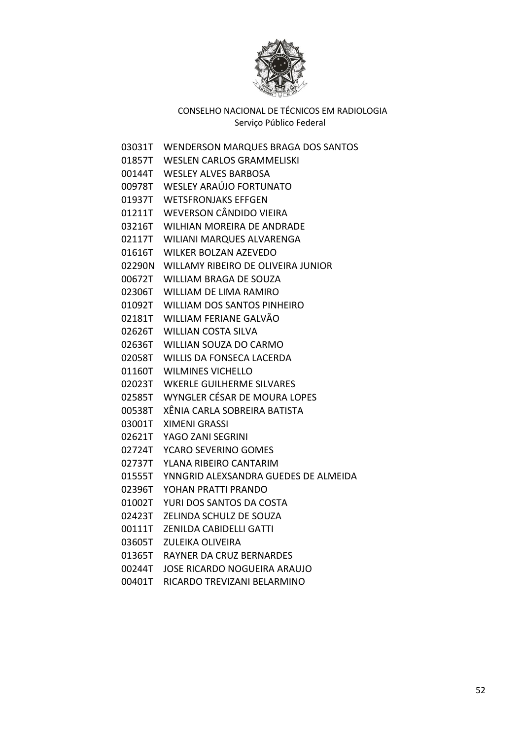CONSELHO NACIONAL DE TÉCNICOS EM RADIOLOGIA
Serviço Público Federal

| | |
|---|---|
| 03031T | WENDERSON MARQUES BRAGA DOS SANTOS |
| 01857T | WESLEN CARLOS GRAMMELISKI |
| 00144T | WESLEY ALVES BARBOSA |
| 00978T | WESLEY ARAÚJO FORTUNATO |
| 01937T | WETSFRONJAKS EFFGEN |
| 01211T | WEVERSON CÂNDIDO VIEIRA |
| 03216T | WILHIAN MOREIRA DE ANDRADE |
| 02117T | WILIANI MARQUES ALVARENGA |
| 01616T | WILKER BOLZAN AZEVEDO |
| 02290N | WILLAMY RIBEIRO DE OLIVEIRA JUNIOR |
| 00672T | WILLIAM BRAGA DE SOUZA |
| 02306T | WILLIAM DE LIMA RAMIRO |
| 01092T | WILLIAM DOS SANTOS PINHEIRO |
| 02181T | WILLIAM FERIANE GALVÃO |
| 02626T | WILLIAN COSTA SILVA |
| 02636T | WILLIAN SOUZA DO CARMO |
| 02058T | WILLIS DA FONSECA LACERDA |
| 01160T | WILMINES VICHELLO |
| 02023T | WKERLE GUILHERME SILVARES |
| 02585T | WYNGLER CÉSAR DE MOURA LOPES |
| 00538T | XÊNIA CARLA SOBREIRA BATISTA |
| 03001T | XIMENI GRASSI |
| 02621T | YAGO ZANI SEGRINI |
| 02724T | YCARO SEVERINO GOMES |
| 02737T | YLANA RIBEIRO CANTARIM |
| 01555T | YNNGRID ALEXSANDRA GUEDES DE ALMEIDA |
| 02396T | YOHAN PRATTI PRANDO |
| 01002T | YURI DOS SANTOS DA COSTA |
| 02423T | ZELINDA SCHULZ DE SOUZA |
| 00111T | ZENILDA CABIDELLI GATTI |
| 03605T | ZULEIKA OLIVEIRA |
| 01365T | RAYNER DA CRUZ BERNARDES |
| 00244T | JOSE RICARDO NOGUEIRA ARAUJO |
| 00401T | RICARDO TREVIZANI BELARMINO |